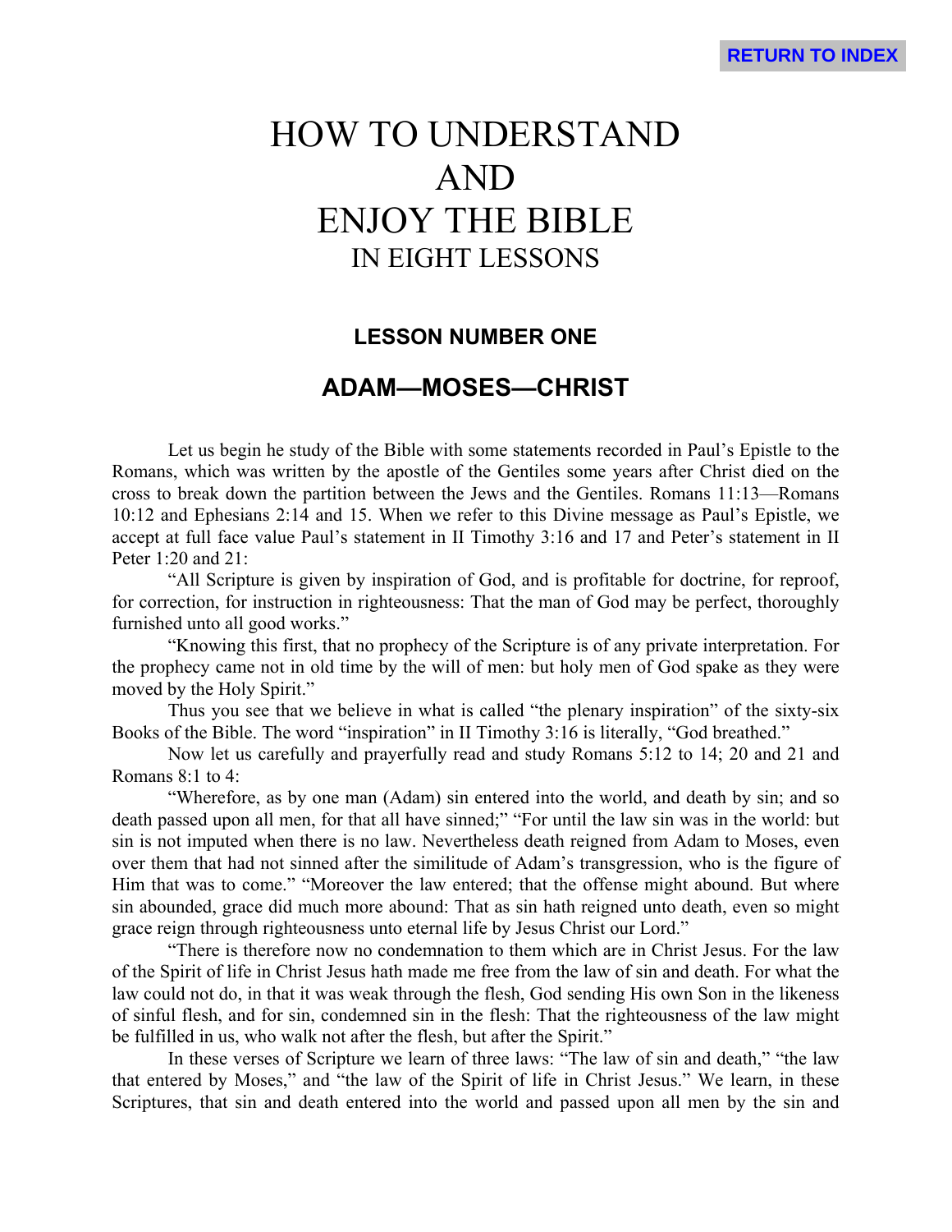# HOW TO UNDERSTAND AND ENJOY THE BIBLE

## IN EIGHT LESSONS

### LESSON NUMBER ONE

## ADAM—MOSES—CHRIST

Let us begin he study of the Bible with some statements recorded in Paul's Epistle to the Romans, which was written by the apostle of the Gentiles some years after Christ died on the cross to break down the partition between the Jews and the Gentiles. Romans 11:13—Romans 10:12 and Ephesians 2:14 and 15. When we refer to this Divine message as Paul's Epistle, we accept at full face value Paul's statement in II Timothy 3:16 and 17 and Peter's statement in II Peter 1:20 and 21:

"All Scripture is given by inspiration of God, and is profitable for doctrine, for reproof, for correction, for instruction in righteousness: That the man of God may be perfect, thoroughly furnished unto all good works."

"Knowing this first, that no prophecy of the Scripture is of any private interpretation. For the prophecy came not in old time by the will of men: but holy men of God spake as they were moved by the Holy Spirit."

Thus you see that we believe in what is called "the plenary inspiration" of the sixty-six Books of the Bible. The word "inspiration" in II Timothy 3:16 is literally, "God breathed."

Now let us carefully and prayerfully read and study Romans 5:12 to 14; 20 and 21 and Romans 8:1 to 4:

"Wherefore, as by one man (Adam) sin entered into the world, and death by sin; and so death passed upon all men, for that all have sinned;" "For until the law sin was in the world: but sin is not imputed when there is no law. Nevertheless death reigned from Adam to Moses, even over them that had not sinned after the similitude of Adam's transgression, who is the figure of Him that was to come." "Moreover the law entered; that the offense might abound. But where sin abounded, grace did much more abound: That as sin hath reigned unto death, even so might grace reign through righteousness unto eternal life by Jesus Christ our Lord."

"There is therefore now no condemnation to them which are in Christ Jesus. For the law of the Spirit of life in Christ Jesus hath made me free from the law of sin and death. For what the law could not do, in that it was weak through the flesh, God sending His own Son in the likeness of sinful flesh, and for sin, condemned sin in the flesh: That the righteousness of the law might be fulfilled in us, who walk not after the flesh, but after the Spirit."

In these verses of Scripture we learn of three laws: "The law of sin and death," "the law that entered by Moses," and "the law of the Spirit of life in Christ Jesus." We learn, in these Scriptures, that sin and death entered into the world and passed upon all men by the sin and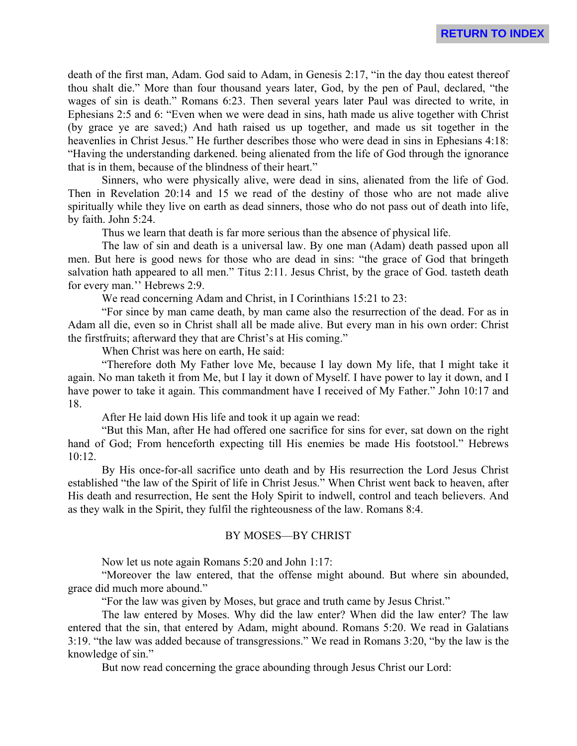death of the first man, Adam. God said to Adam, in Genesis 2:17, “in the day thou eatest thereof thou shalt die.” More than four thousand years later, God, by the pen of Paul, declared, “the wages of sin is death.” Romans 6:23. Then several years later Paul was directed to write, in Ephesians 2:5 and 6: “Even when we were dead in sins, hath made us alive together with Christ (by grace ye are saved;) And hath raised us up together, and made us sit together in the heavenlies in Christ Jesus.” He further describes those who were dead in sins in Ephesians 4:18: “Having the understanding darkened. being alienated from the life of God through the ignorance that is in them, because of the blindness of their heart.”

Sinners, who were physically alive, were dead in sins, alienated from the life of God. Then in Revelation 20:14 and 15 we read of the destiny of those who are not made alive spiritually while they live on earth as dead sinners, those who do not pass out of death into life, by faith. John 5:24.

Thus we learn that death is far more serious than the absence of physical life.

The law of sin and death is a universal law. By one man (Adam) death passed upon all men. But here is good news for those who are dead in sins: “the grace of God that bringeth salvation hath appeared to all men.” Titus 2:11. Jesus Christ, by the grace of God. tasteth death for every man.’’ Hebrews 2:9.

We read concerning Adam and Christ, in I Corinthians 15:21 to 23:

“For since by man came death, by man came also the resurrection of the dead. For as in Adam all die, even so in Christ shall all be made alive. But every man in his own order: Christ the firstfruits; afterward they that are Christ’s at His coming.”

When Christ was here on earth, He said:

“Therefore doth My Father love Me, because I lay down My life, that I might take it again. No man taketh it from Me, but I lay it down of Myself. I have power to lay it down, and I have power to take it again. This commandment have I received of My Father.” John 10:17 and 18.

After He laid down His life and took it up again we read:

“But this Man, after He had offered one sacrifice for sins for ever, sat down on the right hand of God; From henceforth expecting till His enemies be made His footstool.” Hebrews 10:12.

By His once-for-all sacrifice unto death and by His resurrection the Lord Jesus Christ established “the law of the Spirit of life in Christ Jesus.” When Christ went back to heaven, after His death and resurrection, He sent the Holy Spirit to indwell, control and teach believers. And as they walk in the Spirit, they fulfil the righteousness of the law. Romans 8:4.

## BY MOSES—BY CHRIST

Now let us note again Romans 5:20 and John 1:17:

“Moreover the law entered, that the offense might abound. But where sin abounded, grace did much more abound.”

“For the law was given by Moses, but grace and truth came by Jesus Christ.”

The law entered by Moses. Why did the law enter? When did the law enter? The law entered that the sin, that entered by Adam, might abound. Romans 5:20. We read in Galatians 3:19. “the law was added because of transgressions.” We read in Romans 3:20, “by the law is the knowledge of sin.”

But now read concerning the grace abounding through Jesus Christ our Lord: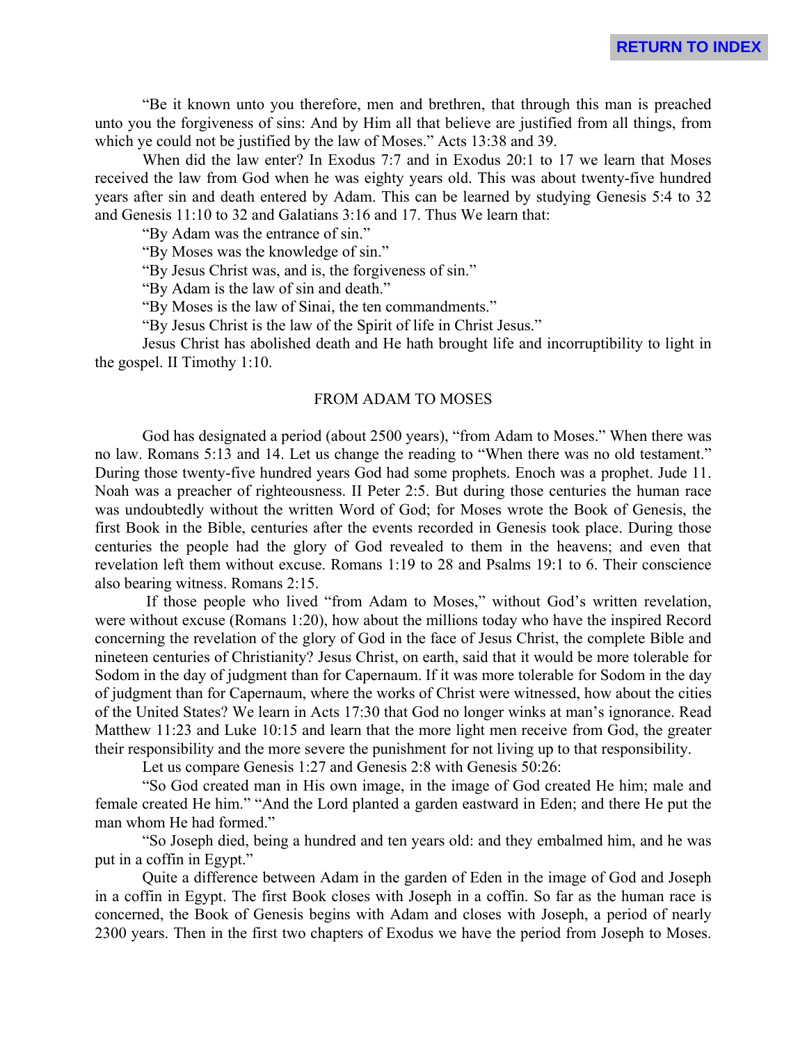"Be it known unto you therefore, men and brethren, that through this man is preached unto you the forgiveness of sins: And by Him all that believe are justified from all things, from which ye could not be justified by the law of Moses." Acts 13:38 and 39.

When did the law enter? In Exodus 7:7 and in Exodus 20:1 to 17 we learn that Moses received the law from God when he was eighty years old. This was about twenty-five hundred years after sin and death entered by Adam. This can be learned by studying Genesis 5:4 to 32 and Genesis 11:10 to 32 and Galatians 3:16 and 17. Thus We learn that:

"By Adam was the entrance of sin."

"By Moses was the knowledge of sin."

"By Jesus Christ was, and is, the forgiveness of sin."

"By Adam is the law of sin and death."

"By Moses is the law of Sinai, the ten commandments."

"By Jesus Christ is the law of the Spirit of life in Christ Jesus."

Jesus Christ has abolished death and He hath brought life and incorruptibility to light in the gospel. II Timothy 1:10.

## FROM ADAM TO MOSES

God has designated a period (about 2500 years), "from Adam to Moses." When there was no law. Romans 5:13 and 14. Let us change the reading to "When there was no old testament." During those twenty-five hundred years God had some prophets. Enoch was a prophet. Jude 11. Noah was a preacher of righteousness. II Peter 2:5. But during those centuries the human race was undoubtedly without the written Word of God; for Moses wrote the Book of Genesis, the first Book in the Bible, centuries after the events recorded in Genesis took place. During those centuries the people had the glory of God revealed to them in the heavens; and even that revelation left them without excuse. Romans 1:19 to 28 and Psalms 19:1 to 6. Their conscience also bearing witness. Romans 2:15.

If those people who lived "from Adam to Moses," without God's written revelation, were without excuse (Romans 1:20), how about the millions today who have the inspired Record concerning the revelation of the glory of God in the face of Jesus Christ, the complete Bible and nineteen centuries of Christianity? Jesus Christ, on earth, said that it would be more tolerable for Sodom in the day of judgment than for Capernaum. If it was more tolerable for Sodom in the day of judgment than for Capernaum, where the works of Christ were witnessed, how about the cities of the United States? We learn in Acts 17:30 that God no longer winks at man's ignorance. Read Matthew 11:23 and Luke 10:15 and learn that the more light men receive from God, the greater their responsibility and the more severe the punishment for not living up to that responsibility.

Let us compare Genesis 1:27 and Genesis 2:8 with Genesis 50:26:

"So God created man in His own image, in the image of God created He him; male and female created He him." "And the Lord planted a garden eastward in Eden; and there He put the man whom He had formed."

"So Joseph died, being a hundred and ten years old: and they embalmed him, and he was put in a coffin in Egypt."

Quite a difference between Adam in the garden of Eden in the image of God and Joseph in a coffin in Egypt. The first Book closes with Joseph in a coffin. So far as the human race is concerned, the Book of Genesis begins with Adam and closes with Joseph, a period of nearly 2300 years. Then in the first two chapters of Exodus we have the period from Joseph to Moses.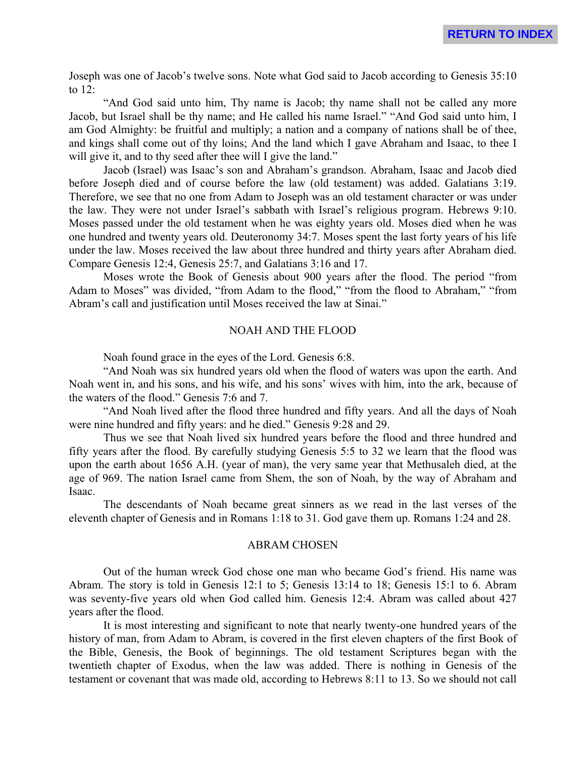Joseph was one of Jacob's twelve sons. Note what God said to Jacob according to Genesis 35:10 to 12:

"And God said unto him, Thy name is Jacob; thy name shall not be called any more Jacob, but Israel shall be thy name; and He called his name Israel." "And God said unto him, I am God Almighty: be fruitful and multiply; a nation and a company of nations shall be of thee, and kings shall come out of thy loins; And the land which I gave Abraham and Isaac, to thee I will give it, and to thy seed after thee will I give the land."

Jacob (Israel) was Isaac's son and Abraham's grandson. Abraham, Isaac and Jacob died before Joseph died and of course before the law (old testament) was added. Galatians 3:19. Therefore, we see that no one from Adam to Joseph was an old testament character or was under the law. They were not under Israel's sabbath with Israel's religious program. Hebrews 9:10. Moses passed under the old testament when he was eighty years old. Moses died when he was one hundred and twenty years old. Deuteronomy 34:7. Moses spent the last forty years of his life under the law. Moses received the law about three hundred and thirty years after Abraham died. Compare Genesis 12:4, Genesis 25:7, and Galatians 3:16 and 17.

Moses wrote the Book of Genesis about 900 years after the flood. The period "from Adam to Moses" was divided, "from Adam to the flood," "from the flood to Abraham," "from Abram's call and justification until Moses received the law at Sinai."

## NOAH AND THE FLOOD

Noah found grace in the eyes of the Lord. Genesis 6:8.

"And Noah was six hundred years old when the flood of waters was upon the earth. And Noah went in, and his sons, and his wife, and his sons' wives with him, into the ark, because of the waters of the flood." Genesis 7:6 and 7.

"And Noah lived after the flood three hundred and fifty years. And all the days of Noah were nine hundred and fifty years: and he died." Genesis 9:28 and 29.

Thus we see that Noah lived six hundred years before the flood and three hundred and fifty years after the flood. By carefully studying Genesis 5:5 to 32 we learn that the flood was upon the earth about 1656 A.H. (year of man), the very same year that Methusaleh died, at the age of 969. The nation Israel came from Shem, the son of Noah, by the way of Abraham and Isaac.

The descendants of Noah became great sinners as we read in the last verses of the eleventh chapter of Genesis and in Romans 1:18 to 31. God gave them up. Romans 1:24 and 28.

## ABRAM CHOSEN

Out of the human wreck God chose one man who became God's friend. His name was Abram. The story is told in Genesis 12:1 to 5; Genesis 13:14 to 18; Genesis 15:1 to 6. Abram was seventy-five years old when God called him. Genesis 12:4. Abram was called about 427 years after the flood.

It is most interesting and significant to note that nearly twenty-one hundred years of the history of man, from Adam to Abram, is covered in the first eleven chapters of the first Book of the Bible, Genesis, the Book of beginnings. The old testament Scriptures began with the twentieth chapter of Exodus, when the law was added. There is nothing in Genesis of the testament or covenant that was made old, according to Hebrews 8:11 to 13. So we should not call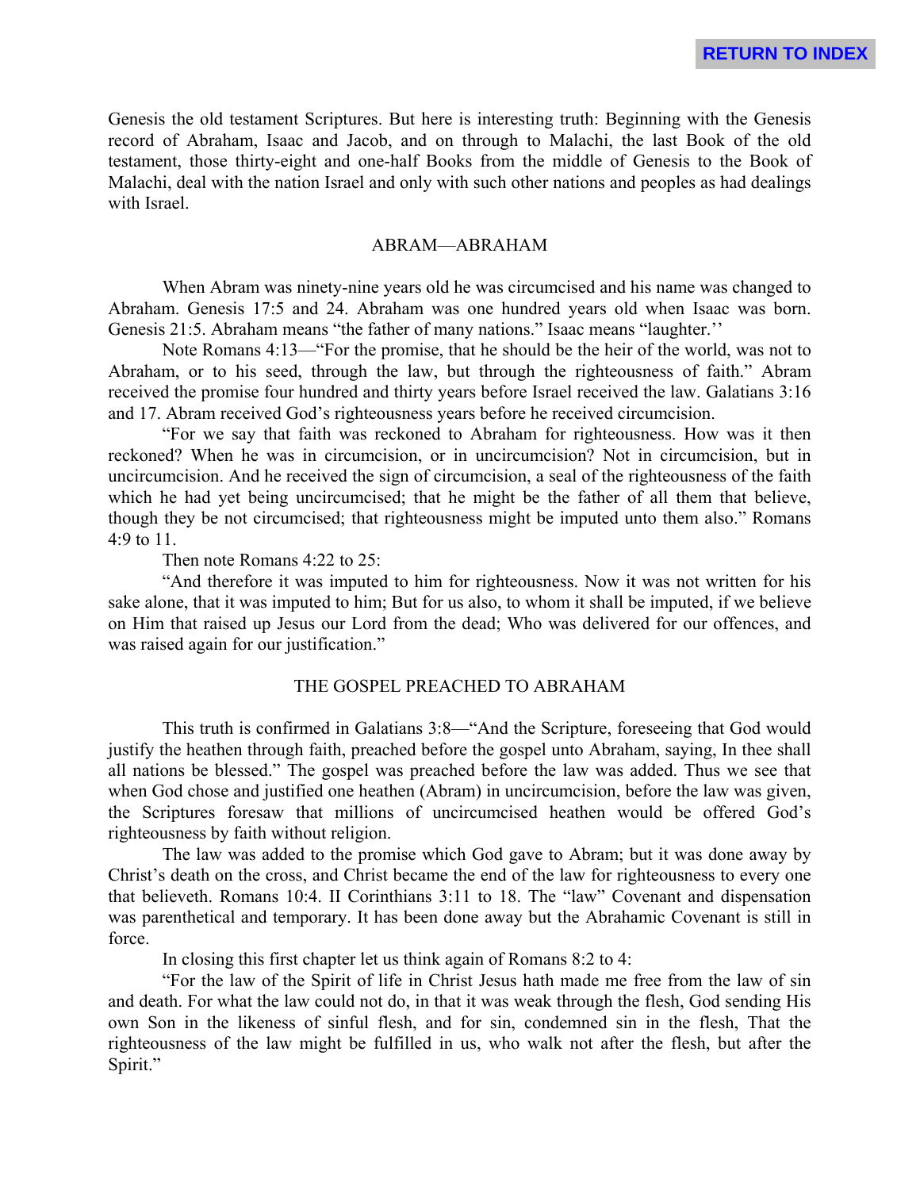Genesis the old testament Scriptures. But here is interesting truth: Beginning with the Genesis record of Abraham, Isaac and Jacob, and on through to Malachi, the last Book of the old testament, those thirty-eight and one-half Books from the middle of Genesis to the Book of Malachi, deal with the nation Israel and only with such other nations and peoples as had dealings with Israel.

## ABRAM—ABRAHAM

When Abram was ninety-nine years old he was circumcised and his name was changed to Abraham. Genesis 17:5 and 24. Abraham was one hundred years old when Isaac was born. Genesis 21:5. Abraham means "the father of many nations." Isaac means "laughter.''

Note Romans 4:13—"For the promise, that he should be the heir of the world, was not to Abraham, or to his seed, through the law, but through the righteousness of faith." Abram received the promise four hundred and thirty years before Israel received the law. Galatians 3:16 and 17. Abram received God's righteousness years before he received circumcision.

"For we say that faith was reckoned to Abraham for righteousness. How was it then reckoned? When he was in circumcision, or in uncircumcision? Not in circumcision, but in uncircumcision. And he received the sign of circumcision, a seal of the righteousness of the faith which he had yet being uncircumcised; that he might be the father of all them that believe, though they be not circumcised; that righteousness might be imputed unto them also." Romans 4:9 to 11.

Then note Romans 4:22 to 25:

"And therefore it was imputed to him for righteousness. Now it was not written for his sake alone, that it was imputed to him; But for us also, to whom it shall be imputed, if we believe on Him that raised up Jesus our Lord from the dead; Who was delivered for our offences, and was raised again for our justification."

## THE GOSPEL PREACHED TO ABRAHAM

This truth is confirmed in Galatians 3:8—"And the Scripture, foreseeing that God would justify the heathen through faith, preached before the gospel unto Abraham, saying, In thee shall all nations be blessed." The gospel was preached before the law was added. Thus we see that when God chose and justified one heathen (Abram) in uncircumcision, before the law was given, the Scriptures foresaw that millions of uncircumcised heathen would be offered God's righteousness by faith without religion.

The law was added to the promise which God gave to Abram; but it was done away by Christ's death on the cross, and Christ became the end of the law for righteousness to every one that believeth. Romans 10:4. II Corinthians 3:11 to 18. The "law" Covenant and dispensation was parenthetical and temporary. It has been done away but the Abrahamic Covenant is still in force.

In closing this first chapter let us think again of Romans 8:2 to 4:

"For the law of the Spirit of life in Christ Jesus hath made me free from the law of sin and death. For what the law could not do, in that it was weak through the flesh, God sending His own Son in the likeness of sinful flesh, and for sin, condemned sin in the flesh, That the righteousness of the law might be fulfilled in us, who walk not after the flesh, but after the Spirit."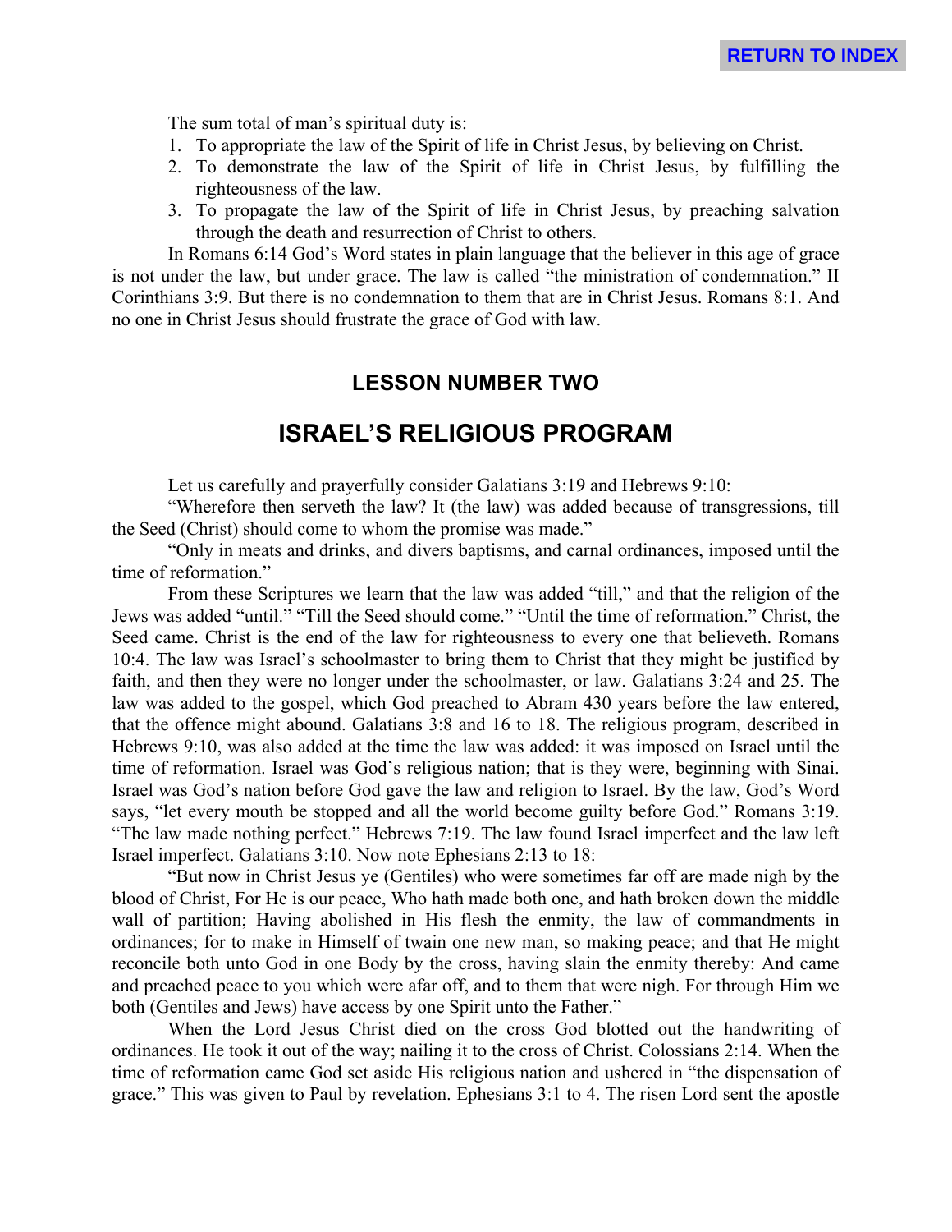The sum total of man's spiritual duty is:

1. To appropriate the law of the Spirit of life in Christ Jesus, by believing on Christ.
2. To demonstrate the law of the Spirit of life in Christ Jesus, by fulfilling the righteousness of the law.
3. To propagate the law of the Spirit of life in Christ Jesus, by preaching salvation through the death and resurrection of Christ to others.

In Romans 6:14 God's Word states in plain language that the believer in this age of grace is not under the law, but under grace. The law is called "the ministration of condemnation." II Corinthians 3:9. But there is no condemnation to them that are in Christ Jesus. Romans 8:1. And no one in Christ Jesus should frustrate the grace of God with law.

### LESSON NUMBER TWO

## ISRAEL'S RELIGIOUS PROGRAM

Let us carefully and prayerfully consider Galatians 3:19 and Hebrews 9:10:

"Wherefore then serveth the law? It (the law) was added because of transgressions, till the Seed (Christ) should come to whom the promise was made."

"Only in meats and drinks, and divers baptisms, and carnal ordinances, imposed until the time of reformation."

From these Scriptures we learn that the law was added "till," and that the religion of the Jews was added "until." "Till the Seed should come." "Until the time of reformation." Christ, the Seed came. Christ is the end of the law for righteousness to every one that believeth. Romans 10:4. The law was Israel's schoolmaster to bring them to Christ that they might be justified by faith, and then they were no longer under the schoolmaster, or law. Galatians 3:24 and 25. The law was added to the gospel, which God preached to Abram 430 years before the law entered, that the offence might abound. Galatians 3:8 and 16 to 18. The religious program, described in Hebrews 9:10, was also added at the time the law was added: it was imposed on Israel until the time of reformation. Israel was God's religious nation; that is they were, beginning with Sinai. Israel was God's nation before God gave the law and religion to Israel. By the law, God's Word says, "let every mouth be stopped and all the world become guilty before God." Romans 3:19. "The law made nothing perfect." Hebrews 7:19. The law found Israel imperfect and the law left Israel imperfect. Galatians 3:10. Now note Ephesians 2:13 to 18:

"But now in Christ Jesus ye (Gentiles) who were sometimes far off are made nigh by the blood of Christ, For He is our peace, Who hath made both one, and hath broken down the middle wall of partition; Having abolished in His flesh the enmity, the law of commandments in ordinances; for to make in Himself of twain one new man, so making peace; and that He might reconcile both unto God in one Body by the cross, having slain the enmity thereby: And came and preached peace to you which were afar off, and to them that were nigh. For through Him we both (Gentiles and Jews) have access by one Spirit unto the Father."

When the Lord Jesus Christ died on the cross God blotted out the handwriting of ordinances. He took it out of the way; nailing it to the cross of Christ. Colossians 2:14. When the time of reformation came God set aside His religious nation and ushered in "the dispensation of grace." This was given to Paul by revelation. Ephesians 3:1 to 4. The risen Lord sent the apostle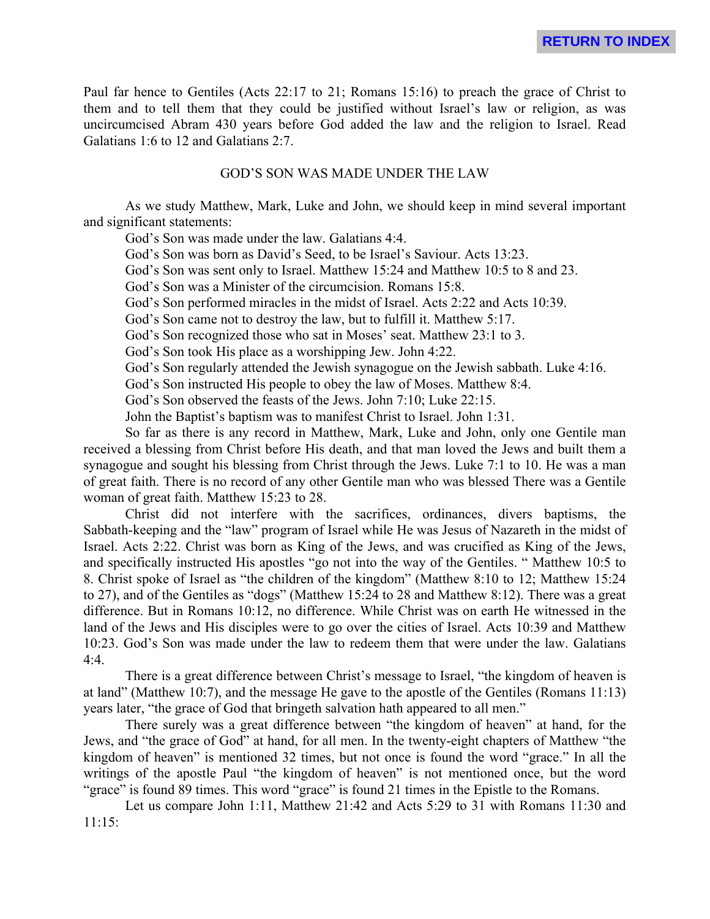Paul far hence to Gentiles (Acts 22:17 to 21; Romans 15:16) to preach the grace of Christ to them and to tell them that they could be justified without Israel's law or religion, as was uncircumcised Abram 430 years before God added the law and the religion to Israel. Read Galatians 1:6 to 12 and Galatians 2:7.

## GOD'S SON WAS MADE UNDER THE LAW

As we study Matthew, Mark, Luke and John, we should keep in mind several important and significant statements:

God's Son was made under the law. Galatians 4:4.

God's Son was born as David's Seed, to be Israel's Saviour. Acts 13:23.

God's Son was sent only to Israel. Matthew 15:24 and Matthew 10:5 to 8 and 23.

God's Son was a Minister of the circumcision. Romans 15:8.

God's Son performed miracles in the midst of Israel. Acts 2:22 and Acts 10:39.

God's Son came not to destroy the law, but to fulfill it. Matthew 5:17.

God's Son recognized those who sat in Moses' seat. Matthew 23:1 to 3.

God's Son took His place as a worshipping Jew. John 4:22.

God's Son regularly attended the Jewish synagogue on the Jewish sabbath. Luke 4:16.

God's Son instructed His people to obey the law of Moses. Matthew 8:4.

God's Son observed the feasts of the Jews. John 7:10; Luke 22:15.

John the Baptist's baptism was to manifest Christ to Israel. John 1:31.

So far as there is any record in Matthew, Mark, Luke and John, only one Gentile man received a blessing from Christ before His death, and that man loved the Jews and built them a synagogue and sought his blessing from Christ through the Jews. Luke 7:1 to 10. He was a man of great faith. There is no record of any other Gentile man who was blessed There was a Gentile woman of great faith. Matthew 15:23 to 28.

Christ did not interfere with the sacrifices, ordinances, divers baptisms, the Sabbath-keeping and the "law" program of Israel while He was Jesus of Nazareth in the midst of Israel. Acts 2:22. Christ was born as King of the Jews, and was crucified as King of the Jews, and specifically instructed His apostles "go not into the way of the Gentiles. " Matthew 10:5 to 8. Christ spoke of Israel as "the children of the kingdom" (Matthew 8:10 to 12; Matthew 15:24 to 27), and of the Gentiles as "dogs" (Matthew 15:24 to 28 and Matthew 8:12). There was a great difference. But in Romans 10:12, no difference. While Christ was on earth He witnessed in the land of the Jews and His disciples were to go over the cities of Israel. Acts 10:39 and Matthew 10:23. God's Son was made under the law to redeem them that were under the law. Galatians 4:4.

There is a great difference between Christ's message to Israel, "the kingdom of heaven is at land" (Matthew 10:7), and the message He gave to the apostle of the Gentiles (Romans 11:13) years later, "the grace of God that bringeth salvation hath appeared to all men."

There surely was a great difference between "the kingdom of heaven" at hand, for the Jews, and "the grace of God" at hand, for all men. In the twenty-eight chapters of Matthew "the kingdom of heaven" is mentioned 32 times, but not once is found the word "grace." In all the writings of the apostle Paul "the kingdom of heaven" is not mentioned once, but the word "grace" is found 89 times. This word "grace" is found 21 times in the Epistle to the Romans.

Let us compare John 1:11, Matthew 21:42 and Acts 5:29 to 31 with Romans 11:30 and 11:15: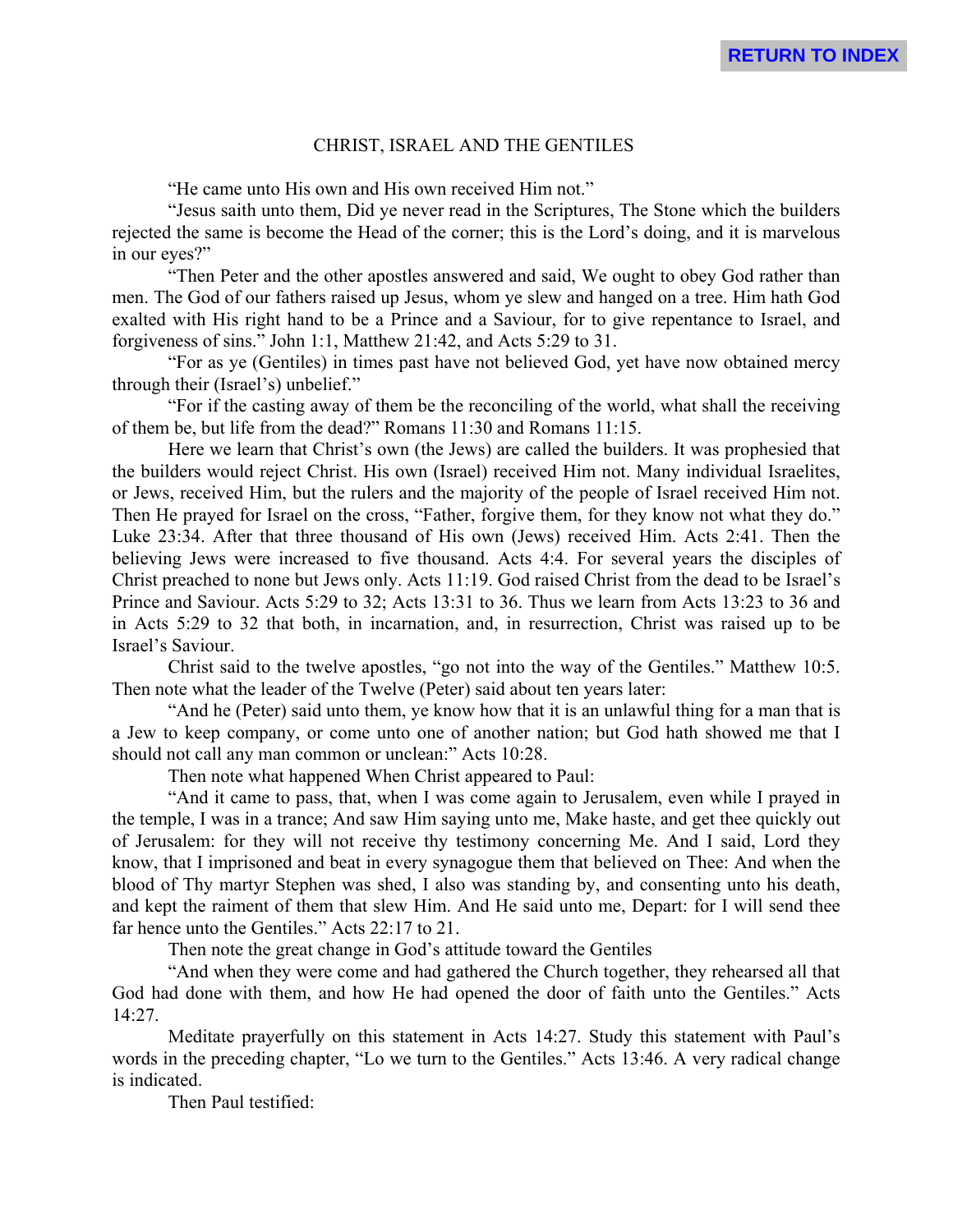## CHRIST, ISRAEL AND THE GENTILES

"He came unto His own and His own received Him not."

"Jesus saith unto them, Did ye never read in the Scriptures, The Stone which the builders rejected the same is become the Head of the corner; this is the Lord's doing, and it is marvelous in our eyes?"

"Then Peter and the other apostles answered and said, We ought to obey God rather than men. The God of our fathers raised up Jesus, whom ye slew and hanged on a tree. Him hath God exalted with His right hand to be a Prince and a Saviour, for to give repentance to Israel, and forgiveness of sins." John 1:1, Matthew 21:42, and Acts 5:29 to 31.

"For as ye (Gentiles) in times past have not believed God, yet have now obtained mercy through their (Israel's) unbelief."

"For if the casting away of them be the reconciling of the world, what shall the receiving of them be, but life from the dead?" Romans 11:30 and Romans 11:15.

Here we learn that Christ's own (the Jews) are called the builders. It was prophesied that the builders would reject Christ. His own (Israel) received Him not. Many individual Israelites, or Jews, received Him, but the rulers and the majority of the people of Israel received Him not. Then He prayed for Israel on the cross, "Father, forgive them, for they know not what they do." Luke 23:34. After that three thousand of His own (Jews) received Him. Acts 2:41. Then the believing Jews were increased to five thousand. Acts 4:4. For several years the disciples of Christ preached to none but Jews only. Acts 11:19. God raised Christ from the dead to be Israel's Prince and Saviour. Acts 5:29 to 32; Acts 13:31 to 36. Thus we learn from Acts 13:23 to 36 and in Acts 5:29 to 32 that both, in incarnation, and, in resurrection, Christ was raised up to be Israel's Saviour.

Christ said to the twelve apostles, "go not into the way of the Gentiles." Matthew 10:5. Then note what the leader of the Twelve (Peter) said about ten years later:

"And he (Peter) said unto them, ye know how that it is an unlawful thing for a man that is a Jew to keep company, or come unto one of another nation; but God hath showed me that I should not call any man common or unclean:" Acts 10:28.

Then note what happened When Christ appeared to Paul:

"And it came to pass, that, when I was come again to Jerusalem, even while I prayed in the temple, I was in a trance; And saw Him saying unto me, Make haste, and get thee quickly out of Jerusalem: for they will not receive thy testimony concerning Me. And I said, Lord they know, that I imprisoned and beat in every synagogue them that believed on Thee: And when the blood of Thy martyr Stephen was shed, I also was standing by, and consenting unto his death, and kept the raiment of them that slew Him. And He said unto me, Depart: for I will send thee far hence unto the Gentiles." Acts 22:17 to 21.

Then note the great change in God's attitude toward the Gentiles

"And when they were come and had gathered the Church together, they rehearsed all that God had done with them, and how He had opened the door of faith unto the Gentiles." Acts 14:27.

Meditate prayerfully on this statement in Acts 14:27. Study this statement with Paul's words in the preceding chapter, "Lo we turn to the Gentiles." Acts 13:46. A very radical change is indicated.

Then Paul testified: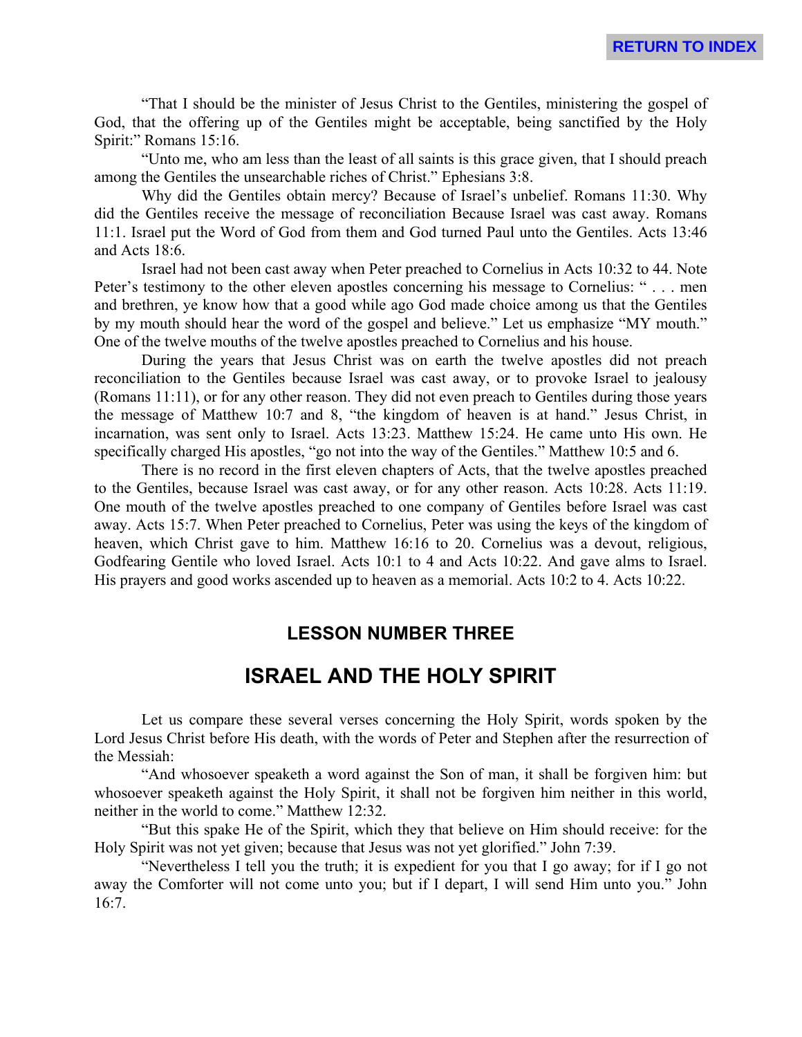"That I should be the minister of Jesus Christ to the Gentiles, ministering the gospel of God, that the offering up of the Gentiles might be acceptable, being sanctified by the Holy Spirit:" Romans 15:16.

"Unto me, who am less than the least of all saints is this grace given, that I should preach among the Gentiles the unsearchable riches of Christ." Ephesians 3:8.

Why did the Gentiles obtain mercy? Because of Israel's unbelief. Romans 11:30. Why did the Gentiles receive the message of reconciliation Because Israel was cast away. Romans 11:1. Israel put the Word of God from them and God turned Paul unto the Gentiles. Acts 13:46 and Acts 18:6.

Israel had not been cast away when Peter preached to Cornelius in Acts 10:32 to 44. Note Peter's testimony to the other eleven apostles concerning his message to Cornelius: " . . . men and brethren, ye know how that a good while ago God made choice among us that the Gentiles by my mouth should hear the word of the gospel and believe." Let us emphasize "MY mouth." One of the twelve mouths of the twelve apostles preached to Cornelius and his house.

During the years that Jesus Christ was on earth the twelve apostles did not preach reconciliation to the Gentiles because Israel was cast away, or to provoke Israel to jealousy (Romans 11:11), or for any other reason. They did not even preach to Gentiles during those years the message of Matthew 10:7 and 8, "the kingdom of heaven is at hand." Jesus Christ, in incarnation, was sent only to Israel. Acts 13:23. Matthew 15:24. He came unto His own. He specifically charged His apostles, "go not into the way of the Gentiles." Matthew 10:5 and 6.

There is no record in the first eleven chapters of Acts, that the twelve apostles preached to the Gentiles, because Israel was cast away, or for any other reason. Acts 10:28. Acts 11:19. One mouth of the twelve apostles preached to one company of Gentiles before Israel was cast away. Acts 15:7. When Peter preached to Cornelius, Peter was using the keys of the kingdom of heaven, which Christ gave to him. Matthew 16:16 to 20. Cornelius was a devout, religious, Godfearing Gentile who loved Israel. Acts 10:1 to 4 and Acts 10:22. And gave alms to Israel. His prayers and good works ascended up to heaven as a memorial. Acts 10:2 to 4. Acts 10:22.

## LESSON NUMBER THREE

# ISRAEL AND THE HOLY SPIRIT

Let us compare these several verses concerning the Holy Spirit, words spoken by the Lord Jesus Christ before His death, with the words of Peter and Stephen after the resurrection of the Messiah:

"And whosoever speaketh a word against the Son of man, it shall be forgiven him: but whosoever speaketh against the Holy Spirit, it shall not be forgiven him neither in this world, neither in the world to come." Matthew 12:32.

"But this spake He of the Spirit, which they that believe on Him should receive: for the Holy Spirit was not yet given; because that Jesus was not yet glorified." John 7:39.

"Nevertheless I tell you the truth; it is expedient for you that I go away; for if I go not away the Comforter will not come unto you; but if I depart, I will send Him unto you." John 16:7.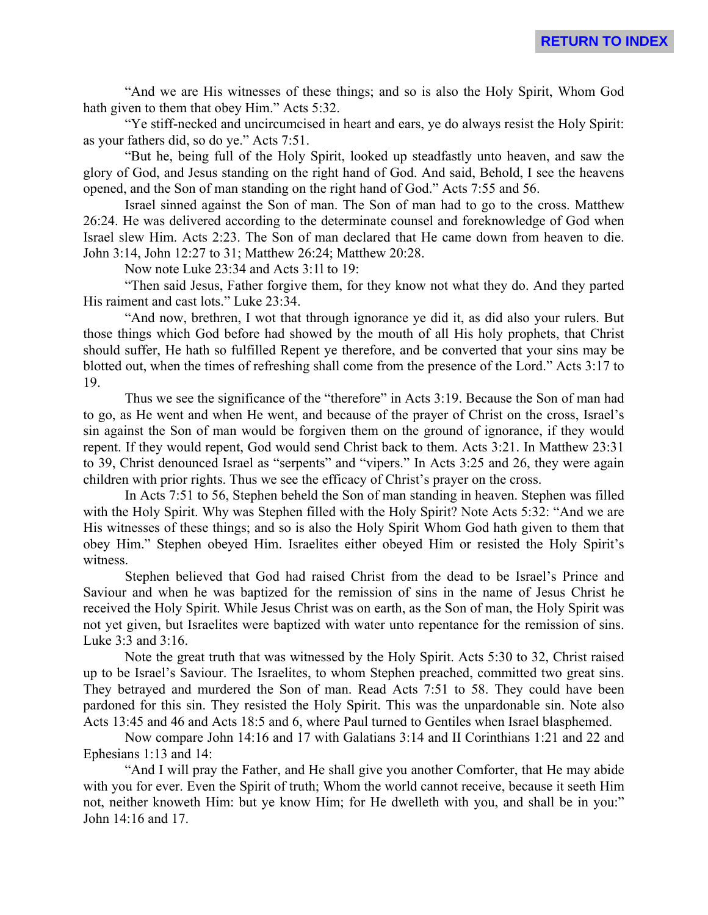"And we are His witnesses of these things; and so is also the Holy Spirit, Whom God hath given to them that obey Him." Acts 5:32.

"Ye stiff-necked and uncircumcised in heart and ears, ye do always resist the Holy Spirit: as your fathers did, so do ye." Acts 7:51.

"But he, being full of the Holy Spirit, looked up steadfastly unto heaven, and saw the glory of God, and Jesus standing on the right hand of God. And said, Behold, I see the heavens opened, and the Son of man standing on the right hand of God." Acts 7:55 and 56.

Israel sinned against the Son of man. The Son of man had to go to the cross. Matthew 26:24. He was delivered according to the determinate counsel and foreknowledge of God when Israel slew Him. Acts 2:23. The Son of man declared that He came down from heaven to die. John 3:14, John 12:27 to 31; Matthew 26:24; Matthew 20:28.

Now note Luke 23:34 and Acts 3:1l to 19:

"Then said Jesus, Father forgive them, for they know not what they do. And they parted His raiment and cast lots." Luke 23:34.

"And now, brethren, I wot that through ignorance ye did it, as did also your rulers. But those things which God before had showed by the mouth of all His holy prophets, that Christ should suffer, He hath so fulfilled Repent ye therefore, and be converted that your sins may be blotted out, when the times of refreshing shall come from the presence of the Lord." Acts 3:17 to 19.

Thus we see the significance of the "therefore" in Acts 3:19. Because the Son of man had to go, as He went and when He went, and because of the prayer of Christ on the cross, Israel's sin against the Son of man would be forgiven them on the ground of ignorance, if they would repent. If they would repent, God would send Christ back to them. Acts 3:21. In Matthew 23:31 to 39, Christ denounced Israel as "serpents" and "vipers." In Acts 3:25 and 26, they were again children with prior rights. Thus we see the efficacy of Christ's prayer on the cross.

In Acts 7:51 to 56, Stephen beheld the Son of man standing in heaven. Stephen was filled with the Holy Spirit. Why was Stephen filled with the Holy Spirit? Note Acts 5:32: "And we are His witnesses of these things; and so is also the Holy Spirit Whom God hath given to them that obey Him." Stephen obeyed Him. Israelites either obeyed Him or resisted the Holy Spirit's witness.

Stephen believed that God had raised Christ from the dead to be Israel's Prince and Saviour and when he was baptized for the remission of sins in the name of Jesus Christ he received the Holy Spirit. While Jesus Christ was on earth, as the Son of man, the Holy Spirit was not yet given, but Israelites were baptized with water unto repentance for the remission of sins. Luke 3:3 and 3:16.

Note the great truth that was witnessed by the Holy Spirit. Acts 5:30 to 32, Christ raised up to be Israel's Saviour. The Israelites, to whom Stephen preached, committed two great sins. They betrayed and murdered the Son of man. Read Acts 7:51 to 58. They could have been pardoned for this sin. They resisted the Holy Spirit. This was the unpardonable sin. Note also Acts 13:45 and 46 and Acts 18:5 and 6, where Paul turned to Gentiles when Israel blasphemed.

Now compare John 14:16 and 17 with Galatians 3:14 and II Corinthians 1:21 and 22 and Ephesians 1:13 and 14:

"And I will pray the Father, and He shall give you another Comforter, that He may abide with you for ever. Even the Spirit of truth; Whom the world cannot receive, because it seeth Him not, neither knoweth Him: but ye know Him; for He dwelleth with you, and shall be in you:" John 14:16 and 17.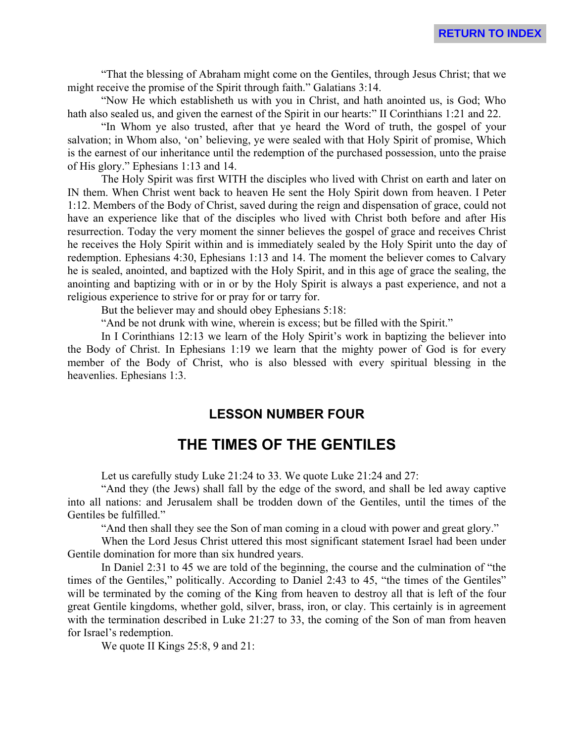"That the blessing of Abraham might come on the Gentiles, through Jesus Christ; that we might receive the promise of the Spirit through faith." Galatians 3:14.

"Now He which establisheth us with you in Christ, and hath anointed us, is God; Who hath also sealed us, and given the earnest of the Spirit in our hearts:" II Corinthians 1:21 and 22.

"In Whom ye also trusted, after that ye heard the Word of truth, the gospel of your salvation; in Whom also, 'on' believing, ye were sealed with that Holy Spirit of promise, Which is the earnest of our inheritance until the redemption of the purchased possession, unto the praise of His glory." Ephesians 1:13 and 14.

The Holy Spirit was first WITH the disciples who lived with Christ on earth and later on IN them. When Christ went back to heaven He sent the Holy Spirit down from heaven. I Peter 1:12. Members of the Body of Christ, saved during the reign and dispensation of grace, could not have an experience like that of the disciples who lived with Christ both before and after His resurrection. Today the very moment the sinner believes the gospel of grace and receives Christ he receives the Holy Spirit within and is immediately sealed by the Holy Spirit unto the day of redemption. Ephesians 4:30, Ephesians 1:13 and 14. The moment the believer comes to Calvary he is sealed, anointed, and baptized with the Holy Spirit, and in this age of grace the sealing, the anointing and baptizing with or in or by the Holy Spirit is always a past experience, and not a religious experience to strive for or pray for or tarry for.

But the believer may and should obey Ephesians 5:18:

"And be not drunk with wine, wherein is excess; but be filled with the Spirit."

In I Corinthians 12:13 we learn of the Holy Spirit's work in baptizing the believer into the Body of Christ. In Ephesians 1:19 we learn that the mighty power of God is for every member of the Body of Christ, who is also blessed with every spiritual blessing in the heavenlies. Ephesians 1:3.

## LESSON NUMBER FOUR

# THE TIMES OF THE GENTILES

Let us carefully study Luke 21:24 to 33. We quote Luke 21:24 and 27:

"And they (the Jews) shall fall by the edge of the sword, and shall be led away captive into all nations: and Jerusalem shall be trodden down of the Gentiles, until the times of the Gentiles be fulfilled."

"And then shall they see the Son of man coming in a cloud with power and great glory."

When the Lord Jesus Christ uttered this most significant statement Israel had been under Gentile domination for more than six hundred years.

In Daniel 2:31 to 45 we are told of the beginning, the course and the culmination of "the times of the Gentiles," politically. According to Daniel 2:43 to 45, "the times of the Gentiles" will be terminated by the coming of the King from heaven to destroy all that is left of the four great Gentile kingdoms, whether gold, silver, brass, iron, or clay. This certainly is in agreement with the termination described in Luke 21:27 to 33, the coming of the Son of man from heaven for Israel's redemption.

We quote II Kings 25:8, 9 and 21: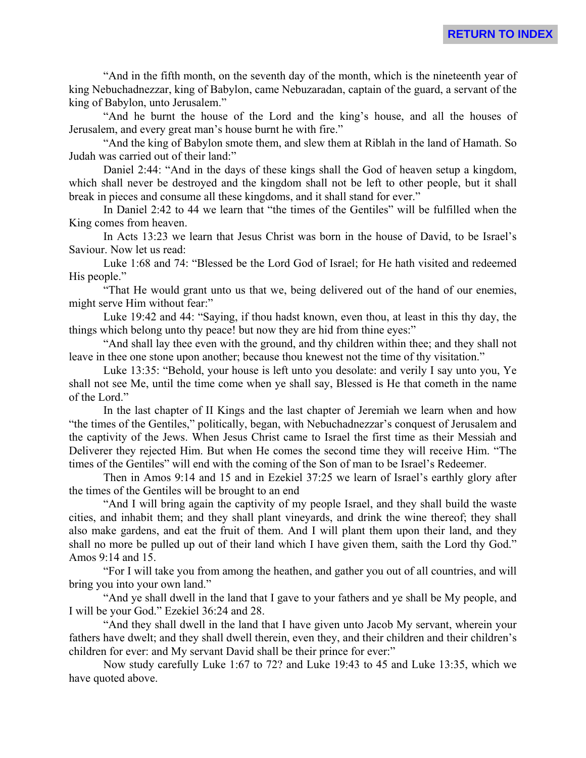"And in the fifth month, on the seventh day of the month, which is the nineteenth year of king Nebuchadnezzar, king of Babylon, came Nebuzaradan, captain of the guard, a servant of the king of Babylon, unto Jerusalem."

"And he burnt the house of the Lord and the king's house, and all the houses of Jerusalem, and every great man's house burnt he with fire."

"And the king of Babylon smote them, and slew them at Riblah in the land of Hamath. So Judah was carried out of their land:"

Daniel 2:44: "And in the days of these kings shall the God of heaven setup a kingdom, which shall never be destroyed and the kingdom shall not be left to other people, but it shall break in pieces and consume all these kingdoms, and it shall stand for ever."

In Daniel 2:42 to 44 we learn that "the times of the Gentiles" will be fulfilled when the King comes from heaven.

In Acts 13:23 we learn that Jesus Christ was born in the house of David, to be Israel's Saviour. Now let us read:

Luke 1:68 and 74: "Blessed be the Lord God of Israel; for He hath visited and redeemed His people."

"That He would grant unto us that we, being delivered out of the hand of our enemies, might serve Him without fear:"

Luke 19:42 and 44: "Saying, if thou hadst known, even thou, at least in this thy day, the things which belong unto thy peace! but now they are hid from thine eyes:"

"And shall lay thee even with the ground, and thy children within thee; and they shall not leave in thee one stone upon another; because thou knewest not the time of thy visitation."

Luke 13:35: "Behold, your house is left unto you desolate: and verily I say unto you, Ye shall not see Me, until the time come when ye shall say, Blessed is He that cometh in the name of the Lord."

In the last chapter of II Kings and the last chapter of Jeremiah we learn when and how "the times of the Gentiles," politically, began, with Nebuchadnezzar's conquest of Jerusalem and the captivity of the Jews. When Jesus Christ came to Israel the first time as their Messiah and Deliverer they rejected Him. But when He comes the second time they will receive Him. "The times of the Gentiles" will end with the coming of the Son of man to be Israel's Redeemer.

Then in Amos 9:14 and 15 and in Ezekiel 37:25 we learn of Israel's earthly glory after the times of the Gentiles will be brought to an end

"And I will bring again the captivity of my people Israel, and they shall build the waste cities, and inhabit them; and they shall plant vineyards, and drink the wine thereof; they shall also make gardens, and eat the fruit of them. And I will plant them upon their land, and they shall no more be pulled up out of their land which I have given them, saith the Lord thy God." Amos 9:14 and 15.

"For I will take you from among the heathen, and gather you out of all countries, and will bring you into your own land."

"And ye shall dwell in the land that I gave to your fathers and ye shall be My people, and I will be your God." Ezekiel 36:24 and 28.

"And they shall dwell in the land that I have given unto Jacob My servant, wherein your fathers have dwelt; and they shall dwell therein, even they, and their children and their children's children for ever: and My servant David shall be their prince for ever:"

Now study carefully Luke 1:67 to 72? and Luke 19:43 to 45 and Luke 13:35, which we have quoted above.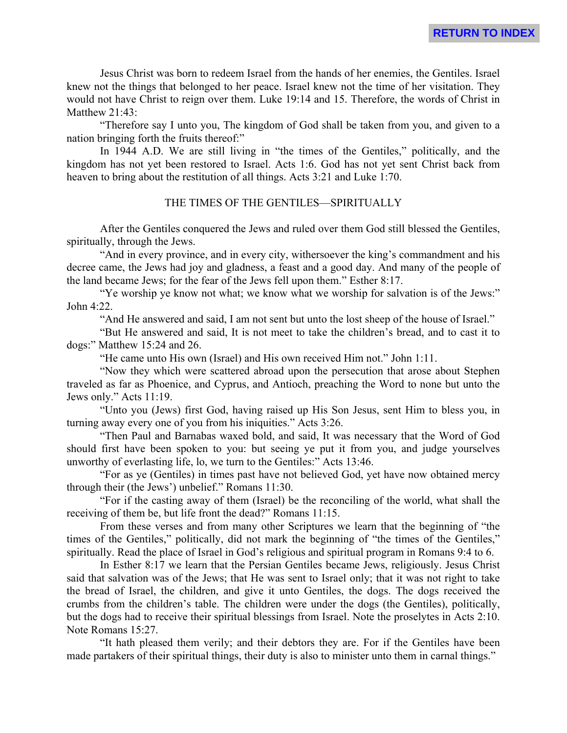Jesus Christ was born to redeem Israel from the hands of her enemies, the Gentiles. Israel knew not the things that belonged to her peace. Israel knew not the time of her visitation. They would not have Christ to reign over them. Luke 19:14 and 15. Therefore, the words of Christ in Matthew 21:43:

"Therefore say I unto you, The kingdom of God shall be taken from you, and given to a nation bringing forth the fruits thereof:"

In 1944 A.D. We are still living in "the times of the Gentiles," politically, and the kingdom has not yet been restored to Israel. Acts 1:6. God has not yet sent Christ back from heaven to bring about the restitution of all things. Acts 3:21 and Luke 1:70.

## THE TIMES OF THE GENTILES—SPIRITUALLY

After the Gentiles conquered the Jews and ruled over them God still blessed the Gentiles, spiritually, through the Jews.

"And in every province, and in every city, withersoever the king's commandment and his decree came, the Jews had joy and gladness, a feast and a good day. And many of the people of the land became Jews; for the fear of the Jews fell upon them." Esther 8:17.

"Ye worship ye know not what; we know what we worship for salvation is of the Jews:" John 4:22.

"And He answered and said, I am not sent but unto the lost sheep of the house of Israel."

"But He answered and said, It is not meet to take the children's bread, and to cast it to dogs:" Matthew 15:24 and 26.

"He came unto His own (Israel) and His own received Him not." John 1:11.

"Now they which were scattered abroad upon the persecution that arose about Stephen traveled as far as Phoenice, and Cyprus, and Antioch, preaching the Word to none but unto the Jews only." Acts 11:19.

"Unto you (Jews) first God, having raised up His Son Jesus, sent Him to bless you, in turning away every one of you from his iniquities." Acts 3:26.

"Then Paul and Barnabas waxed bold, and said, It was necessary that the Word of God should first have been spoken to you: but seeing ye put it from you, and judge yourselves unworthy of everlasting life, lo, we turn to the Gentiles:" Acts 13:46.

"For as ye (Gentiles) in times past have not believed God, yet have now obtained mercy through their (the Jews') unbelief." Romans 11:30.

"For if the casting away of them (Israel) be the reconciling of the world, what shall the receiving of them be, but life front the dead?" Romans 11:15.

From these verses and from many other Scriptures we learn that the beginning of "the times of the Gentiles," politically, did not mark the beginning of "the times of the Gentiles," spiritually. Read the place of Israel in God's religious and spiritual program in Romans 9:4 to 6.

In Esther 8:17 we learn that the Persian Gentiles became Jews, religiously. Jesus Christ said that salvation was of the Jews; that He was sent to Israel only; that it was not right to take the bread of Israel, the children, and give it unto Gentiles, the dogs. The dogs received the crumbs from the children's table. The children were under the dogs (the Gentiles), politically, but the dogs had to receive their spiritual blessings from Israel. Note the proselytes in Acts 2:10. Note Romans 15:27.

"It hath pleased them verily; and their debtors they are. For if the Gentiles have been made partakers of their spiritual things, their duty is also to minister unto them in carnal things."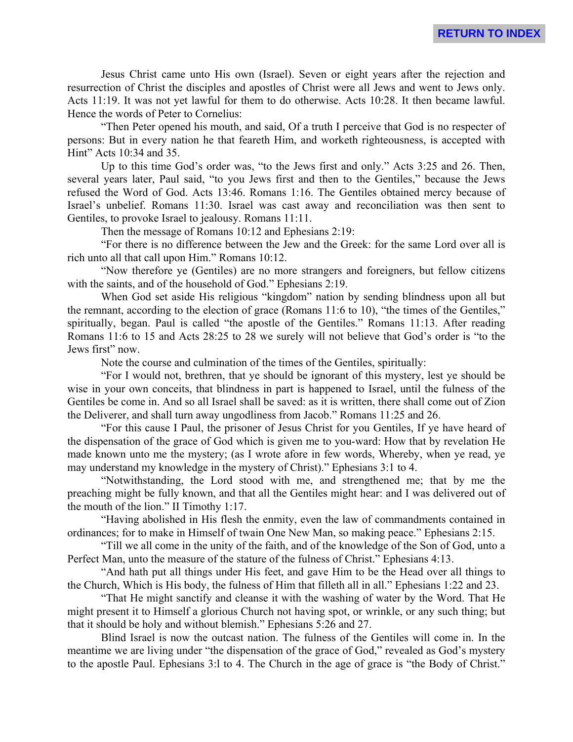Jesus Christ came unto His own (Israel). Seven or eight years after the rejection and resurrection of Christ the disciples and apostles of Christ were all Jews and went to Jews only. Acts 11:19. It was not yet lawful for them to do otherwise. Acts 10:28. It then became lawful. Hence the words of Peter to Cornelius:

"Then Peter opened his mouth, and said, Of a truth I perceive that God is no respecter of persons: But in every nation he that feareth Him, and worketh righteousness, is accepted with Hint" Acts 10:34 and 35.

Up to this time God's order was, "to the Jews first and only." Acts 3:25 and 26. Then, several years later, Paul said, "to you Jews first and then to the Gentiles," because the Jews refused the Word of God. Acts 13:46. Romans 1:16. The Gentiles obtained mercy because of Israel's unbelief. Romans 11:30. Israel was cast away and reconciliation was then sent to Gentiles, to provoke Israel to jealousy. Romans 11:11.

Then the message of Romans 10:12 and Ephesians 2:19:

"For there is no difference between the Jew and the Greek: for the same Lord over all is rich unto all that call upon Him." Romans 10:12.

"Now therefore ye (Gentiles) are no more strangers and foreigners, but fellow citizens with the saints, and of the household of God." Ephesians 2:19.

When God set aside His religious "kingdom" nation by sending blindness upon all but the remnant, according to the election of grace (Romans 11:6 to 10), "the times of the Gentiles," spiritually, began. Paul is called "the apostle of the Gentiles." Romans 11:13. After reading Romans 11:6 to 15 and Acts 28:25 to 28 we surely will not believe that God's order is "to the Jews first" now.

Note the course and culmination of the times of the Gentiles, spiritually:

"For I would not, brethren, that ye should be ignorant of this mystery, lest ye should be wise in your own conceits, that blindness in part is happened to Israel, until the fulness of the Gentiles be come in. And so all Israel shall be saved: as it is written, there shall come out of Zion the Deliverer, and shall turn away ungodliness from Jacob." Romans 11:25 and 26.

"For this cause I Paul, the prisoner of Jesus Christ for you Gentiles, If ye have heard of the dispensation of the grace of God which is given me to you-ward: How that by revelation He made known unto me the mystery; (as I wrote afore in few words, Whereby, when ye read, ye may understand my knowledge in the mystery of Christ)." Ephesians 3:1 to 4.

"Notwithstanding, the Lord stood with me, and strengthened me; that by me the preaching might be fully known, and that all the Gentiles might hear: and I was delivered out of the mouth of the lion." II Timothy 1:17.

"Having abolished in His flesh the enmity, even the law of commandments contained in ordinances; for to make in Himself of twain One New Man, so making peace." Ephesians 2:15.

"Till we all come in the unity of the faith, and of the knowledge of the Son of God, unto a Perfect Man, unto the measure of the stature of the fulness of Christ." Ephesians 4:13.

"And hath put all things under His feet, and gave Him to be the Head over all things to the Church, Which is His body, the fulness of Him that filleth all in all." Ephesians 1:22 and 23.

"That He might sanctify and cleanse it with the washing of water by the Word. That He might present it to Himself a glorious Church not having spot, or wrinkle, or any such thing; but that it should be holy and without blemish." Ephesians 5:26 and 27.

Blind Israel is now the outcast nation. The fulness of the Gentiles will come in. In the meantime we are living under "the dispensation of the grace of God," revealed as God's mystery to the apostle Paul. Ephesians 3:l to 4. The Church in the age of grace is "the Body of Christ."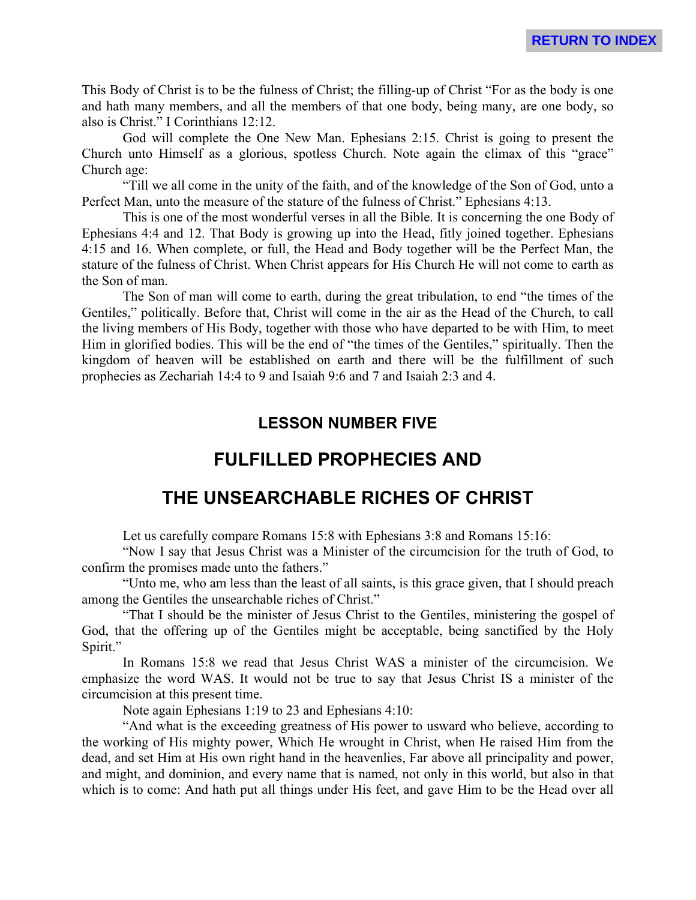This Body of Christ is to be the fulness of Christ; the filling-up of Christ "For as the body is one and hath many members, and all the members of that one body, being many, are one body, so also is Christ." I Corinthians 12:12.

God will complete the One New Man. Ephesians 2:15. Christ is going to present the Church unto Himself as a glorious, spotless Church. Note again the climax of this "grace" Church age:

"Till we all come in the unity of the faith, and of the knowledge of the Son of God, unto a Perfect Man, unto the measure of the stature of the fulness of Christ." Ephesians 4:13.

This is one of the most wonderful verses in all the Bible. It is concerning the one Body of Ephesians 4:4 and 12. That Body is growing up into the Head, fitly joined together. Ephesians 4:15 and 16. When complete, or full, the Head and Body together will be the Perfect Man, the stature of the fulness of Christ. When Christ appears for His Church He will not come to earth as the Son of man.

The Son of man will come to earth, during the great tribulation, to end "the times of the Gentiles," politically. Before that, Christ will come in the air as the Head of the Church, to call the living members of His Body, together with those who have departed to be with Him, to meet Him in glorified bodies. This will be the end of "the times of the Gentiles," spiritually. Then the kingdom of heaven will be established on earth and there will be the fulfillment of such prophecies as Zechariah 14:4 to 9 and Isaiah 9:6 and 7 and Isaiah 2:3 and 4.

## LESSON NUMBER FIVE

## FULFILLED PROPHECIES AND

## THE UNSEARCHABLE RICHES OF CHRIST

Let us carefully compare Romans 15:8 with Ephesians 3:8 and Romans 15:16:

"Now I say that Jesus Christ was a Minister of the circumcision for the truth of God, to confirm the promises made unto the fathers."

"Unto me, who am less than the least of all saints, is this grace given, that I should preach among the Gentiles the unsearchable riches of Christ."

"That I should be the minister of Jesus Christ to the Gentiles, ministering the gospel of God, that the offering up of the Gentiles might be acceptable, being sanctified by the Holy Spirit."

In Romans 15:8 we read that Jesus Christ WAS a minister of the circumcision. We emphasize the word WAS. It would not be true to say that Jesus Christ IS a minister of the circumcision at this present time.

Note again Ephesians 1:19 to 23 and Ephesians 4:10:

"And what is the exceeding greatness of His power to usward who believe, according to the working of His mighty power, Which He wrought in Christ, when He raised Him from the dead, and set Him at His own right hand in the heavenlies, Far above all principality and power, and might, and dominion, and every name that is named, not only in this world, but also in that which is to come: And hath put all things under His feet, and gave Him to be the Head over all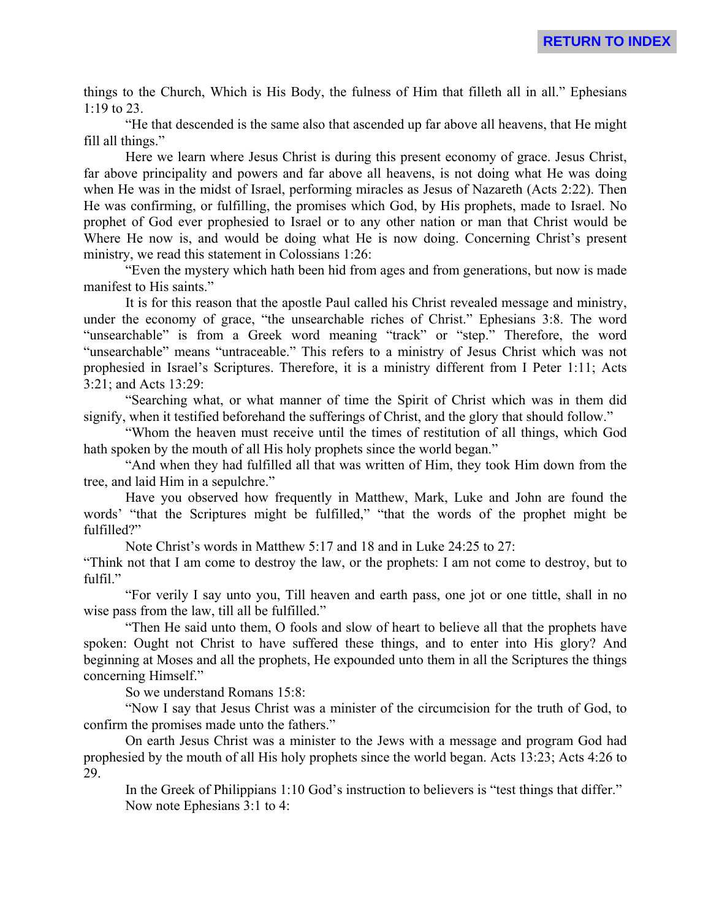things to the Church, Which is His Body, the fulness of Him that filleth all in all." Ephesians 1:19 to 23.

"He that descended is the same also that ascended up far above all heavens, that He might fill all things."

Here we learn where Jesus Christ is during this present economy of grace. Jesus Christ, far above principality and powers and far above all heavens, is not doing what He was doing when He was in the midst of Israel, performing miracles as Jesus of Nazareth (Acts 2:22). Then He was confirming, or fulfilling, the promises which God, by His prophets, made to Israel. No prophet of God ever prophesied to Israel or to any other nation or man that Christ would be Where He now is, and would be doing what He is now doing. Concerning Christ's present ministry, we read this statement in Colossians 1:26:

"Even the mystery which hath been hid from ages and from generations, but now is made manifest to His saints."

It is for this reason that the apostle Paul called his Christ revealed message and ministry, under the economy of grace, "the unsearchable riches of Christ." Ephesians 3:8. The word "unsearchable" is from a Greek word meaning "track" or "step." Therefore, the word "unsearchable" means "untraceable." This refers to a ministry of Jesus Christ which was not prophesied in Israel's Scriptures. Therefore, it is a ministry different from I Peter 1:11; Acts 3:21; and Acts 13:29:

"Searching what, or what manner of time the Spirit of Christ which was in them did signify, when it testified beforehand the sufferings of Christ, and the glory that should follow."

"Whom the heaven must receive until the times of restitution of all things, which God hath spoken by the mouth of all His holy prophets since the world began."

"And when they had fulfilled all that was written of Him, they took Him down from the tree, and laid Him in a sepulchre."

Have you observed how frequently in Matthew, Mark, Luke and John are found the words' "that the Scriptures might be fulfilled," "that the words of the prophet might be fulfilled?"

Note Christ's words in Matthew 5:17 and 18 and in Luke 24:25 to 27:

"Think not that I am come to destroy the law, or the prophets: I am not come to destroy, but to fulfil."

"For verily I say unto you, Till heaven and earth pass, one jot or one tittle, shall in no wise pass from the law, till all be fulfilled."

"Then He said unto them, O fools and slow of heart to believe all that the prophets have spoken: Ought not Christ to have suffered these things, and to enter into His glory? And beginning at Moses and all the prophets, He expounded unto them in all the Scriptures the things concerning Himself."

So we understand Romans 15:8:

"Now I say that Jesus Christ was a minister of the circumcision for the truth of God, to confirm the promises made unto the fathers."

On earth Jesus Christ was a minister to the Jews with a message and program God had prophesied by the mouth of all His holy prophets since the world began. Acts 13:23; Acts 4:26 to 29.

In the Greek of Philippians 1:10 God's instruction to believers is "test things that differ."

Now note Ephesians 3:1 to 4: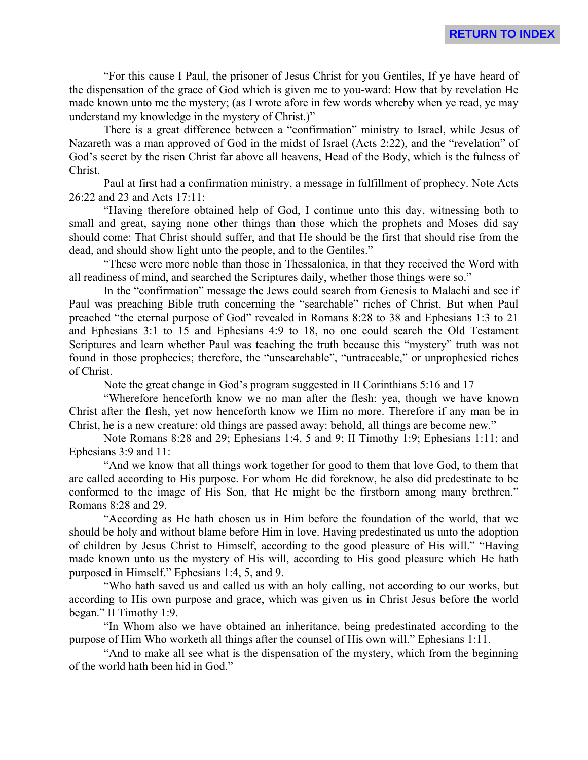“For this cause I Paul, the prisoner of Jesus Christ for you Gentiles, If ye have heard of the dispensation of the grace of God which is given me to you-ward: How that by revelation He made known unto me the mystery; (as I wrote afore in few words whereby when ye read, ye may understand my knowledge in the mystery of Christ.)”

There is a great difference between a “confirmation” ministry to Israel, while Jesus of Nazareth was a man approved of God in the midst of Israel (Acts 2:22), and the “revelation” of God’s secret by the risen Christ far above all heavens, Head of the Body, which is the fulness of Christ.

Paul at first had a confirmation ministry, a message in fulfillment of prophecy. Note Acts 26:22 and 23 and Acts 17:11:

“Having therefore obtained help of God, I continue unto this day, witnessing both to small and great, saying none other things than those which the prophets and Moses did say should come: That Christ should suffer, and that He should be the first that should rise from the dead, and should show light unto the people, and to the Gentiles.”

“These were more noble than those in Thessalonica, in that they received the Word with all readiness of mind, and searched the Scriptures daily, whether those things were so.”

In the “confirmation” message the Jews could search from Genesis to Malachi and see if Paul was preaching Bible truth concerning the “searchable” riches of Christ. But when Paul preached “the eternal purpose of God” revealed in Romans 8:28 to 38 and Ephesians 1:3 to 21 and Ephesians 3:1 to 15 and Ephesians 4:9 to 18, no one could search the Old Testament Scriptures and learn whether Paul was teaching the truth because this “mystery” truth was not found in those prophecies; therefore, the “unsearchable”, “untraceable,” or unprophesied riches of Christ.

Note the great change in God’s program suggested in II Corinthians 5:16 and 17

“Wherefore henceforth know we no man after the flesh: yea, though we have known Christ after the flesh, yet now henceforth know we Him no more. Therefore if any man be in Christ, he is a new creature: old things are passed away: behold, all things are become new.”

Note Romans 8:28 and 29; Ephesians 1:4, 5 and 9; II Timothy 1:9; Ephesians 1:11; and Ephesians 3:9 and 11:

“And we know that all things work together for good to them that love God, to them that are called according to His purpose. For whom He did foreknow, he also did predestinate to be conformed to the image of His Son, that He might be the firstborn among many brethren.” Romans 8:28 and 29.

“According as He hath chosen us in Him before the foundation of the world, that we should be holy and without blame before Him in love. Having predestinated us unto the adoption of children by Jesus Christ to Himself, according to the good pleasure of His will.” “Having made known unto us the mystery of His will, according to His good pleasure which He hath purposed in Himself.” Ephesians 1:4, 5, and 9.

“Who hath saved us and called us with an holy calling, not according to our works, but according to His own purpose and grace, which was given us in Christ Jesus before the world began.” II Timothy 1:9.

“In Whom also we have obtained an inheritance, being predestinated according to the purpose of Him Who worketh all things after the counsel of His own will.” Ephesians 1:11.

“And to make all see what is the dispensation of the mystery, which from the beginning of the world hath been hid in God.”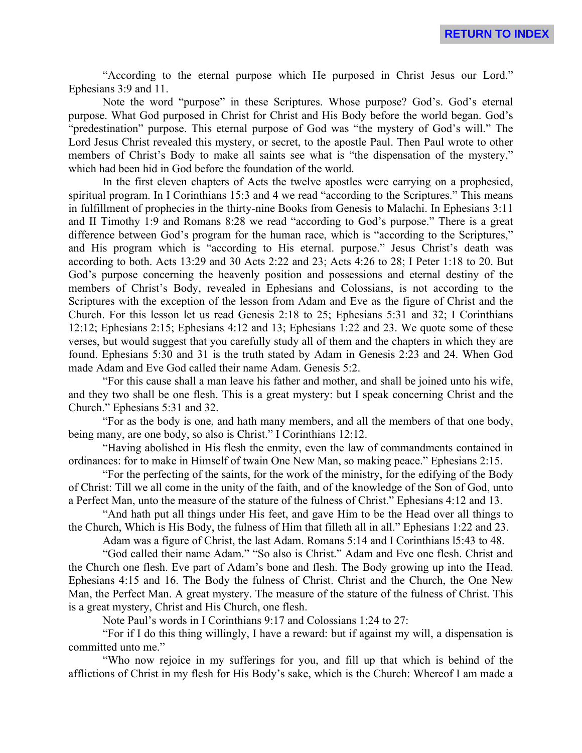"According to the eternal purpose which He purposed in Christ Jesus our Lord." Ephesians 3:9 and 11.

Note the word "purpose" in these Scriptures. Whose purpose? God's. God's eternal purpose. What God purposed in Christ for Christ and His Body before the world began. God's "predestination" purpose. This eternal purpose of God was "the mystery of God's will." The Lord Jesus Christ revealed this mystery, or secret, to the apostle Paul. Then Paul wrote to other members of Christ's Body to make all saints see what is "the dispensation of the mystery," which had been hid in God before the foundation of the world.

In the first eleven chapters of Acts the twelve apostles were carrying on a prophesied, spiritual program. In I Corinthians 15:3 and 4 we read "according to the Scriptures." This means in fulfillment of prophecies in the thirty-nine Books from Genesis to Malachi. In Ephesians 3:11 and II Timothy 1:9 and Romans 8:28 we read "according to God's purpose." There is a great difference between God's program for the human race, which is "according to the Scriptures," and His program which is "according to His eternal. purpose." Jesus Christ's death was according to both. Acts 13:29 and 30 Acts 2:22 and 23; Acts 4:26 to 28; I Peter 1:18 to 20. But God's purpose concerning the heavenly position and possessions and eternal destiny of the members of Christ's Body, revealed in Ephesians and Colossians, is not according to the Scriptures with the exception of the lesson from Adam and Eve as the figure of Christ and the Church. For this lesson let us read Genesis 2:18 to 25; Ephesians 5:31 and 32; I Corinthians 12:12; Ephesians 2:15; Ephesians 4:12 and 13; Ephesians 1:22 and 23. We quote some of these verses, but would suggest that you carefully study all of them and the chapters in which they are found. Ephesians 5:30 and 31 is the truth stated by Adam in Genesis 2:23 and 24. When God made Adam and Eve God called their name Adam. Genesis 5:2.

"For this cause shall a man leave his father and mother, and shall be joined unto his wife, and they two shall be one flesh. This is a great mystery: but I speak concerning Christ and the Church." Ephesians 5:31 and 32.

"For as the body is one, and hath many members, and all the members of that one body, being many, are one body, so also is Christ." I Corinthians 12:12.

"Having abolished in His flesh the enmity, even the law of commandments contained in ordinances: for to make in Himself of twain One New Man, so making peace." Ephesians 2:15.

"For the perfecting of the saints, for the work of the ministry, for the edifying of the Body of Christ: Till we all come in the unity of the faith, and of the knowledge of the Son of God, unto a Perfect Man, unto the measure of the stature of the fulness of Christ." Ephesians 4:12 and 13.

"And hath put all things under His feet, and gave Him to be the Head over all things to the Church, Which is His Body, the fulness of Him that filleth all in all." Ephesians 1:22 and 23.

Adam was a figure of Christ, the last Adam. Romans 5:14 and I Corinthians l5:43 to 48.

"God called their name Adam." "So also is Christ." Adam and Eve one flesh. Christ and the Church one flesh. Eve part of Adam's bone and flesh. The Body growing up into the Head. Ephesians 4:15 and 16. The Body the fulness of Christ. Christ and the Church, the One New Man, the Perfect Man. A great mystery. The measure of the stature of the fulness of Christ. This is a great mystery, Christ and His Church, one flesh.

Note Paul's words in I Corinthians 9:17 and Colossians 1:24 to 27:

"For if I do this thing willingly, I have a reward: but if against my will, a dispensation is committed unto me."

"Who now rejoice in my sufferings for you, and fill up that which is behind of the afflictions of Christ in my flesh for His Body's sake, which is the Church: Whereof I am made a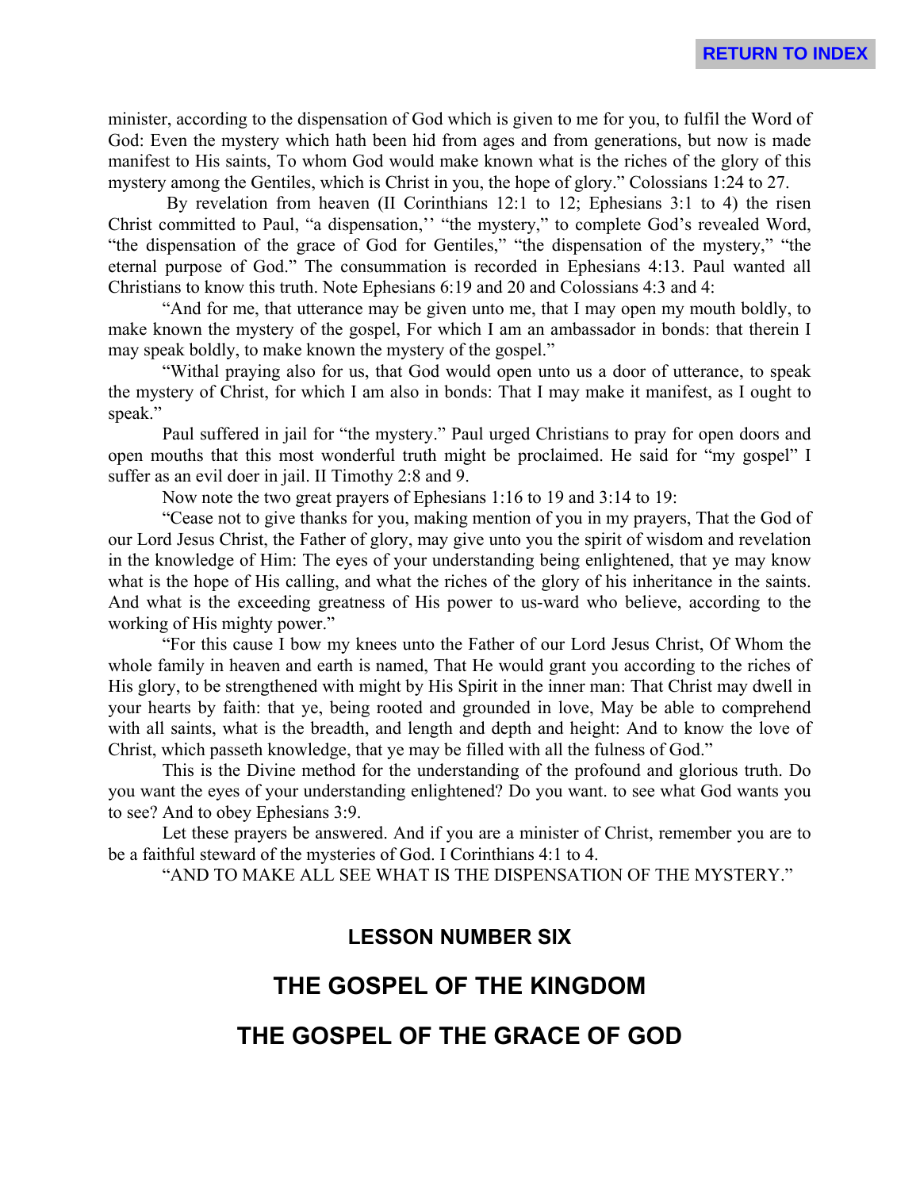minister, according to the dispensation of God which is given to me for you, to fulfil the Word of God: Even the mystery which hath been hid from ages and from generations, but now is made manifest to His saints, To whom God would make known what is the riches of the glory of this mystery among the Gentiles, which is Christ in you, the hope of glory." Colossians 1:24 to 27.

By revelation from heaven (II Corinthians 12:1 to 12; Ephesians 3:1 to 4) the risen Christ committed to Paul, "a dispensation,'' "the mystery," to complete God's revealed Word, "the dispensation of the grace of God for Gentiles," "the dispensation of the mystery," "the eternal purpose of God." The consummation is recorded in Ephesians 4:13. Paul wanted all Christians to know this truth. Note Ephesians 6:19 and 20 and Colossians 4:3 and 4:

"And for me, that utterance may be given unto me, that I may open my mouth boldly, to make known the mystery of the gospel, For which I am an ambassador in bonds: that therein I may speak boldly, to make known the mystery of the gospel."

"Withal praying also for us, that God would open unto us a door of utterance, to speak the mystery of Christ, for which I am also in bonds: That I may make it manifest, as I ought to speak."

Paul suffered in jail for "the mystery." Paul urged Christians to pray for open doors and open mouths that this most wonderful truth might be proclaimed. He said for "my gospel" I suffer as an evil doer in jail. II Timothy 2:8 and 9.

Now note the two great prayers of Ephesians 1:16 to 19 and 3:14 to 19:

"Cease not to give thanks for you, making mention of you in my prayers, That the God of our Lord Jesus Christ, the Father of glory, may give unto you the spirit of wisdom and revelation in the knowledge of Him: The eyes of your understanding being enlightened, that ye may know what is the hope of His calling, and what the riches of the glory of his inheritance in the saints. And what is the exceeding greatness of His power to us-ward who believe, according to the working of His mighty power."

"For this cause I bow my knees unto the Father of our Lord Jesus Christ, Of Whom the whole family in heaven and earth is named, That He would grant you according to the riches of His glory, to be strengthened with might by His Spirit in the inner man: That Christ may dwell in your hearts by faith: that ye, being rooted and grounded in love, May be able to comprehend with all saints, what is the breadth, and length and depth and height: And to know the love of Christ, which passeth knowledge, that ye may be filled with all the fulness of God."

This is the Divine method for the understanding of the profound and glorious truth. Do you want the eyes of your understanding enlightened? Do you want. to see what God wants you to see? And to obey Ephesians 3:9.

Let these prayers be answered. And if you are a minister of Christ, remember you are to be a faithful steward of the mysteries of God. I Corinthians 4:1 to 4.

"AND TO MAKE ALL SEE WHAT IS THE DISPENSATION OF THE MYSTERY."

## LESSON NUMBER SIX

# THE GOSPEL OF THE KINGDOM

# THE GOSPEL OF THE GRACE OF GOD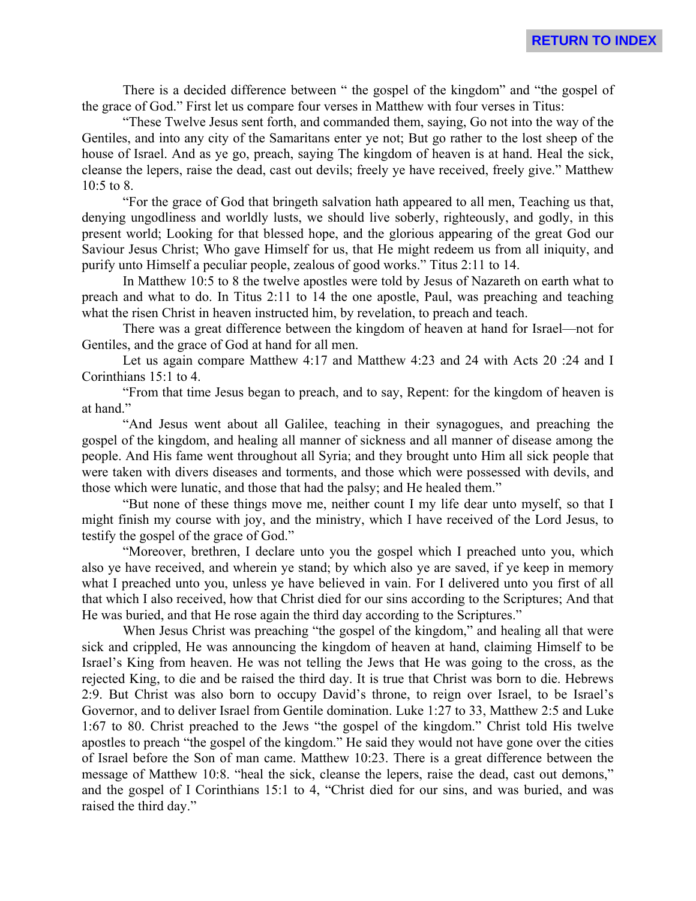There is a decided difference between " the gospel of the kingdom" and "the gospel of the grace of God." First let us compare four verses in Matthew with four verses in Titus:

"These Twelve Jesus sent forth, and commanded them, saying, Go not into the way of the Gentiles, and into any city of the Samaritans enter ye not; But go rather to the lost sheep of the house of Israel. And as ye go, preach, saying The kingdom of heaven is at hand. Heal the sick, cleanse the lepers, raise the dead, cast out devils; freely ye have received, freely give." Matthew 10:5 to 8.

"For the grace of God that bringeth salvation hath appeared to all men, Teaching us that, denying ungodliness and worldly lusts, we should live soberly, righteously, and godly, in this present world; Looking for that blessed hope, and the glorious appearing of the great God our Saviour Jesus Christ; Who gave Himself for us, that He might redeem us from all iniquity, and purify unto Himself a peculiar people, zealous of good works." Titus 2:11 to 14.

In Matthew 10:5 to 8 the twelve apostles were told by Jesus of Nazareth on earth what to preach and what to do. In Titus 2:11 to 14 the one apostle, Paul, was preaching and teaching what the risen Christ in heaven instructed him, by revelation, to preach and teach.

There was a great difference between the kingdom of heaven at hand for Israel—not for Gentiles, and the grace of God at hand for all men.

Let us again compare Matthew 4:17 and Matthew 4:23 and 24 with Acts 20 :24 and I Corinthians 15:1 to 4.

"From that time Jesus began to preach, and to say, Repent: for the kingdom of heaven is at hand."

"And Jesus went about all Galilee, teaching in their synagogues, and preaching the gospel of the kingdom, and healing all manner of sickness and all manner of disease among the people. And His fame went throughout all Syria; and they brought unto Him all sick people that were taken with divers diseases and torments, and those which were possessed with devils, and those which were lunatic, and those that had the palsy; and He healed them."

"But none of these things move me, neither count I my life dear unto myself, so that I might finish my course with joy, and the ministry, which I have received of the Lord Jesus, to testify the gospel of the grace of God."

"Moreover, brethren, I declare unto you the gospel which I preached unto you, which also ye have received, and wherein ye stand; by which also ye are saved, if ye keep in memory what I preached unto you, unless ye have believed in vain. For I delivered unto you first of all that which I also received, how that Christ died for our sins according to the Scriptures; And that He was buried, and that He rose again the third day according to the Scriptures."

When Jesus Christ was preaching "the gospel of the kingdom," and healing all that were sick and crippled, He was announcing the kingdom of heaven at hand, claiming Himself to be Israel's King from heaven. He was not telling the Jews that He was going to the cross, as the rejected King, to die and be raised the third day. It is true that Christ was born to die. Hebrews 2:9. But Christ was also born to occupy David's throne, to reign over Israel, to be Israel's Governor, and to deliver Israel from Gentile domination. Luke 1:27 to 33, Matthew 2:5 and Luke 1:67 to 80. Christ preached to the Jews "the gospel of the kingdom." Christ told His twelve apostles to preach "the gospel of the kingdom." He said they would not have gone over the cities of Israel before the Son of man came. Matthew 10:23. There is a great difference between the message of Matthew 10:8. "heal the sick, cleanse the lepers, raise the dead, cast out demons," and the gospel of I Corinthians 15:1 to 4, "Christ died for our sins, and was buried, and was raised the third day."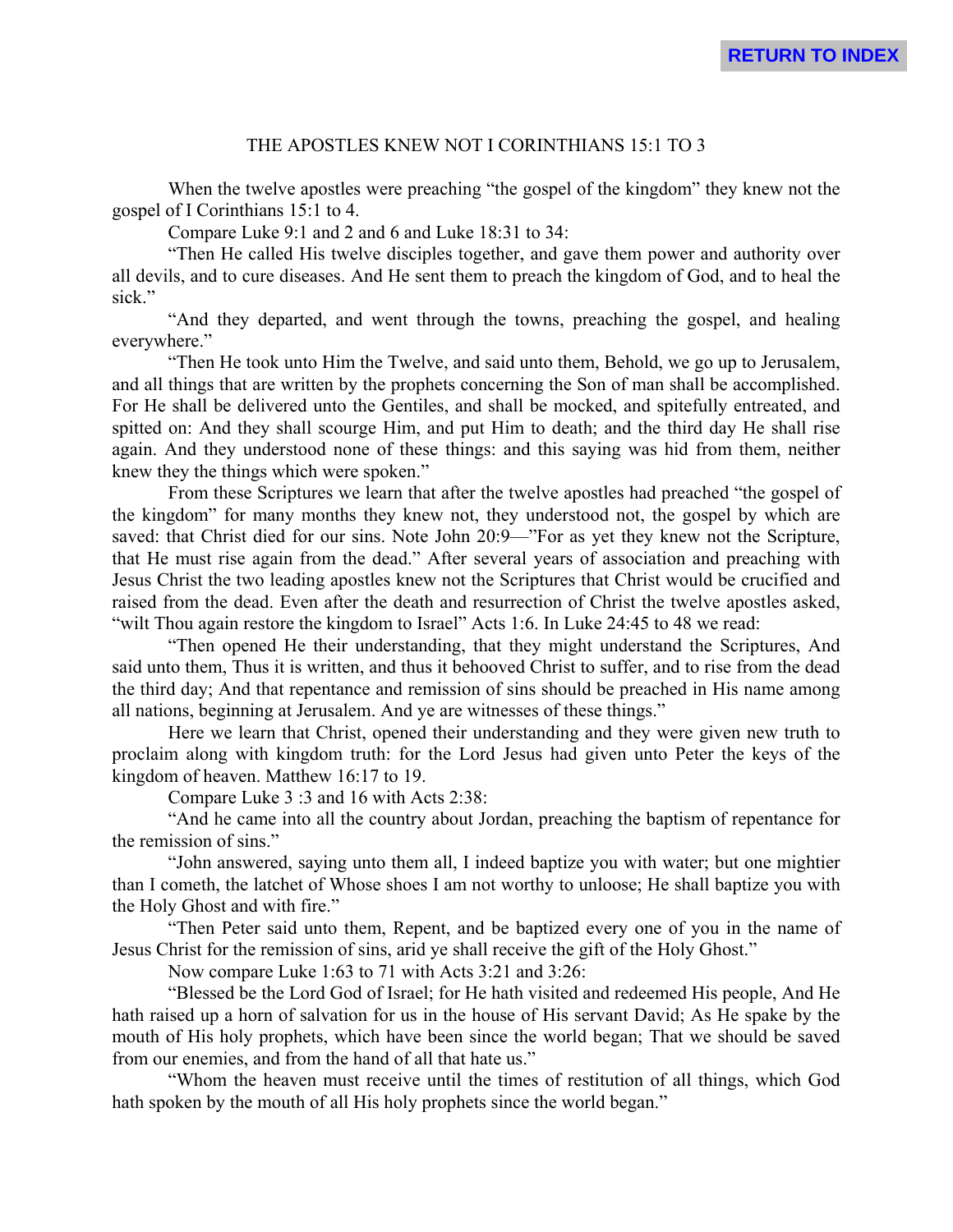## THE APOSTLES KNEW NOT I CORINTHIANS 15:1 TO 3

When the twelve apostles were preaching "the gospel of the kingdom" they knew not the gospel of I Corinthians 15:1 to 4.

Compare Luke 9:1 and 2 and 6 and Luke 18:31 to 34:

"Then He called His twelve disciples together, and gave them power and authority over all devils, and to cure diseases. And He sent them to preach the kingdom of God, and to heal the sick."

"And they departed, and went through the towns, preaching the gospel, and healing everywhere."

"Then He took unto Him the Twelve, and said unto them, Behold, we go up to Jerusalem, and all things that are written by the prophets concerning the Son of man shall be accomplished. For He shall be delivered unto the Gentiles, and shall be mocked, and spitefully entreated, and spitted on: And they shall scourge Him, and put Him to death; and the third day He shall rise again. And they understood none of these things: and this saying was hid from them, neither knew they the things which were spoken."

From these Scriptures we learn that after the twelve apostles had preached "the gospel of the kingdom" for many months they knew not, they understood not, the gospel by which are saved: that Christ died for our sins. Note John 20:9—"For as yet they knew not the Scripture, that He must rise again from the dead." After several years of association and preaching with Jesus Christ the two leading apostles knew not the Scriptures that Christ would be crucified and raised from the dead. Even after the death and resurrection of Christ the twelve apostles asked, "wilt Thou again restore the kingdom to Israel" Acts 1:6. In Luke 24:45 to 48 we read:

"Then opened He their understanding, that they might understand the Scriptures, And said unto them, Thus it is written, and thus it behooved Christ to suffer, and to rise from the dead the third day; And that repentance and remission of sins should be preached in His name among all nations, beginning at Jerusalem. And ye are witnesses of these things."

Here we learn that Christ, opened their understanding and they were given new truth to proclaim along with kingdom truth: for the Lord Jesus had given unto Peter the keys of the kingdom of heaven. Matthew 16:17 to 19.

Compare Luke 3 :3 and 16 with Acts 2:38:

"And he came into all the country about Jordan, preaching the baptism of repentance for the remission of sins."

"John answered, saying unto them all, I indeed baptize you with water; but one mightier than I cometh, the latchet of Whose shoes I am not worthy to unloose; He shall baptize you with the Holy Ghost and with fire."

"Then Peter said unto them, Repent, and be baptized every one of you in the name of Jesus Christ for the remission of sins, arid ye shall receive the gift of the Holy Ghost."

Now compare Luke 1:63 to 71 with Acts 3:21 and 3:26:

"Blessed be the Lord God of Israel; for He hath visited and redeemed His people, And He hath raised up a horn of salvation for us in the house of His servant David; As He spake by the mouth of His holy prophets, which have been since the world began; That we should be saved from our enemies, and from the hand of all that hate us."

"Whom the heaven must receive until the times of restitution of all things, which God hath spoken by the mouth of all His holy prophets since the world began."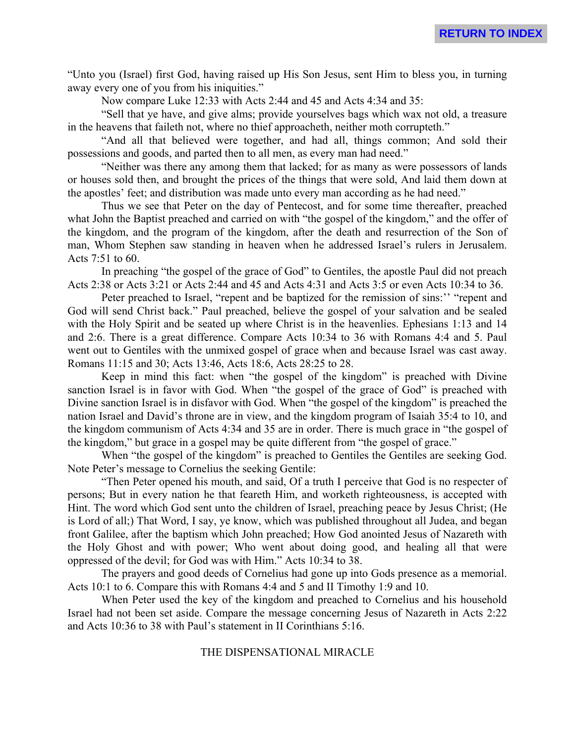"Unto you (Israel) first God, having raised up His Son Jesus, sent Him to bless you, in turning away every one of you from his iniquities."

Now compare Luke 12:33 with Acts 2:44 and 45 and Acts 4:34 and 35:

"Sell that ye have, and give alms; provide yourselves bags which wax not old, a treasure in the heavens that faileth not, where no thief approacheth, neither moth corrupteth."

"And all that believed were together, and had all, things common; And sold their possessions and goods, and parted then to all men, as every man had need."

"Neither was there any among them that lacked; for as many as were possessors of lands or houses sold then, and brought the prices of the things that were sold, And laid them down at the apostles' feet; and distribution was made unto every man according as he had need."

Thus we see that Peter on the day of Pentecost, and for some time thereafter, preached what John the Baptist preached and carried on with "the gospel of the kingdom," and the offer of the kingdom, and the program of the kingdom, after the death and resurrection of the Son of man, Whom Stephen saw standing in heaven when he addressed Israel's rulers in Jerusalem. Acts 7:51 to 60.

In preaching "the gospel of the grace of God" to Gentiles, the apostle Paul did not preach Acts 2:38 or Acts 3:21 or Acts 2:44 and 45 and Acts 4:31 and Acts 3:5 or even Acts 10:34 to 36.

Peter preached to Israel, "repent and be baptized for the remission of sins:'' "repent and God will send Christ back." Paul preached, believe the gospel of your salvation and be sealed with the Holy Spirit and be seated up where Christ is in the heavenlies. Ephesians 1:13 and 14 and 2:6. There is a great difference. Compare Acts 10:34 to 36 with Romans 4:4 and 5. Paul went out to Gentiles with the unmixed gospel of grace when and because Israel was cast away. Romans 11:15 and 30; Acts 13:46, Acts 18:6, Acts 28:25 to 28.

Keep in mind this fact: when "the gospel of the kingdom" is preached with Divine sanction Israel is in favor with God. When "the gospel of the grace of God" is preached with Divine sanction Israel is in disfavor with God. When "the gospel of the kingdom" is preached the nation Israel and David's throne are in view, and the kingdom program of Isaiah 35:4 to 10, and the kingdom communism of Acts 4:34 and 35 are in order. There is much grace in "the gospel of the kingdom," but grace in a gospel may be quite different from "the gospel of grace."

When "the gospel of the kingdom" is preached to Gentiles the Gentiles are seeking God. Note Peter's message to Cornelius the seeking Gentile:

"Then Peter opened his mouth, and said, Of a truth I perceive that God is no respecter of persons; But in every nation he that feareth Him, and worketh righteousness, is accepted with Hint. The word which God sent unto the children of Israel, preaching peace by Jesus Christ; (He is Lord of all;) That Word, I say, ye know, which was published throughout all Judea, and began front Galilee, after the baptism which John preached; How God anointed Jesus of Nazareth with the Holy Ghost and with power; Who went about doing good, and healing all that were oppressed of the devil; for God was with Him." Acts 10:34 to 38.

The prayers and good deeds of Cornelius had gone up into Gods presence as a memorial. Acts 10:1 to 6. Compare this with Romans 4:4 and 5 and II Timothy 1:9 and 10.

When Peter used the key of the kingdom and preached to Cornelius and his household Israel had not been set aside. Compare the message concerning Jesus of Nazareth in Acts 2:22 and Acts 10:36 to 38 with Paul's statement in II Corinthians 5:16.

THE DISPENSATIONAL MIRACLE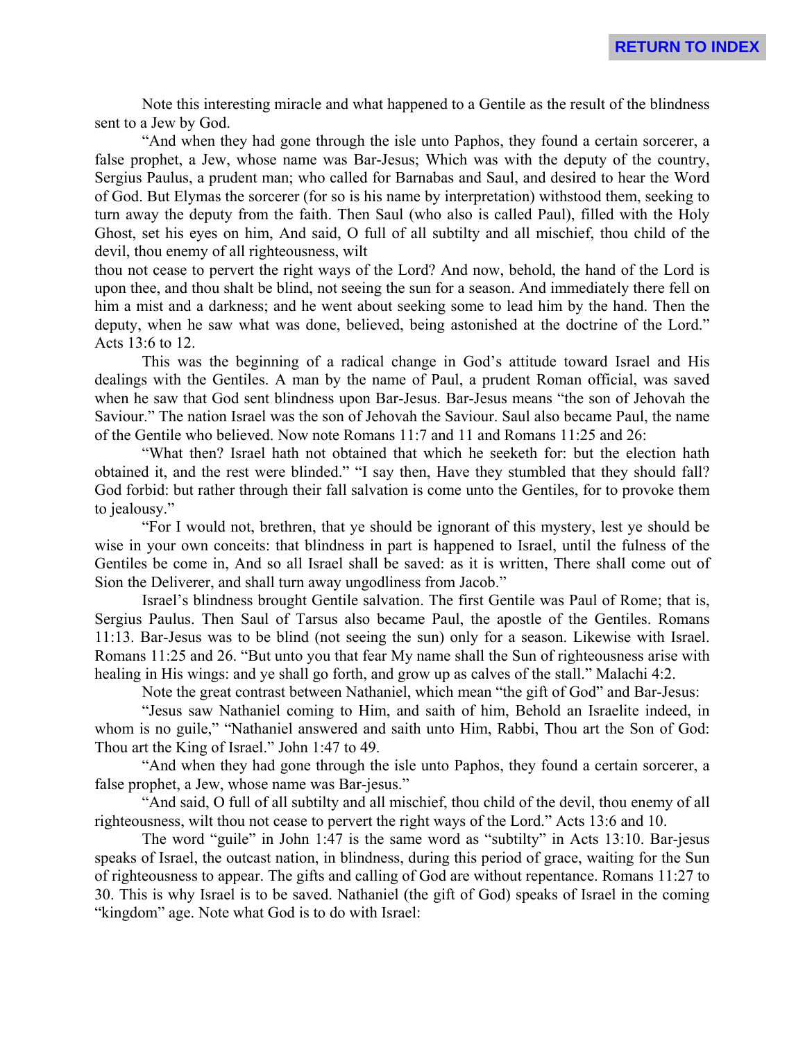Note this interesting miracle and what happened to a Gentile as the result of the blindness sent to a Jew by God.

"And when they had gone through the isle unto Paphos, they found a certain sorcerer, a false prophet, a Jew, whose name was Bar-Jesus; Which was with the deputy of the country, Sergius Paulus, a prudent man; who called for Barnabas and Saul, and desired to hear the Word of God. But Elymas the sorcerer (for so is his name by interpretation) withstood them, seeking to turn away the deputy from the faith. Then Saul (who also is called Paul), filled with the Holy Ghost, set his eyes on him, And said, O full of all subtilty and all mischief, thou child of the devil, thou enemy of all righteousness, wilt thou not cease to pervert the right ways of the Lord? And now, behold, the hand of the Lord is upon thee, and thou shalt be blind, not seeing the sun for a season. And immediately there fell on him a mist and a darkness; and he went about seeking some to lead him by the hand. Then the deputy, when he saw what was done, believed, being astonished at the doctrine of the Lord." Acts 13:6 to 12.

This was the beginning of a radical change in God's attitude toward Israel and His dealings with the Gentiles. A man by the name of Paul, a prudent Roman official, was saved when he saw that God sent blindness upon Bar-Jesus. Bar-Jesus means "the son of Jehovah the Saviour." The nation Israel was the son of Jehovah the Saviour. Saul also became Paul, the name of the Gentile who believed. Now note Romans 11:7 and 11 and Romans 11:25 and 26:

"What then? Israel hath not obtained that which he seeketh for: but the election hath obtained it, and the rest were blinded." "I say then, Have they stumbled that they should fall? God forbid: but rather through their fall salvation is come unto the Gentiles, for to provoke them to jealousy."

"For I would not, brethren, that ye should be ignorant of this mystery, lest ye should be wise in your own conceits: that blindness in part is happened to Israel, until the fulness of the Gentiles be come in, And so all Israel shall be saved: as it is written, There shall come out of Sion the Deliverer, and shall turn away ungodliness from Jacob."

Israel's blindness brought Gentile salvation. The first Gentile was Paul of Rome; that is, Sergius Paulus. Then Saul of Tarsus also became Paul, the apostle of the Gentiles. Romans 11:13. Bar-Jesus was to be blind (not seeing the sun) only for a season. Likewise with Israel. Romans 11:25 and 26. "But unto you that fear My name shall the Sun of righteousness arise with healing in His wings: and ye shall go forth, and grow up as calves of the stall." Malachi 4:2.

Note the great contrast between Nathaniel, which mean "the gift of God" and Bar-Jesus:

"Jesus saw Nathaniel coming to Him, and saith of him, Behold an Israelite indeed, in whom is no guile," "Nathaniel answered and saith unto Him, Rabbi, Thou art the Son of God: Thou art the King of Israel." John 1:47 to 49.

"And when they had gone through the isle unto Paphos, they found a certain sorcerer, a false prophet, a Jew, whose name was Bar-jesus."

"And said, O full of all subtilty and all mischief, thou child of the devil, thou enemy of all righteousness, wilt thou not cease to pervert the right ways of the Lord." Acts 13:6 and 10.

The word "guile" in John 1:47 is the same word as "subtilty" in Acts 13:10. Bar-jesus speaks of Israel, the outcast nation, in blindness, during this period of grace, waiting for the Sun of righteousness to appear. The gifts and calling of God are without repentance. Romans 11:27 to 30. This is why Israel is to be saved. Nathaniel (the gift of God) speaks of Israel in the coming "kingdom" age. Note what God is to do with Israel: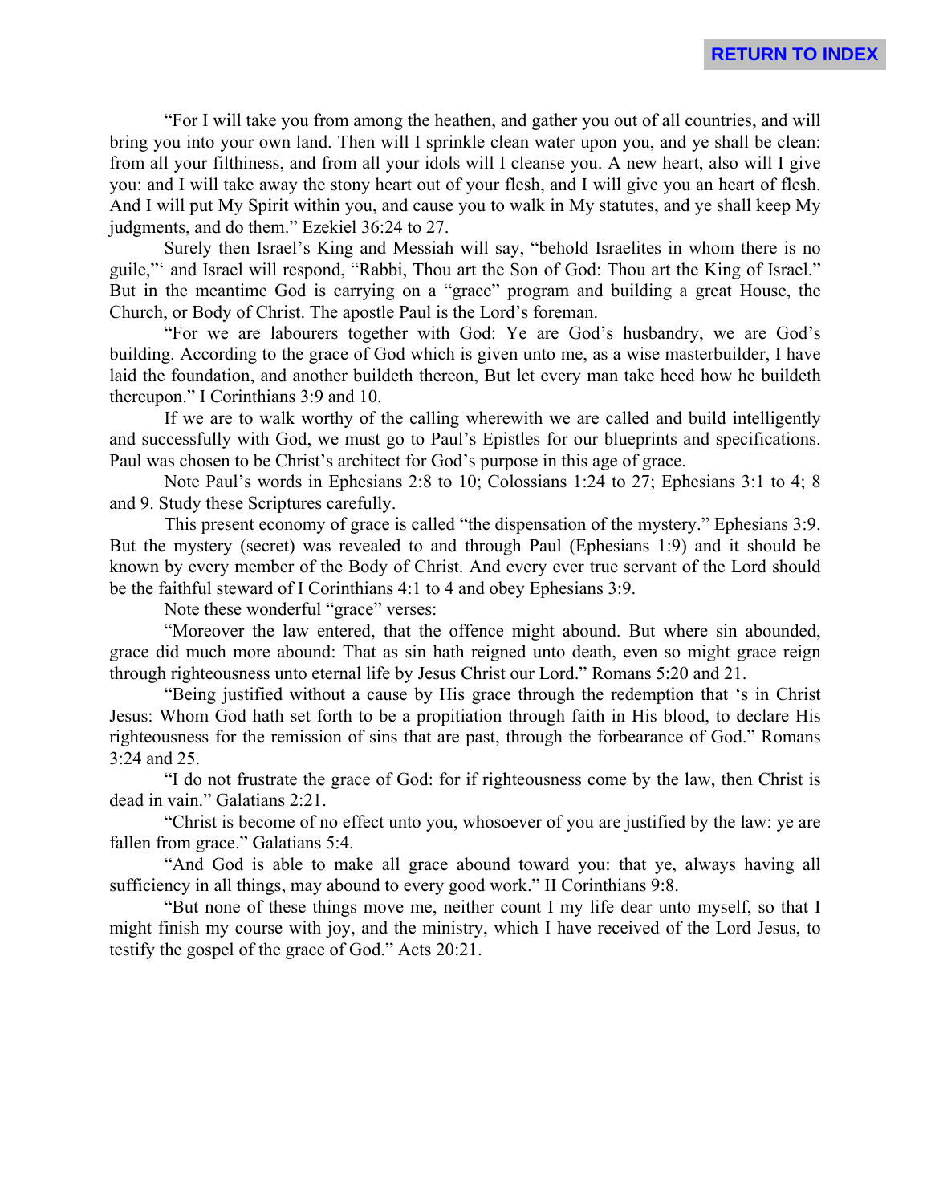"For I will take you from among the heathen, and gather you out of all countries, and will bring you into your own land. Then will I sprinkle clean water upon you, and ye shall be clean: from all your filthiness, and from all your idols will I cleanse you. A new heart, also will I give you: and I will take away the stony heart out of your flesh, and I will give you an heart of flesh. And I will put My Spirit within you, and cause you to walk in My statutes, and ye shall keep My judgments, and do them." Ezekiel 36:24 to 27.

Surely then Israel's King and Messiah will say, "behold Israelites in whom there is no guile,"' and Israel will respond, "Rabbi, Thou art the Son of God: Thou art the King of Israel." But in the meantime God is carrying on a "grace" program and building a great House, the Church, or Body of Christ. The apostle Paul is the Lord's foreman.

"For we are labourers together with God: Ye are God's husbandry, we are God's building. According to the grace of God which is given unto me, as a wise masterbuilder, I have laid the foundation, and another buildeth thereon, But let every man take heed how he buildeth thereupon." I Corinthians 3:9 and 10.

If we are to walk worthy of the calling wherewith we are called and build intelligently and successfully with God, we must go to Paul's Epistles for our blueprints and specifications. Paul was chosen to be Christ's architect for God's purpose in this age of grace.

Note Paul's words in Ephesians 2:8 to 10; Colossians 1:24 to 27; Ephesians 3:1 to 4; 8 and 9. Study these Scriptures carefully.

This present economy of grace is called "the dispensation of the mystery." Ephesians 3:9. But the mystery (secret) was revealed to and through Paul (Ephesians 1:9) and it should be known by every member of the Body of Christ. And every ever true servant of the Lord should be the faithful steward of I Corinthians 4:1 to 4 and obey Ephesians 3:9.

Note these wonderful "grace" verses:

"Moreover the law entered, that the offence might abound. But where sin abounded, grace did much more abound: That as sin hath reigned unto death, even so might grace reign through righteousness unto eternal life by Jesus Christ our Lord." Romans 5:20 and 21.

"Being justified without a cause by His grace through the redemption that 's in Christ Jesus: Whom God hath set forth to be a propitiation through faith in His blood, to declare His righteousness for the remission of sins that are past, through the forbearance of God." Romans 3:24 and 25.

"I do not frustrate the grace of God: for if righteousness come by the law, then Christ is dead in vain." Galatians 2:21.

"Christ is become of no effect unto you, whosoever of you are justified by the law: ye are fallen from grace." Galatians 5:4.

"And God is able to make all grace abound toward you: that ye, always having all sufficiency in all things, may abound to every good work." II Corinthians 9:8.

"But none of these things move me, neither count I my life dear unto myself, so that I might finish my course with joy, and the ministry, which I have received of the Lord Jesus, to testify the gospel of the grace of God." Acts 20:21.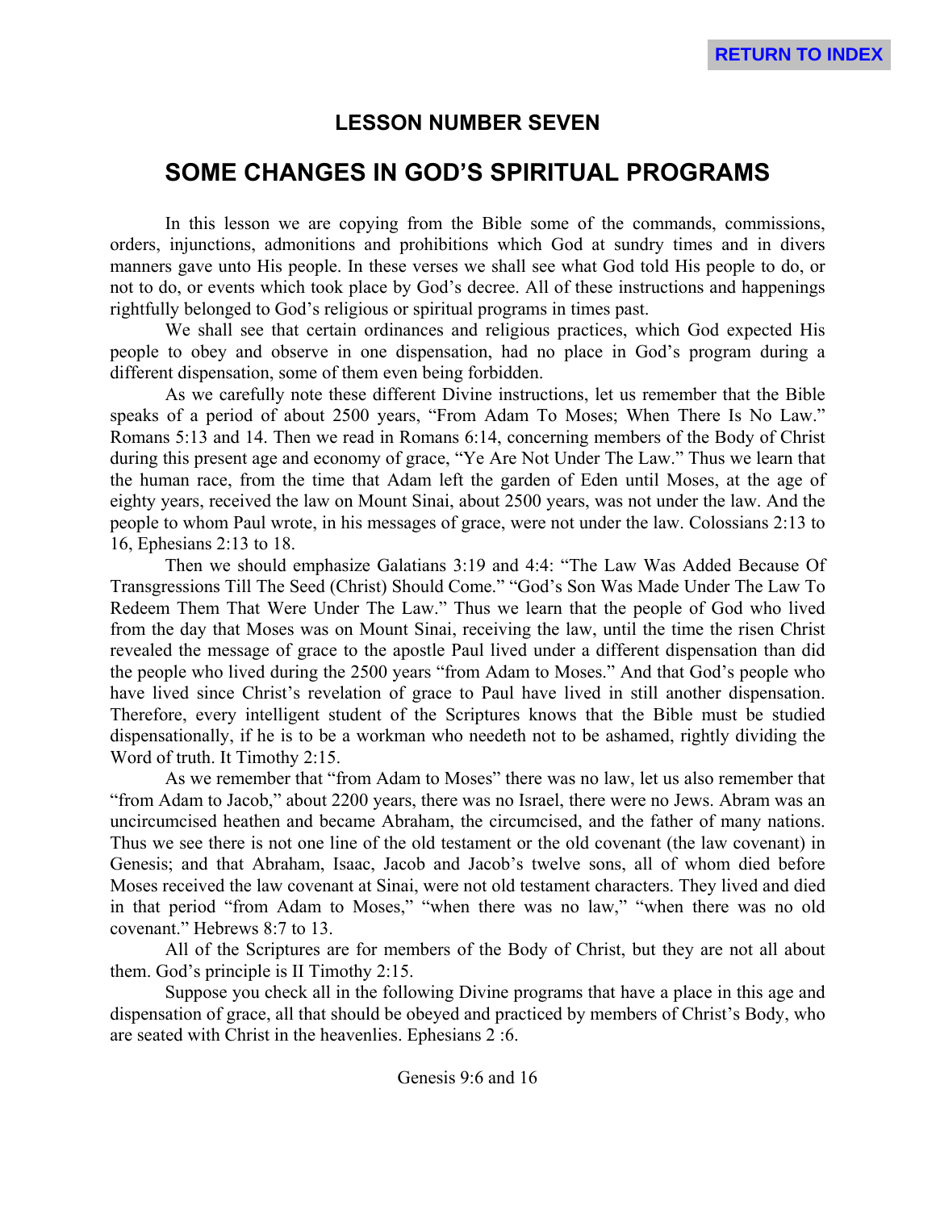## LESSON NUMBER SEVEN

## SOME CHANGES IN GOD'S SPIRITUAL PROGRAMS

In this lesson we are copying from the Bible some of the commands, commissions, orders, injunctions, admonitions and prohibitions which God at sundry times and in divers manners gave unto His people. In these verses we shall see what God told His people to do, or not to do, or events which took place by God's decree. All of these instructions and happenings rightfully belonged to God's religious or spiritual programs in times past.

We shall see that certain ordinances and religious practices, which God expected His people to obey and observe in one dispensation, had no place in God's program during a different dispensation, some of them even being forbidden.

As we carefully note these different Divine instructions, let us remember that the Bible speaks of a period of about 2500 years, "From Adam To Moses; When There Is No Law." Romans 5:13 and 14. Then we read in Romans 6:14, concerning members of the Body of Christ during this present age and economy of grace, "Ye Are Not Under The Law." Thus we learn that the human race, from the time that Adam left the garden of Eden until Moses, at the age of eighty years, received the law on Mount Sinai, about 2500 years, was not under the law. And the people to whom Paul wrote, in his messages of grace, were not under the law. Colossians 2:13 to 16, Ephesians 2:13 to 18.

Then we should emphasize Galatians 3:19 and 4:4: "The Law Was Added Because Of Transgressions Till The Seed (Christ) Should Come." "God's Son Was Made Under The Law To Redeem Them That Were Under The Law." Thus we learn that the people of God who lived from the day that Moses was on Mount Sinai, receiving the law, until the time the risen Christ revealed the message of grace to the apostle Paul lived under a different dispensation than did the people who lived during the 2500 years "from Adam to Moses." And that God's people who have lived since Christ's revelation of grace to Paul have lived in still another dispensation. Therefore, every intelligent student of the Scriptures knows that the Bible must be studied dispensationally, if he is to be a workman who needeth not to be ashamed, rightly dividing the Word of truth. It Timothy 2:15.

As we remember that "from Adam to Moses" there was no law, let us also remember that "from Adam to Jacob," about 2200 years, there was no Israel, there were no Jews. Abram was an uncircumcised heathen and became Abraham, the circumcised, and the father of many nations. Thus we see there is not one line of the old testament or the old covenant (the law covenant) in Genesis; and that Abraham, Isaac, Jacob and Jacob's twelve sons, all of whom died before Moses received the law covenant at Sinai, were not old testament characters. They lived and died in that period "from Adam to Moses," "when there was no law," "when there was no old covenant." Hebrews 8:7 to 13.

All of the Scriptures are for members of the Body of Christ, but they are not all about them. God's principle is II Timothy 2:15.

Suppose you check all in the following Divine programs that have a place in this age and dispensation of grace, all that should be obeyed and practiced by members of Christ's Body, who are seated with Christ in the heavenlies. Ephesians 2 :6.

Genesis 9:6 and 16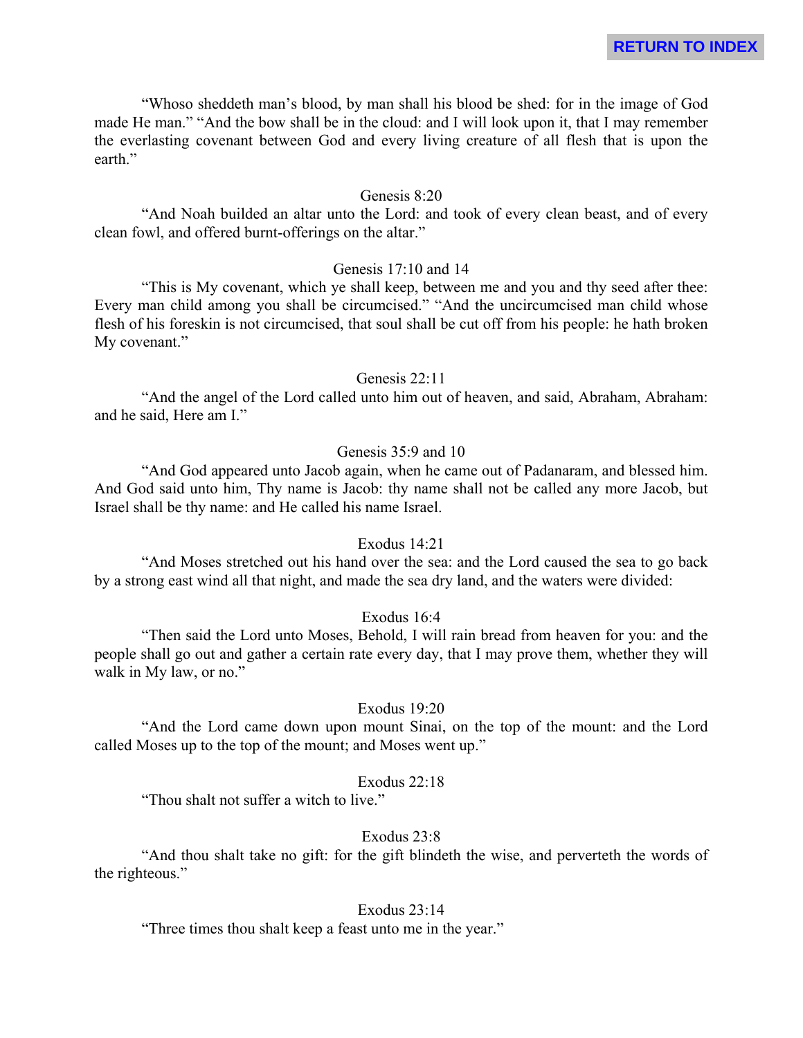"Whoso sheddeth man's blood, by man shall his blood be shed: for in the image of God made He man." "And the bow shall be in the cloud: and I will look upon it, that I may remember the everlasting covenant between God and every living creature of all flesh that is upon the earth."

Genesis 8:20

"And Noah builded an altar unto the Lord: and took of every clean beast, and of every clean fowl, and offered burnt-offerings on the altar."

Genesis 17:10 and 14

"This is My covenant, which ye shall keep, between me and you and thy seed after thee: Every man child among you shall be circumcised." "And the uncircumcised man child whose flesh of his foreskin is not circumcised, that soul shall be cut off from his people: he hath broken My covenant."

Genesis 22:11

"And the angel of the Lord called unto him out of heaven, and said, Abraham, Abraham: and he said, Here am I."

Genesis 35:9 and 10

"And God appeared unto Jacob again, when he came out of Padanaram, and blessed him. And God said unto him, Thy name is Jacob: thy name shall not be called any more Jacob, but Israel shall be thy name: and He called his name Israel.

Exodus 14:21

"And Moses stretched out his hand over the sea: and the Lord caused the sea to go back by a strong east wind all that night, and made the sea dry land, and the waters were divided:

Exodus 16:4

"Then said the Lord unto Moses, Behold, I will rain bread from heaven for you: and the people shall go out and gather a certain rate every day, that I may prove them, whether they will walk in My law, or no."

Exodus 19:20

"And the Lord came down upon mount Sinai, on the top of the mount: and the Lord called Moses up to the top of the mount; and Moses went up."

Exodus 22:18

"Thou shalt not suffer a witch to live."

Exodus 23:8

"And thou shalt take no gift: for the gift blindeth the wise, and perverteth the words of the righteous."

Exodus 23:14

"Three times thou shalt keep a feast unto me in the year."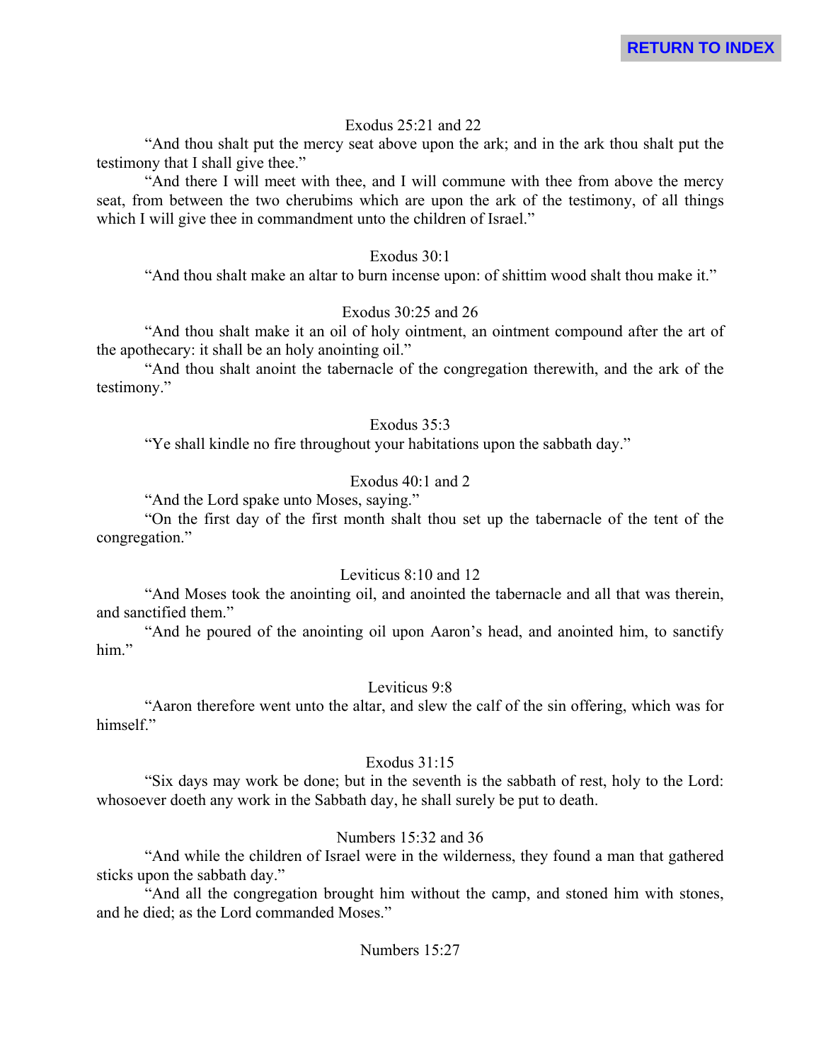RETURN TO INDEX

Exodus 25:21 and 22

"And thou shalt put the mercy seat above upon the ark; and in the ark thou shalt put the testimony that I shall give thee."

"And there I will meet with thee, and I will commune with thee from above the mercy seat, from between the two cherubims which are upon the ark of the testimony, of all things which I will give thee in commandment unto the children of Israel."

Exodus 30:1

"And thou shalt make an altar to burn incense upon: of shittim wood shalt thou make it."

Exodus 30:25 and 26

"And thou shalt make it an oil of holy ointment, an ointment compound after the art of the apothecary: it shall be an holy anointing oil."

"And thou shalt anoint the tabernacle of the congregation therewith, and the ark of the testimony."

Exodus 35:3

"Ye shall kindle no fire throughout your habitations upon the sabbath day."

Exodus 40:1 and 2

"And the Lord spake unto Moses, saying."

"On the first day of the first month shalt thou set up the tabernacle of the tent of the congregation."

Leviticus 8:10 and 12

"And Moses took the anointing oil, and anointed the tabernacle and all that was therein, and sanctified them."

"And he poured of the anointing oil upon Aaron's head, and anointed him, to sanctify him."

Leviticus 9:8

"Aaron therefore went unto the altar, and slew the calf of the sin offering, which was for himself."

Exodus 31:15

"Six days may work be done; but in the seventh is the sabbath of rest, holy to the Lord: whosoever doeth any work in the Sabbath day, he shall surely be put to death.

Numbers 15:32 and 36

"And while the children of Israel were in the wilderness, they found a man that gathered sticks upon the sabbath day."

"And all the congregation brought him without the camp, and stoned him with stones, and he died; as the Lord commanded Moses."

Numbers 15:27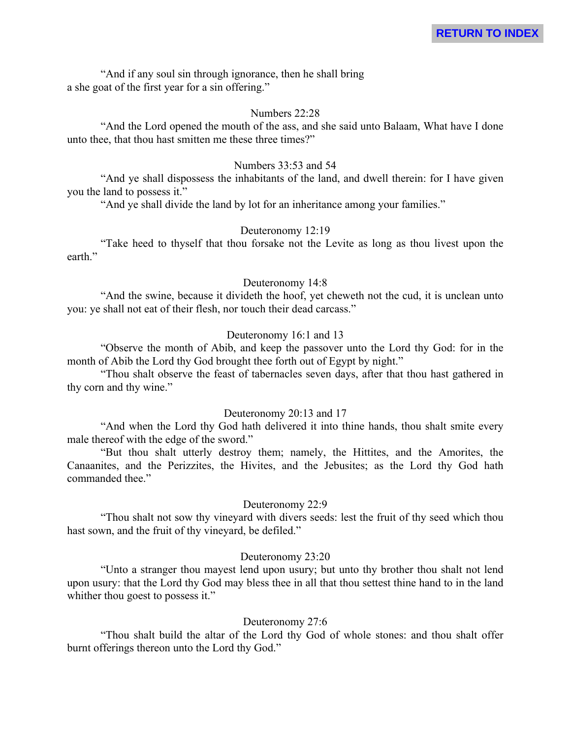“And if any soul sin through ignorance, then he shall bring a she goat of the first year for a sin offering.”

Numbers 22:28

“And the Lord opened the mouth of the ass, and she said unto Balaam, What have I done unto thee, that thou hast smitten me these three times?”

Numbers 33:53 and 54

“And ye shall dispossess the inhabitants of the land, and dwell therein: for I have given you the land to possess it.”

“And ye shall divide the land by lot for an inheritance among your families.”

Deuteronomy 12:19

“Take heed to thyself that thou forsake not the Levite as long as thou livest upon the earth.”

Deuteronomy 14:8

“And the swine, because it divideth the hoof, yet cheweth not the cud, it is unclean unto you: ye shall not eat of their flesh, nor touch their dead carcass.”

Deuteronomy 16:1 and 13

“Observe the month of Abib, and keep the passover unto the Lord thy God: for in the month of Abib the Lord thy God brought thee forth out of Egypt by night.”

“Thou shalt observe the feast of tabernacles seven days, after that thou hast gathered in thy corn and thy wine.”

Deuteronomy 20:13 and 17

“And when the Lord thy God hath delivered it into thine hands, thou shalt smite every male thereof with the edge of the sword.”

“But thou shalt utterly destroy them; namely, the Hittites, and the Amorites, the Canaanites, and the Perizzites, the Hivites, and the Jebusites; as the Lord thy God hath commanded thee.”

Deuteronomy 22:9

“Thou shalt not sow thy vineyard with divers seeds: lest the fruit of thy seed which thou hast sown, and the fruit of thy vineyard, be defiled.”

Deuteronomy 23:20

“Unto a stranger thou mayest lend upon usury; but unto thy brother thou shalt not lend upon usury: that the Lord thy God may bless thee in all that thou settest thine hand to in the land whither thou goest to possess it.”

Deuteronomy 27:6

“Thou shalt build the altar of the Lord thy God of whole stones: and thou shalt offer burnt offerings thereon unto the Lord thy God.”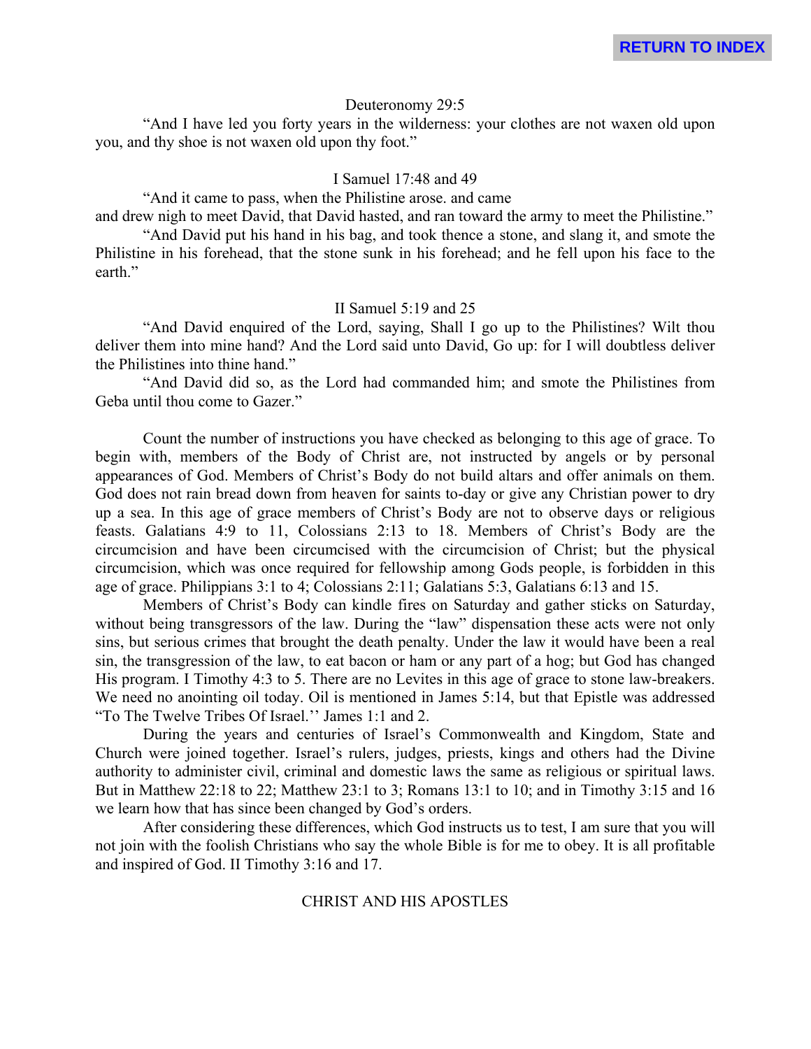Deuteronomy 29:5

"And I have led you forty years in the wilderness: your clothes are not waxen old upon you, and thy shoe is not waxen old upon thy foot."

I Samuel 17:48 and 49

"And it came to pass, when the Philistine arose. and came and drew nigh to meet David, that David hasted, and ran toward the army to meet the Philistine."

"And David put his hand in his bag, and took thence a stone, and slang it, and smote the Philistine in his forehead, that the stone sunk in his forehead; and he fell upon his face to the earth."

II Samuel 5:19 and 25

"And David enquired of the Lord, saying, Shall I go up to the Philistines? Wilt thou deliver them into mine hand? And the Lord said unto David, Go up: for I will doubtless deliver the Philistines into thine hand."

"And David did so, as the Lord had commanded him; and smote the Philistines from Geba until thou come to Gazer."

Count the number of instructions you have checked as belonging to this age of grace. To begin with, members of the Body of Christ are, not instructed by angels or by personal appearances of God. Members of Christ's Body do not build altars and offer animals on them. God does not rain bread down from heaven for saints to-day or give any Christian power to dry up a sea. In this age of grace members of Christ's Body are not to observe days or religious feasts. Galatians 4:9 to 11, Colossians 2:13 to 18. Members of Christ's Body are the circumcision and have been circumcised with the circumcision of Christ; but the physical circumcision, which was once required for fellowship among Gods people, is forbidden in this age of grace. Philippians 3:1 to 4; Colossians 2:11; Galatians 5:3, Galatians 6:13 and 15.

Members of Christ's Body can kindle fires on Saturday and gather sticks on Saturday, without being transgressors of the law. During the "law" dispensation these acts were not only sins, but serious crimes that brought the death penalty. Under the law it would have been a real sin, the transgression of the law, to eat bacon or ham or any part of a hog; but God has changed His program. I Timothy 4:3 to 5. There are no Levites in this age of grace to stone law-breakers. We need no anointing oil today. Oil is mentioned in James 5:14, but that Epistle was addressed "To The Twelve Tribes Of Israel.'' James 1:1 and 2.

During the years and centuries of Israel's Commonwealth and Kingdom, State and Church were joined together. Israel's rulers, judges, priests, kings and others had the Divine authority to administer civil, criminal and domestic laws the same as religious or spiritual laws. But in Matthew 22:18 to 22; Matthew 23:1 to 3; Romans 13:1 to 10; and in Timothy 3:15 and 16 we learn how that has since been changed by God's orders.

After considering these differences, which God instructs us to test, I am sure that you will not join with the foolish Christians who say the whole Bible is for me to obey. It is all profitable and inspired of God. II Timothy 3:16 and 17.

## CHRIST AND HIS APOSTLES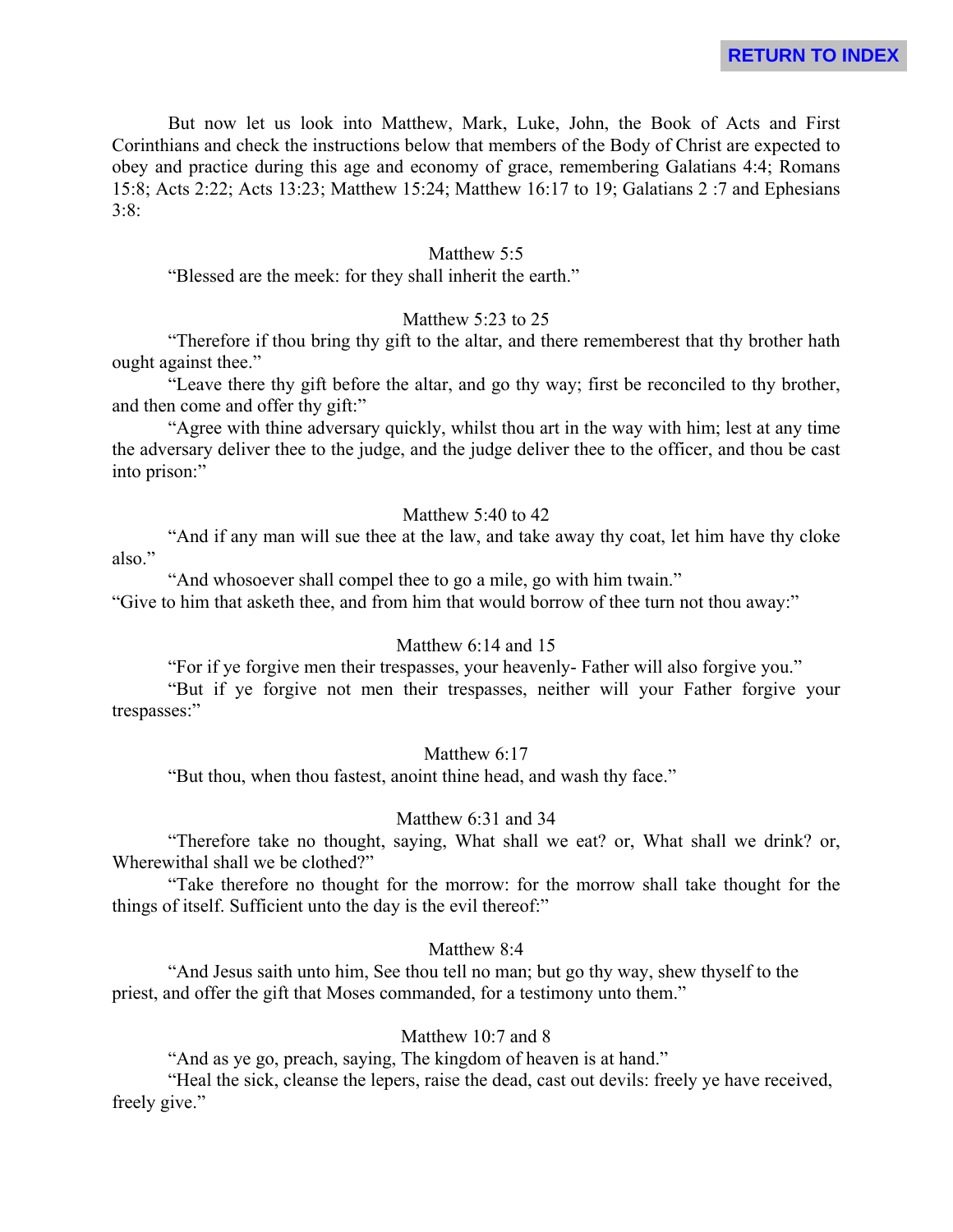RETURN TO INDEX

But now let us look into Matthew, Mark, Luke, John, the Book of Acts and First Corinthians and check the instructions below that members of the Body of Christ are expected to obey and practice during this age and economy of grace, remembering Galatians 4:4; Romans 15:8; Acts 2:22; Acts 13:23; Matthew 15:24; Matthew 16:17 to 19; Galatians 2 :7 and Ephesians 3:8:

Matthew 5:5

"Blessed are the meek: for they shall inherit the earth."

Matthew 5:23 to 25

"Therefore if thou bring thy gift to the altar, and there rememberest that thy brother hath ought against thee."

"Leave there thy gift before the altar, and go thy way; first be reconciled to thy brother, and then come and offer thy gift:"

"Agree with thine adversary quickly, whilst thou art in the way with him; lest at any time the adversary deliver thee to the judge, and the judge deliver thee to the officer, and thou be cast into prison:"

Matthew 5:40 to 42

"And if any man will sue thee at the law, and take away thy coat, let him have thy cloke also."

"And whosoever shall compel thee to go a mile, go with him twain."

"Give to him that asketh thee, and from him that would borrow of thee turn not thou away:"

Matthew 6:14 and 15

"For if ye forgive men their trespasses, your heavenly- Father will also forgive you."

"But if ye forgive not men their trespasses, neither will your Father forgive your trespasses:"

Matthew 6:17

"But thou, when thou fastest, anoint thine head, and wash thy face."

Matthew 6:31 and 34

"Therefore take no thought, saying, What shall we eat? or, What shall we drink? or, Wherewithal shall we be clothed?"

"Take therefore no thought for the morrow: for the morrow shall take thought for the things of itself. Sufficient unto the day is the evil thereof:"

Matthew 8:4

"And Jesus saith unto him, See thou tell no man; but go thy way, shew thyself to the priest, and offer the gift that Moses commanded, for a testimony unto them."

Matthew 10:7 and 8

"And as ye go, preach, saying, The kingdom of heaven is at hand."

"Heal the sick, cleanse the lepers, raise the dead, cast out devils: freely ye have received, freely give."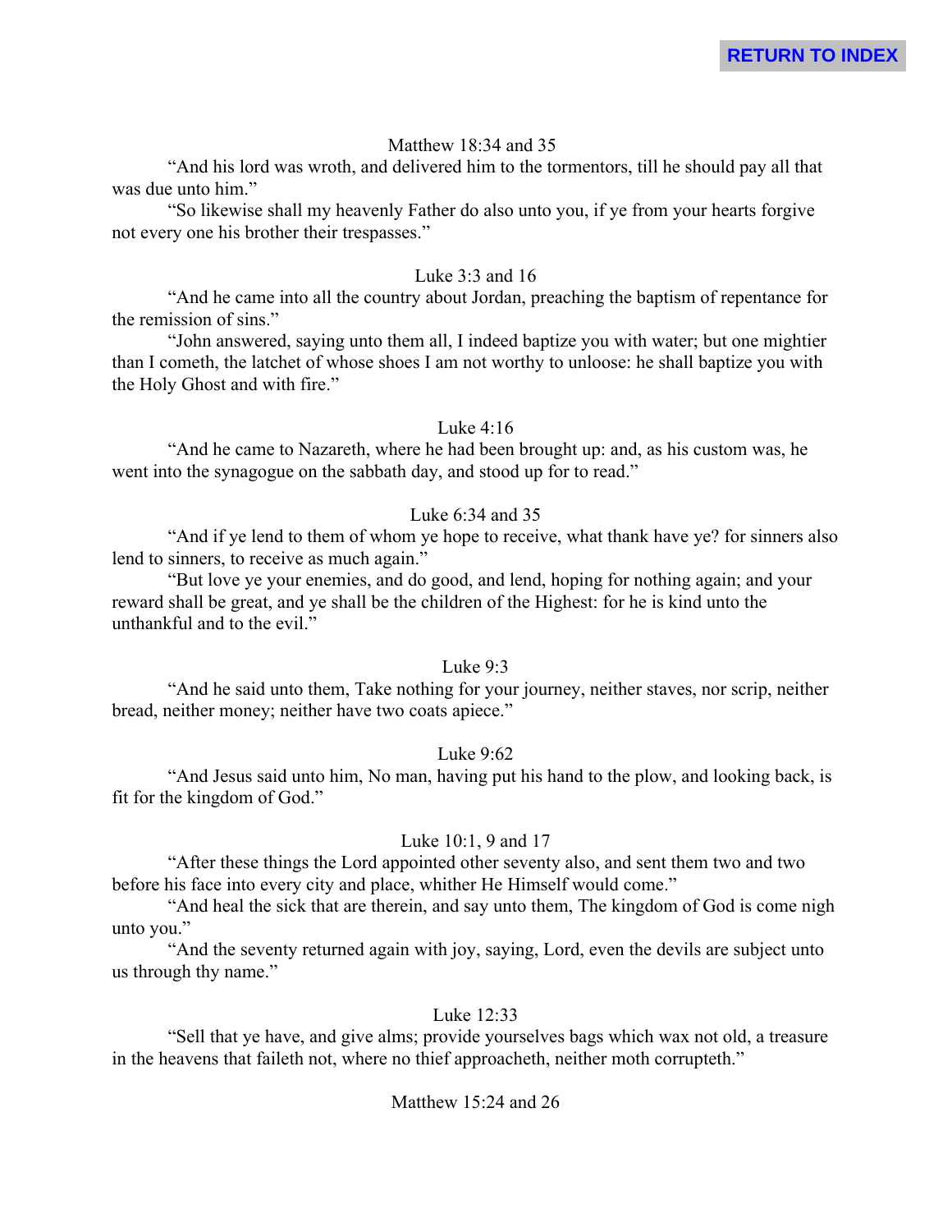Matthew 18:34 and 35

"And his lord was wroth, and delivered him to the tormentors, till he should pay all that was due unto him."

"So likewise shall my heavenly Father do also unto you, if ye from your hearts forgive not every one his brother their trespasses."

Luke 3:3 and 16

"And he came into all the country about Jordan, preaching the baptism of repentance for the remission of sins."

"John answered, saying unto them all, I indeed baptize you with water; but one mightier than I cometh, the latchet of whose shoes I am not worthy to unloose: he shall baptize you with the Holy Ghost and with fire."

Luke 4:16

"And he came to Nazareth, where he had been brought up: and, as his custom was, he went into the synagogue on the sabbath day, and stood up for to read."

Luke 6:34 and 35

"And if ye lend to them of whom ye hope to receive, what thank have ye? for sinners also lend to sinners, to receive as much again."

"But love ye your enemies, and do good, and lend, hoping for nothing again; and your reward shall be great, and ye shall be the children of the Highest: for he is kind unto the unthankful and to the evil."

Luke 9:3

"And he said unto them, Take nothing for your journey, neither staves, nor scrip, neither bread, neither money; neither have two coats apiece."

Luke 9:62

"And Jesus said unto him, No man, having put his hand to the plow, and looking back, is fit for the kingdom of God."

Luke 10:1, 9 and 17

"After these things the Lord appointed other seventy also, and sent them two and two before his face into every city and place, whither He Himself would come."

"And heal the sick that are therein, and say unto them, The kingdom of God is come nigh unto you."

"And the seventy returned again with joy, saying, Lord, even the devils are subject unto us through thy name."

Luke 12:33

"Sell that ye have, and give alms; provide yourselves bags which wax not old, a treasure in the heavens that faileth not, where no thief approacheth, neither moth corrupteth."

Matthew 15:24 and 26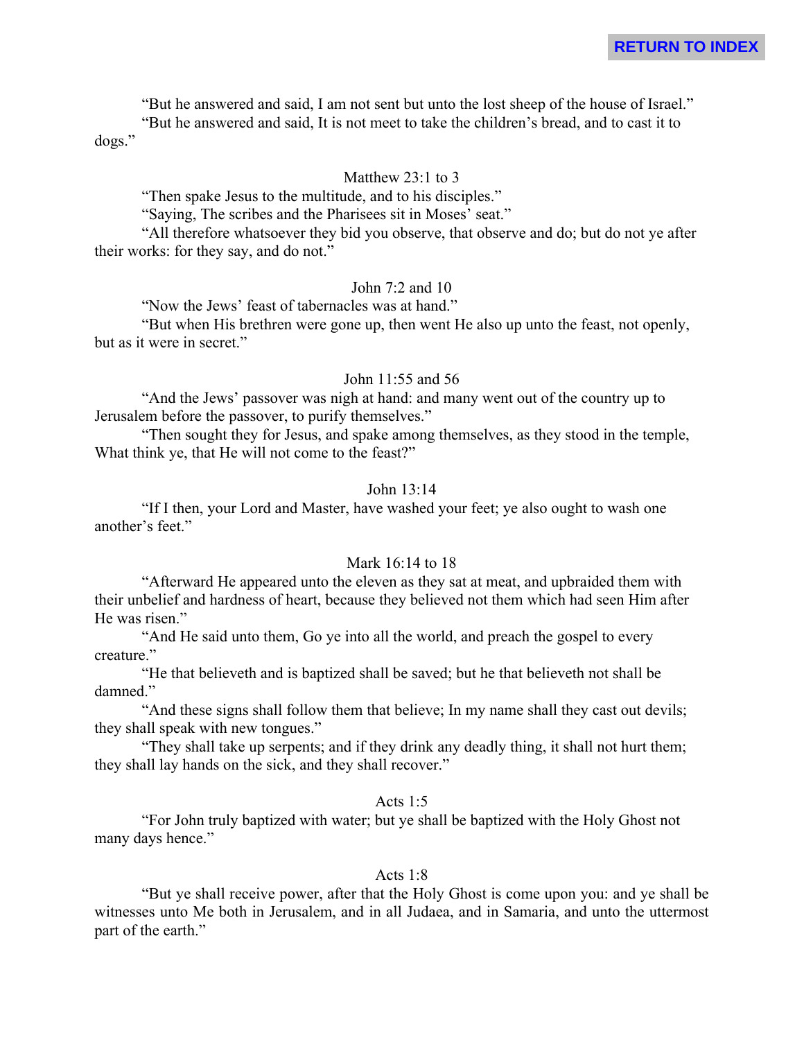“But he answered and said, I am not sent but unto the lost sheep of the house of Israel.”

“But he answered and said, It is not meet to take the children’s bread, and to cast it to dogs.”

Matthew 23:1 to 3

“Then spake Jesus to the multitude, and to his disciples.”

“Saying, The scribes and the Pharisees sit in Moses’ seat.”

“All therefore whatsoever they bid you observe, that observe and do; but do not ye after their works: for they say, and do not.”

John 7:2 and 10

“Now the Jews’ feast of tabernacles was at hand.”

“But when His brethren were gone up, then went He also up unto the feast, not openly, but as it were in secret.”

John 11:55 and 56

“And the Jews’ passover was nigh at hand: and many went out of the country up to Jerusalem before the passover, to purify themselves.”

“Then sought they for Jesus, and spake among themselves, as they stood in the temple, What think ye, that He will not come to the feast?”

John 13:14

“If I then, your Lord and Master, have washed your feet; ye also ought to wash one another’s feet.”

Mark 16:14 to 18

“Afterward He appeared unto the eleven as they sat at meat, and upbraided them with their unbelief and hardness of heart, because they believed not them which had seen Him after He was risen.”

“And He said unto them, Go ye into all the world, and preach the gospel to every creature.”

“He that believeth and is baptized shall be saved; but he that believeth not shall be damned.”

“And these signs shall follow them that believe; In my name shall they cast out devils; they shall speak with new tongues.”

“They shall take up serpents; and if they drink any deadly thing, it shall not hurt them; they shall lay hands on the sick, and they shall recover.”

Acts 1:5

“For John truly baptized with water; but ye shall be baptized with the Holy Ghost not many days hence.”

Acts 1:8

“But ye shall receive power, after that the Holy Ghost is come upon you: and ye shall be witnesses unto Me both in Jerusalem, and in all Judaea, and in Samaria, and unto the uttermost part of the earth.”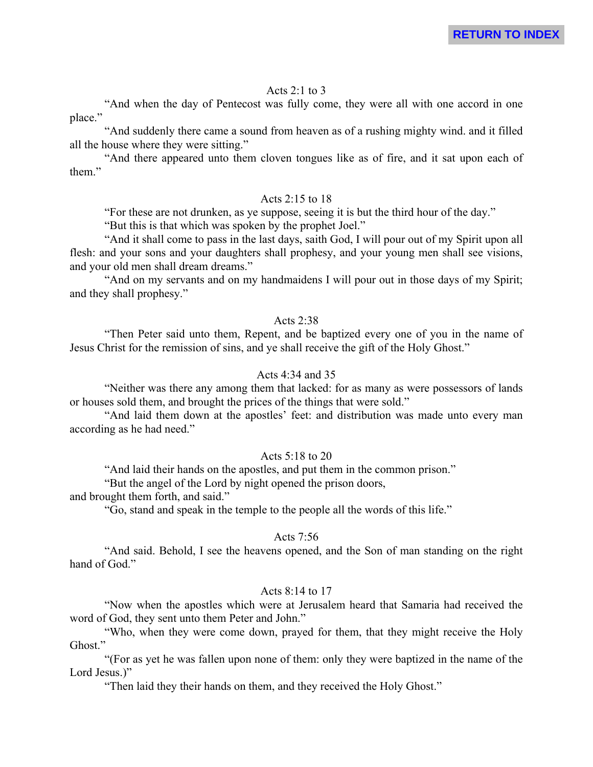RETURN TO INDEX

Acts 2:1 to 3

"And when the day of Pentecost was fully come, they were all with one accord in one place."

"And suddenly there came a sound from heaven as of a rushing mighty wind. and it filled all the house where they were sitting."

"And there appeared unto them cloven tongues like as of fire, and it sat upon each of them."

Acts 2:15 to 18

"For these are not drunken, as ye suppose, seeing it is but the third hour of the day."

"But this is that which was spoken by the prophet Joel."

"And it shall come to pass in the last days, saith God, I will pour out of my Spirit upon all flesh: and your sons and your daughters shall prophesy, and your young men shall see visions, and your old men shall dream dreams."

"And on my servants and on my handmaidens I will pour out in those days of my Spirit; and they shall prophesy."

Acts 2:38

"Then Peter said unto them, Repent, and be baptized every one of you in the name of Jesus Christ for the remission of sins, and ye shall receive the gift of the Holy Ghost."

Acts 4:34 and 35

"Neither was there any among them that lacked: for as many as were possessors of lands or houses sold them, and brought the prices of the things that were sold."

"And laid them down at the apostles' feet: and distribution was made unto every man according as he had need."

Acts 5:18 to 20

"And laid their hands on the apostles, and put them in the common prison."

"But the angel of the Lord by night opened the prison doors,
and brought them forth, and said."

"Go, stand and speak in the temple to the people all the words of this life."

Acts 7:56

"And said. Behold, I see the heavens opened, and the Son of man standing on the right hand of God."

Acts 8:14 to 17

"Now when the apostles which were at Jerusalem heard that Samaria had received the word of God, they sent unto them Peter and John."

"Who, when they were come down, prayed for them, that they might receive the Holy Ghost."

"(For as yet he was fallen upon none of them: only they were baptized in the name of the Lord Jesus.)"

"Then laid they their hands on them, and they received the Holy Ghost."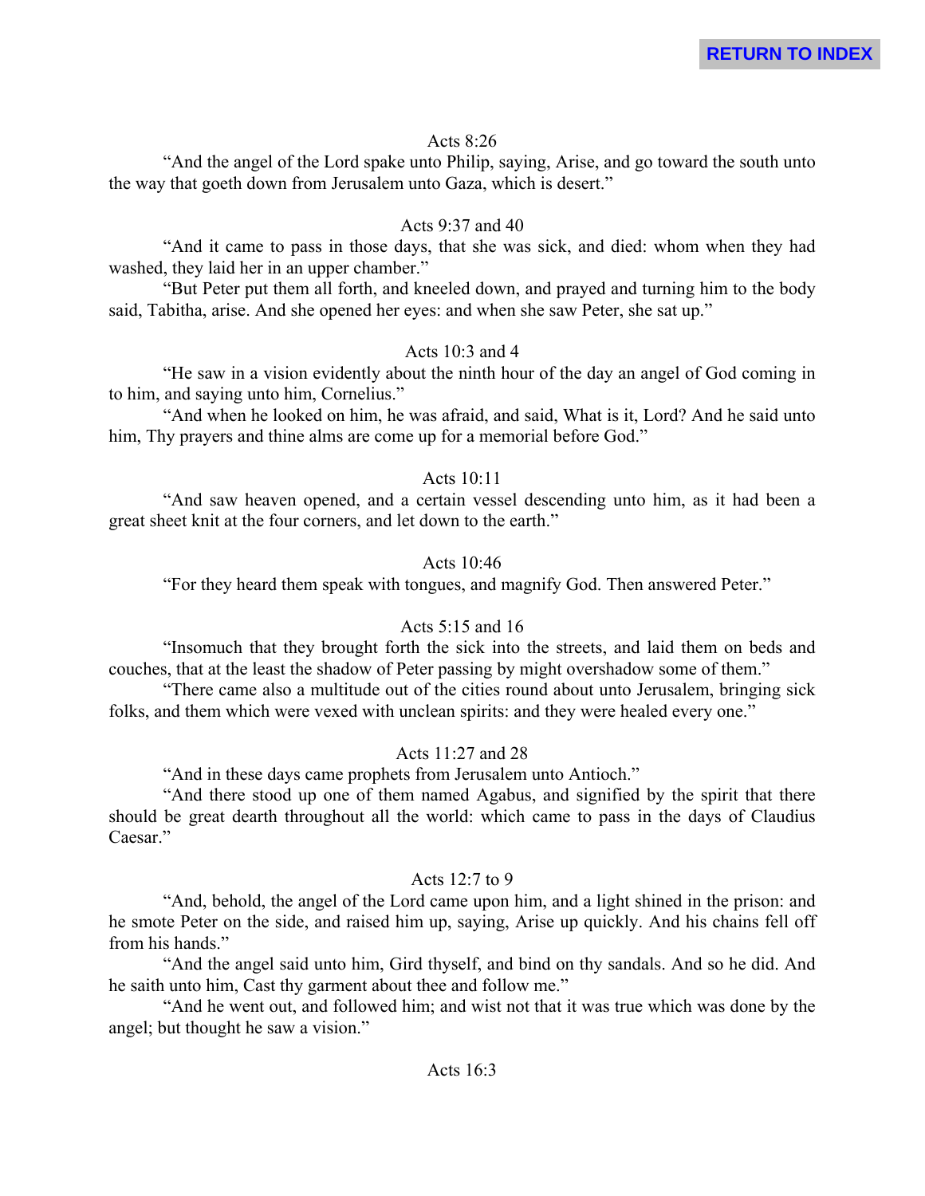Acts 8:26

"And the angel of the Lord spake unto Philip, saying, Arise, and go toward the south unto the way that goeth down from Jerusalem unto Gaza, which is desert."

Acts 9:37 and 40

"And it came to pass in those days, that she was sick, and died: whom when they had washed, they laid her in an upper chamber."

"But Peter put them all forth, and kneeled down, and prayed and turning him to the body said, Tabitha, arise. And she opened her eyes: and when she saw Peter, she sat up."

Acts 10:3 and 4

"He saw in a vision evidently about the ninth hour of the day an angel of God coming in to him, and saying unto him, Cornelius."

"And when he looked on him, he was afraid, and said, What is it, Lord? And he said unto him, Thy prayers and thine alms are come up for a memorial before God."

Acts 10:11

"And saw heaven opened, and a certain vessel descending unto him, as it had been a great sheet knit at the four corners, and let down to the earth."

Acts 10:46

"For they heard them speak with tongues, and magnify God. Then answered Peter."

Acts 5:15 and 16

"Insomuch that they brought forth the sick into the streets, and laid them on beds and couches, that at the least the shadow of Peter passing by might overshadow some of them."

"There came also a multitude out of the cities round about unto Jerusalem, bringing sick folks, and them which were vexed with unclean spirits: and they were healed every one."

Acts 11:27 and 28

"And in these days came prophets from Jerusalem unto Antioch."

"And there stood up one of them named Agabus, and signified by the spirit that there should be great dearth throughout all the world: which came to pass in the days of Claudius Caesar."

Acts 12:7 to 9

"And, behold, the angel of the Lord came upon him, and a light shined in the prison: and he smote Peter on the side, and raised him up, saying, Arise up quickly. And his chains fell off from his hands."

"And the angel said unto him, Gird thyself, and bind on thy sandals. And so he did. And he saith unto him, Cast thy garment about thee and follow me."

"And he went out, and followed him; and wist not that it was true which was done by the angel; but thought he saw a vision."

Acts 16:3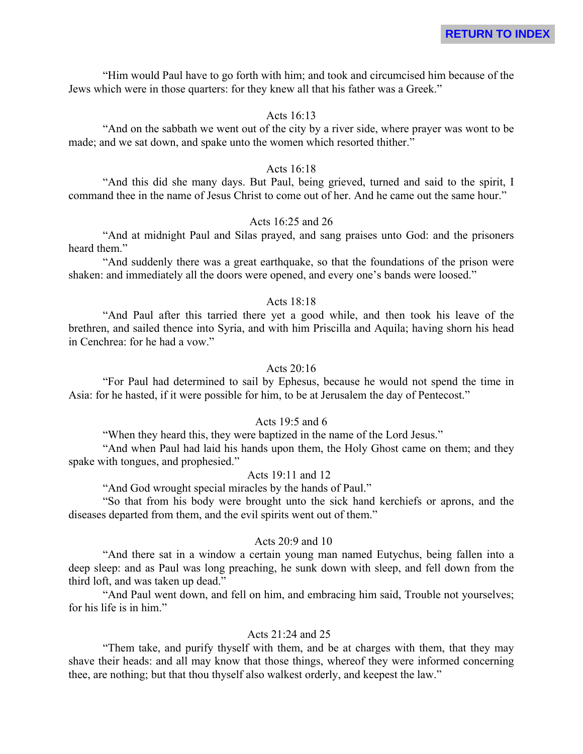"Him would Paul have to go forth with him; and took and circumcised him because of the Jews which were in those quarters: for they knew all that his father was a Greek."

Acts 16:13

"And on the sabbath we went out of the city by a river side, where prayer was wont to be made; and we sat down, and spake unto the women which resorted thither."

Acts 16:18

"And this did she many days. But Paul, being grieved, turned and said to the spirit, I command thee in the name of Jesus Christ to come out of her. And he came out the same hour."

Acts 16:25 and 26

"And at midnight Paul and Silas prayed, and sang praises unto God: and the prisoners heard them."

"And suddenly there was a great earthquake, so that the foundations of the prison were shaken: and immediately all the doors were opened, and every one's bands were loosed."

Acts 18:18

"And Paul after this tarried there yet a good while, and then took his leave of the brethren, and sailed thence into Syria, and with him Priscilla and Aquila; having shorn his head in Cenchrea: for he had a vow."

Acts 20:16

"For Paul had determined to sail by Ephesus, because he would not spend the time in Asia: for he hasted, if it were possible for him, to be at Jerusalem the day of Pentecost."

Acts 19:5 and 6

"When they heard this, they were baptized in the name of the Lord Jesus."

"And when Paul had laid his hands upon them, the Holy Ghost came on them; and they spake with tongues, and prophesied."

Acts 19:11 and 12

"And God wrought special miracles by the hands of Paul."

"So that from his body were brought unto the sick hand kerchiefs or aprons, and the diseases departed from them, and the evil spirits went out of them."

Acts 20:9 and 10

"And there sat in a window a certain young man named Eutychus, being fallen into a deep sleep: and as Paul was long preaching, he sunk down with sleep, and fell down from the third loft, and was taken up dead."

"And Paul went down, and fell on him, and embracing him said, Trouble not yourselves; for his life is in him."

Acts 21:24 and 25

"Them take, and purify thyself with them, and be at charges with them, that they may shave their heads: and all may know that those things, whereof they were informed concerning thee, are nothing; but that thou thyself also walkest orderly, and keepest the law."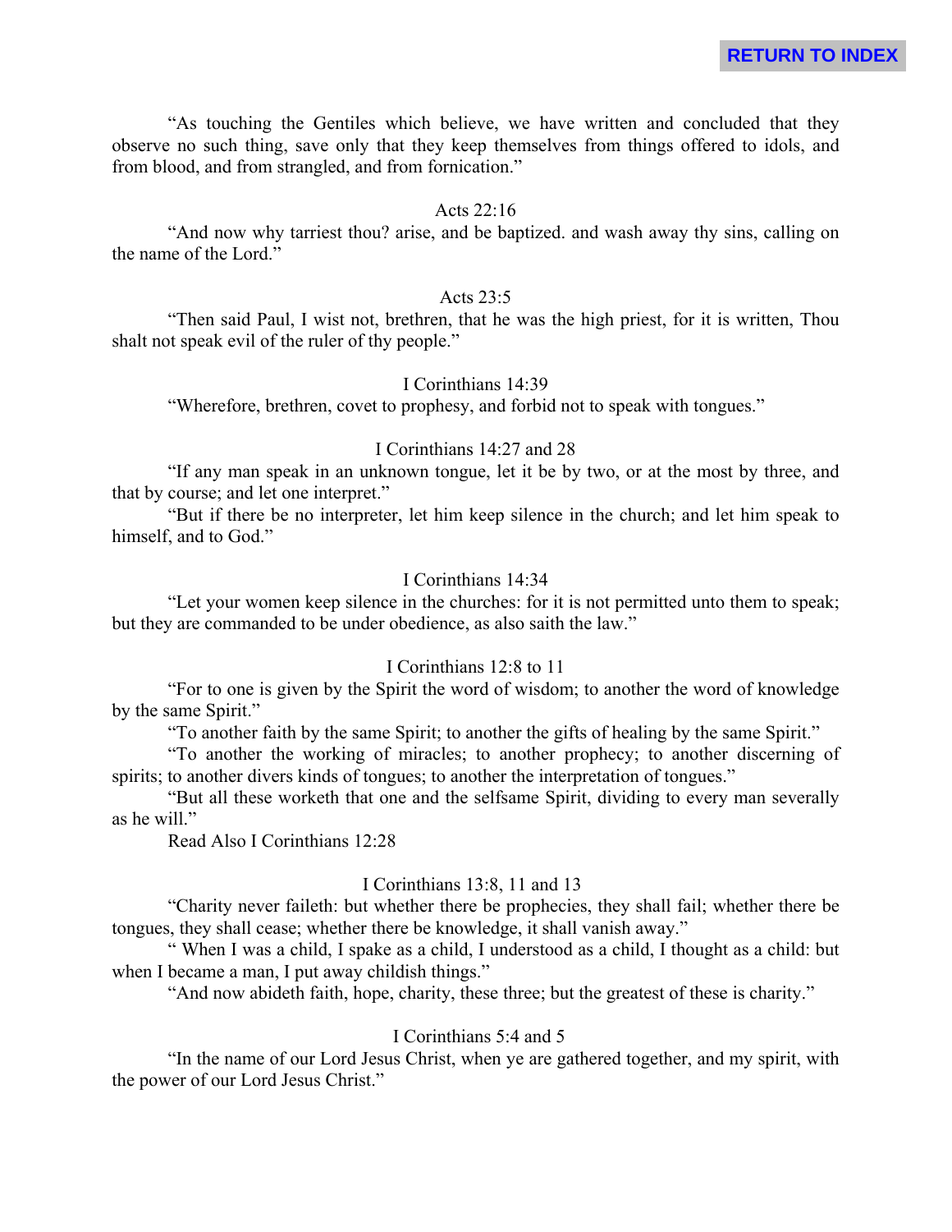RETURN TO INDEX

"As touching the Gentiles which believe, we have written and concluded that they observe no such thing, save only that they keep themselves from things offered to idols, and from blood, and from strangled, and from fornication."

Acts 22:16

"And now why tarriest thou? arise, and be baptized. and wash away thy sins, calling on the name of the Lord."

Acts 23:5

"Then said Paul, I wist not, brethren, that he was the high priest, for it is written, Thou shalt not speak evil of the ruler of thy people."

I Corinthians 14:39

"Wherefore, brethren, covet to prophesy, and forbid not to speak with tongues."

I Corinthians 14:27 and 28

"If any man speak in an unknown tongue, let it be by two, or at the most by three, and that by course; and let one interpret."

"But if there be no interpreter, let him keep silence in the church; and let him speak to himself, and to God."

I Corinthians 14:34

"Let your women keep silence in the churches: for it is not permitted unto them to speak; but they are commanded to be under obedience, as also saith the law."

I Corinthians 12:8 to 11

"For to one is given by the Spirit the word of wisdom; to another the word of knowledge by the same Spirit."

"To another faith by the same Spirit; to another the gifts of healing by the same Spirit."

"To another the working of miracles; to another prophecy; to another discerning of spirits; to another divers kinds of tongues; to another the interpretation of tongues."

"But all these worketh that one and the selfsame Spirit, dividing to every man severally as he will."

Read Also I Corinthians 12:28

I Corinthians 13:8, 11 and 13

"Charity never faileth: but whether there be prophecies, they shall fail; whether there be tongues, they shall cease; whether there be knowledge, it shall vanish away."

" When I was a child, I spake as a child, I understood as a child, I thought as a child: but when I became a man, I put away childish things."

"And now abideth faith, hope, charity, these three; but the greatest of these is charity."

I Corinthians 5:4 and 5

"In the name of our Lord Jesus Christ, when ye are gathered together, and my spirit, with the power of our Lord Jesus Christ."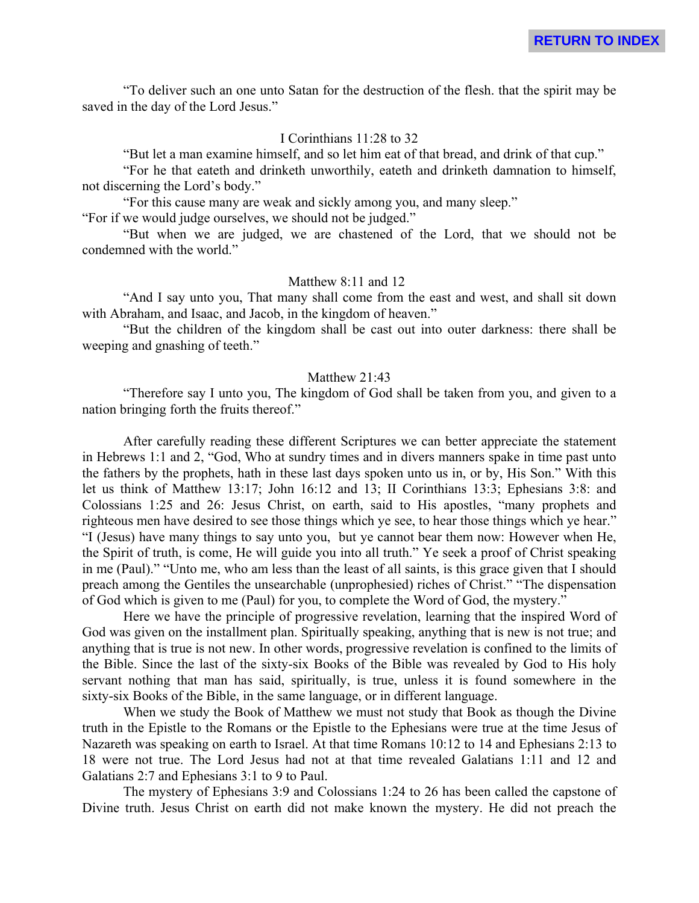"To deliver such an one unto Satan for the destruction of the flesh. that the spirit may be saved in the day of the Lord Jesus."

I Corinthians 11:28 to 32

"But let a man examine himself, and so let him eat of that bread, and drink of that cup."

"For he that eateth and drinketh unworthily, eateth and drinketh damnation to himself, not discerning the Lord's body."

"For this cause many are weak and sickly among you, and many sleep."

"For if we would judge ourselves, we should not be judged."

"But when we are judged, we are chastened of the Lord, that we should not be condemned with the world."

Matthew 8:11 and 12

"And I say unto you, That many shall come from the east and west, and shall sit down with Abraham, and Isaac, and Jacob, in the kingdom of heaven."

"But the children of the kingdom shall be cast out into outer darkness: there shall be weeping and gnashing of teeth."

Matthew 21:43

"Therefore say I unto you, The kingdom of God shall be taken from you, and given to a nation bringing forth the fruits thereof."

After carefully reading these different Scriptures we can better appreciate the statement in Hebrews 1:1 and 2, "God, Who at sundry times and in divers manners spake in time past unto the fathers by the prophets, hath in these last days spoken unto us in, or by, His Son." With this let us think of Matthew 13:17; John 16:12 and 13; II Corinthians 13:3; Ephesians 3:8: and Colossians 1:25 and 26: Jesus Christ, on earth, said to His apostles, "many prophets and righteous men have desired to see those things which ye see, to hear those things which ye hear." "I (Jesus) have many things to say unto you, but ye cannot bear them now: However when He, the Spirit of truth, is come, He will guide you into all truth." Ye seek a proof of Christ speaking in me (Paul)." "Unto me, who am less than the least of all saints, is this grace given that I should preach among the Gentiles the unsearchable (unprophesied) riches of Christ." "The dispensation of God which is given to me (Paul) for you, to complete the Word of God, the mystery."

Here we have the principle of progressive revelation, learning that the inspired Word of God was given on the installment plan. Spiritually speaking, anything that is new is not true; and anything that is true is not new. In other words, progressive revelation is confined to the limits of the Bible. Since the last of the sixty-six Books of the Bible was revealed by God to His holy servant nothing that man has said, spiritually, is true, unless it is found somewhere in the sixty-six Books of the Bible, in the same language, or in different language.

When we study the Book of Matthew we must not study that Book as though the Divine truth in the Epistle to the Romans or the Epistle to the Ephesians were true at the time Jesus of Nazareth was speaking on earth to Israel. At that time Romans 10:12 to 14 and Ephesians 2:13 to 18 were not true. The Lord Jesus had not at that time revealed Galatians 1:11 and 12 and Galatians 2:7 and Ephesians 3:1 to 9 to Paul.

The mystery of Ephesians 3:9 and Colossians 1:24 to 26 has been called the capstone of Divine truth. Jesus Christ on earth did not make known the mystery. He did not preach the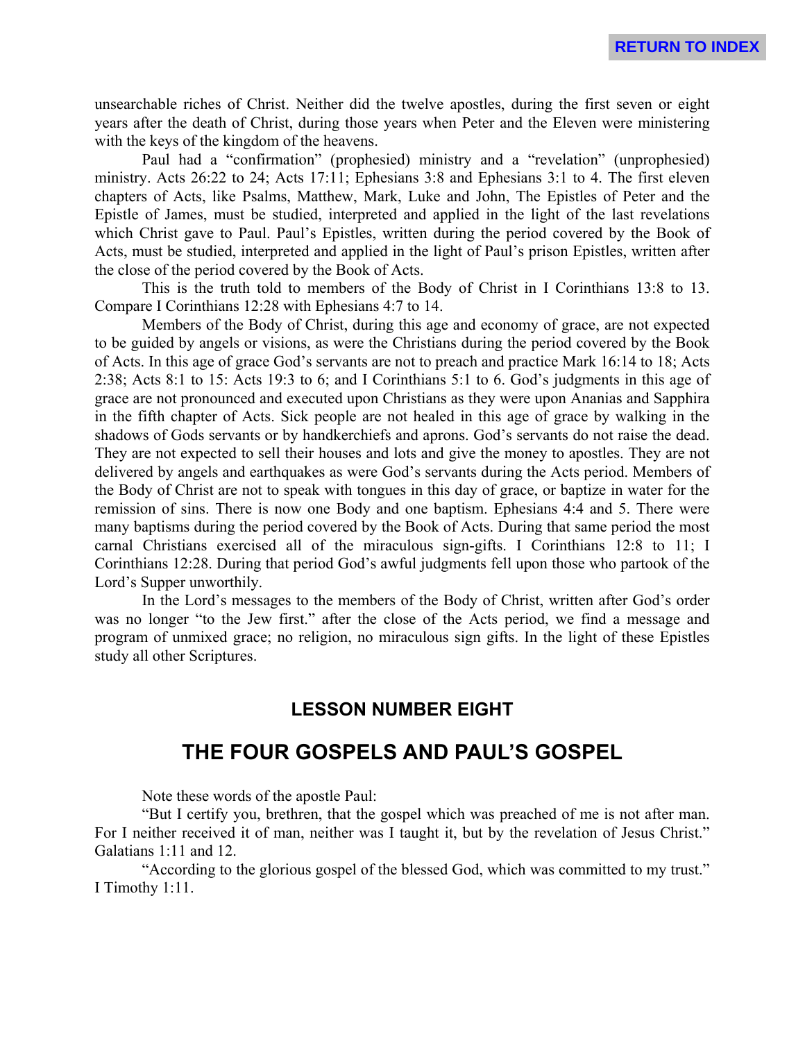unsearchable riches of Christ. Neither did the twelve apostles, during the first seven or eight years after the death of Christ, during those years when Peter and the Eleven were ministering with the keys of the kingdom of the heavens.

Paul had a "confirmation" (prophesied) ministry and a "revelation" (unprophesied) ministry. Acts 26:22 to 24; Acts 17:11; Ephesians 3:8 and Ephesians 3:1 to 4. The first eleven chapters of Acts, like Psalms, Matthew, Mark, Luke and John, The Epistles of Peter and the Epistle of James, must be studied, interpreted and applied in the light of the last revelations which Christ gave to Paul. Paul's Epistles, written during the period covered by the Book of Acts, must be studied, interpreted and applied in the light of Paul's prison Epistles, written after the close of the period covered by the Book of Acts.

This is the truth told to members of the Body of Christ in I Corinthians 13:8 to 13. Compare I Corinthians 12:28 with Ephesians 4:7 to 14.

Members of the Body of Christ, during this age and economy of grace, are not expected to be guided by angels or visions, as were the Christians during the period covered by the Book of Acts. In this age of grace God's servants are not to preach and practice Mark 16:14 to 18; Acts 2:38; Acts 8:1 to 15: Acts 19:3 to 6; and I Corinthians 5:1 to 6. God's judgments in this age of grace are not pronounced and executed upon Christians as they were upon Ananias and Sapphira in the fifth chapter of Acts. Sick people are not healed in this age of grace by walking in the shadows of Gods servants or by handkerchiefs and aprons. God's servants do not raise the dead. They are not expected to sell their houses and lots and give the money to apostles. They are not delivered by angels and earthquakes as were God's servants during the Acts period. Members of the Body of Christ are not to speak with tongues in this day of grace, or baptize in water for the remission of sins. There is now one Body and one baptism. Ephesians 4:4 and 5. There were many baptisms during the period covered by the Book of Acts. During that same period the most carnal Christians exercised all of the miraculous sign-gifts. I Corinthians 12:8 to 11; I Corinthians 12:28. During that period God's awful judgments fell upon those who partook of the Lord's Supper unworthily.

In the Lord's messages to the members of the Body of Christ, written after God's order was no longer "to the Jew first." after the close of the Acts period, we find a message and program of unmixed grace; no religion, no miraculous sign gifts. In the light of these Epistles study all other Scriptures.

### LESSON NUMBER EIGHT

## THE FOUR GOSPELS AND PAUL'S GOSPEL

Note these words of the apostle Paul:

"But I certify you, brethren, that the gospel which was preached of me is not after man. For I neither received it of man, neither was I taught it, but by the revelation of Jesus Christ." Galatians 1:11 and 12.

"According to the glorious gospel of the blessed God, which was committed to my trust." I Timothy 1:11.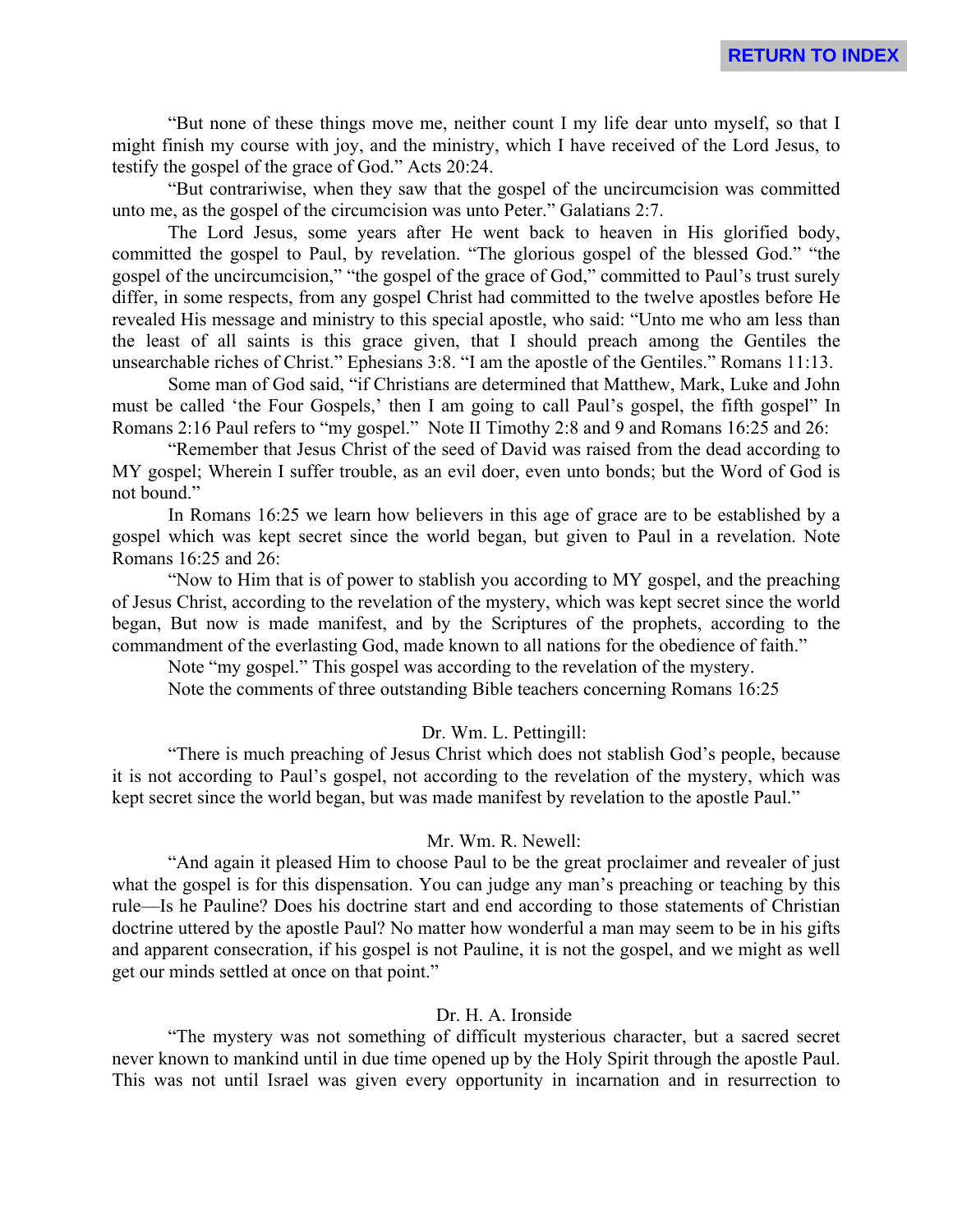"But none of these things move me, neither count I my life dear unto myself, so that I might finish my course with joy, and the ministry, which I have received of the Lord Jesus, to testify the gospel of the grace of God." Acts 20:24.

"But contrariwise, when they saw that the gospel of the uncircumcision was committed unto me, as the gospel of the circumcision was unto Peter." Galatians 2:7.

The Lord Jesus, some years after He went back to heaven in His glorified body, committed the gospel to Paul, by revelation. "The glorious gospel of the blessed God." "the gospel of the uncircumcision," "the gospel of the grace of God," committed to Paul's trust surely differ, in some respects, from any gospel Christ had committed to the twelve apostles before He revealed His message and ministry to this special apostle, who said: "Unto me who am less than the least of all saints is this grace given, that I should preach among the Gentiles the unsearchable riches of Christ." Ephesians 3:8. "I am the apostle of the Gentiles." Romans 11:13.

Some man of God said, "if Christians are determined that Matthew, Mark, Luke and John must be called 'the Four Gospels,' then I am going to call Paul's gospel, the fifth gospel" In Romans 2:16 Paul refers to "my gospel." Note II Timothy 2:8 and 9 and Romans 16:25 and 26:

"Remember that Jesus Christ of the seed of David was raised from the dead according to MY gospel; Wherein I suffer trouble, as an evil doer, even unto bonds; but the Word of God is not bound."

In Romans 16:25 we learn how believers in this age of grace are to be established by a gospel which was kept secret since the world began, but given to Paul in a revelation. Note Romans 16:25 and 26:

"Now to Him that is of power to stablish you according to MY gospel, and the preaching of Jesus Christ, according to the revelation of the mystery, which was kept secret since the world began, But now is made manifest, and by the Scriptures of the prophets, according to the commandment of the everlasting God, made known to all nations for the obedience of faith."

Note "my gospel." This gospel was according to the revelation of the mystery.

Note the comments of three outstanding Bible teachers concerning Romans 16:25

Dr. Wm. L. Pettingill:

"There is much preaching of Jesus Christ which does not stablish God's people, because it is not according to Paul's gospel, not according to the revelation of the mystery, which was kept secret since the world began, but was made manifest by revelation to the apostle Paul."

Mr. Wm. R. Newell:

"And again it pleased Him to choose Paul to be the great proclaimer and revealer of just what the gospel is for this dispensation. You can judge any man's preaching or teaching by this rule—Is he Pauline? Does his doctrine start and end according to those statements of Christian doctrine uttered by the apostle Paul? No matter how wonderful a man may seem to be in his gifts and apparent consecration, if his gospel is not Pauline, it is not the gospel, and we might as well get our minds settled at once on that point."

Dr. H. A. Ironside

"The mystery was not something of difficult mysterious character, but a sacred secret never known to mankind until in due time opened up by the Holy Spirit through the apostle Paul. This was not until Israel was given every opportunity in incarnation and in resurrection to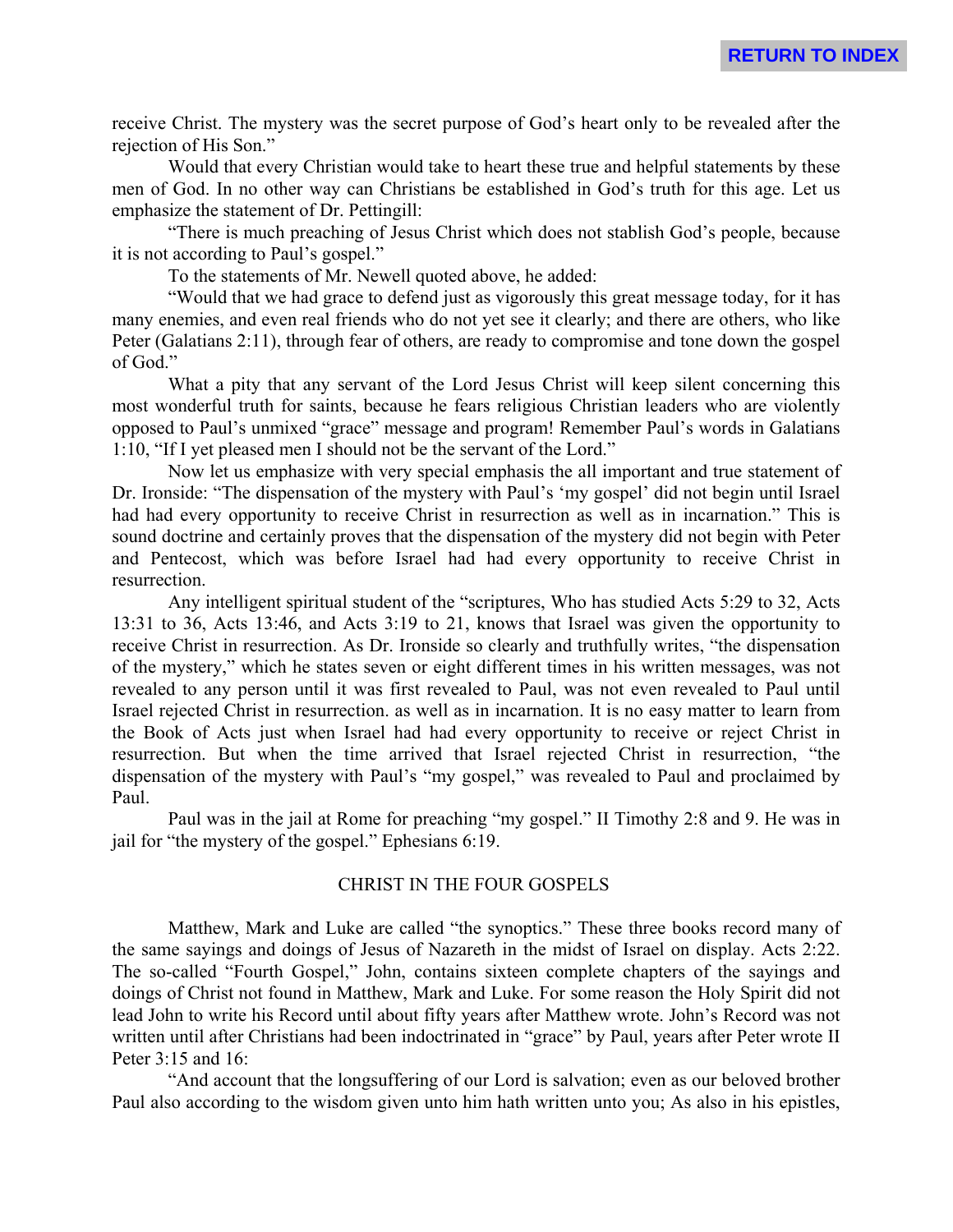receive Christ. The mystery was the secret purpose of God's heart only to be revealed after the rejection of His Son."

Would that every Christian would take to heart these true and helpful statements by these men of God. In no other way can Christians be established in God's truth for this age. Let us emphasize the statement of Dr. Pettingill:

"There is much preaching of Jesus Christ which does not stablish God's people, because it is not according to Paul's gospel."

To the statements of Mr. Newell quoted above, he added:

"Would that we had grace to defend just as vigorously this great message today, for it has many enemies, and even real friends who do not yet see it clearly; and there are others, who like Peter (Galatians 2:11), through fear of others, are ready to compromise and tone down the gospel of God."

What a pity that any servant of the Lord Jesus Christ will keep silent concerning this most wonderful truth for saints, because he fears religious Christian leaders who are violently opposed to Paul's unmixed "grace" message and program! Remember Paul's words in Galatians 1:10, "If I yet pleased men I should not be the servant of the Lord."

Now let us emphasize with very special emphasis the all important and true statement of Dr. Ironside: "The dispensation of the mystery with Paul's 'my gospel' did not begin until Israel had had every opportunity to receive Christ in resurrection as well as in incarnation." This is sound doctrine and certainly proves that the dispensation of the mystery did not begin with Peter and Pentecost, which was before Israel had had every opportunity to receive Christ in resurrection.

Any intelligent spiritual student of the "scriptures, Who has studied Acts 5:29 to 32, Acts 13:31 to 36, Acts 13:46, and Acts 3:19 to 21, knows that Israel was given the opportunity to receive Christ in resurrection. As Dr. Ironside so clearly and truthfully writes, "the dispensation of the mystery," which he states seven or eight different times in his written messages, was not revealed to any person until it was first revealed to Paul, was not even revealed to Paul until Israel rejected Christ in resurrection. as well as in incarnation. It is no easy matter to learn from the Book of Acts just when Israel had had every opportunity to receive or reject Christ in resurrection. But when the time arrived that Israel rejected Christ in resurrection, "the dispensation of the mystery with Paul's "my gospel," was revealed to Paul and proclaimed by Paul.

Paul was in the jail at Rome for preaching "my gospel." II Timothy 2:8 and 9. He was in jail for "the mystery of the gospel." Ephesians 6:19.

## CHRIST IN THE FOUR GOSPELS

Matthew, Mark and Luke are called "the synoptics." These three books record many of the same sayings and doings of Jesus of Nazareth in the midst of Israel on display. Acts 2:22. The so-called "Fourth Gospel," John, contains sixteen complete chapters of the sayings and doings of Christ not found in Matthew, Mark and Luke. For some reason the Holy Spirit did not lead John to write his Record until about fifty years after Matthew wrote. John's Record was not written until after Christians had been indoctrinated in "grace" by Paul, years after Peter wrote II Peter 3:15 and 16:

"And account that the longsuffering of our Lord is salvation; even as our beloved brother Paul also according to the wisdom given unto him hath written unto you; As also in his epistles,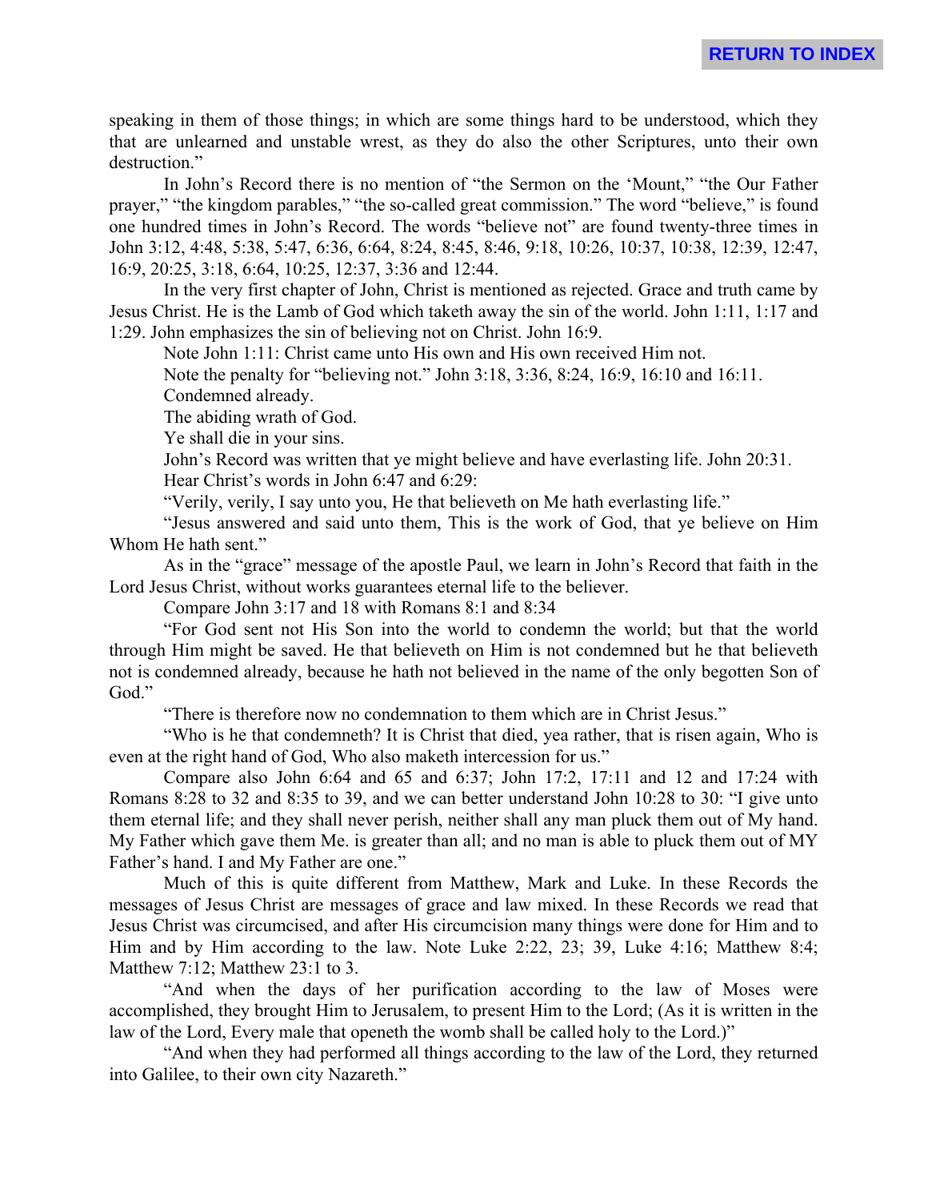speaking in them of those things; in which are some things hard to be understood, which they that are unlearned and unstable wrest, as they do also the other Scriptures, unto their own destruction."

In John's Record there is no mention of "the Sermon on the 'Mount," "the Our Father prayer," "the kingdom parables," "the so-called great commission." The word "believe," is found one hundred times in John's Record. The words "believe not" are found twenty-three times in John 3:12, 4:48, 5:38, 5:47, 6:36, 6:64, 8:24, 8:45, 8:46, 9:18, 10:26, 10:37, 10:38, 12:39, 12:47, 16:9, 20:25, 3:18, 6:64, 10:25, 12:37, 3:36 and 12:44.

In the very first chapter of John, Christ is mentioned as rejected. Grace and truth came by Jesus Christ. He is the Lamb of God which taketh away the sin of the world. John 1:11, 1:17 and 1:29. John emphasizes the sin of believing not on Christ. John 16:9.

Note John 1:11: Christ came unto His own and His own received Him not.

Note the penalty for "believing not." John 3:18, 3:36, 8:24, 16:9, 16:10 and 16:11.

Condemned already.

The abiding wrath of God.

Ye shall die in your sins.

John's Record was written that ye might believe and have everlasting life. John 20:31.

Hear Christ's words in John 6:47 and 6:29:

"Verily, verily, I say unto you, He that believeth on Me hath everlasting life."

"Jesus answered and said unto them, This is the work of God, that ye believe on Him Whom He hath sent."

As in the "grace" message of the apostle Paul, we learn in John's Record that faith in the Lord Jesus Christ, without works guarantees eternal life to the believer.

Compare John 3:17 and 18 with Romans 8:1 and 8:34

"For God sent not His Son into the world to condemn the world; but that the world through Him might be saved. He that believeth on Him is not condemned but he that believeth not is condemned already, because he hath not believed in the name of the only begotten Son of God."

"There is therefore now no condemnation to them which are in Christ Jesus."

"Who is he that condemneth? It is Christ that died, yea rather, that is risen again, Who is even at the right hand of God, Who also maketh intercession for us."

Compare also John 6:64 and 65 and 6:37; John 17:2, 17:11 and 12 and 17:24 with Romans 8:28 to 32 and 8:35 to 39, and we can better understand John 10:28 to 30: "I give unto them eternal life; and they shall never perish, neither shall any man pluck them out of My hand. My Father which gave them Me. is greater than all; and no man is able to pluck them out of MY Father's hand. I and My Father are one."

Much of this is quite different from Matthew, Mark and Luke. In these Records the messages of Jesus Christ are messages of grace and law mixed. In these Records we read that Jesus Christ was circumcised, and after His circumcision many things were done for Him and to Him and by Him according to the law. Note Luke 2:22, 23; 39, Luke 4:16; Matthew 8:4; Matthew 7:12; Matthew 23:1 to 3.

"And when the days of her purification according to the law of Moses were accomplished, they brought Him to Jerusalem, to present Him to the Lord; (As it is written in the law of the Lord, Every male that openeth the womb shall be called holy to the Lord.)"

"And when they had performed all things according to the law of the Lord, they returned into Galilee, to their own city Nazareth."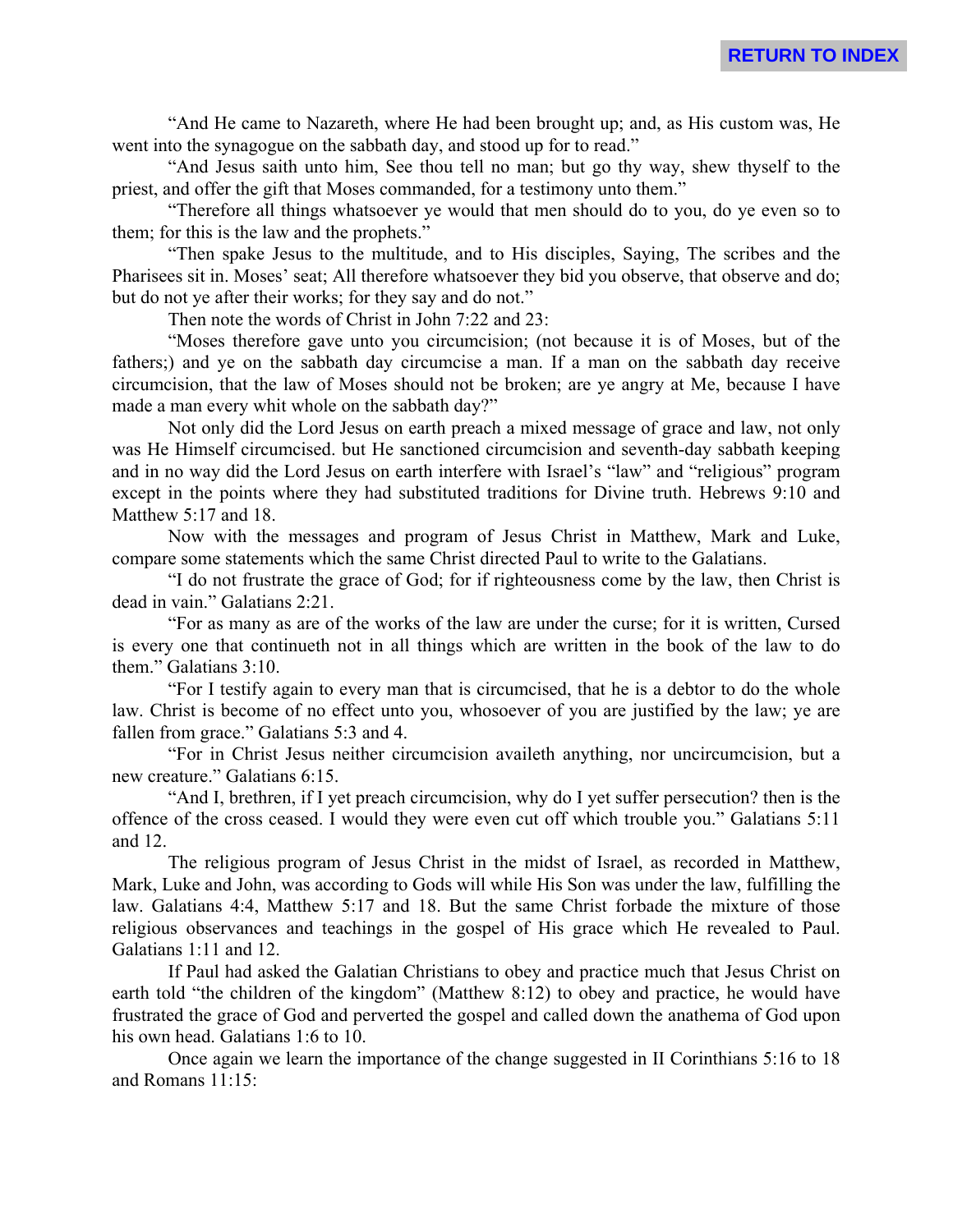"And He came to Nazareth, where He had been brought up; and, as His custom was, He went into the synagogue on the sabbath day, and stood up for to read."

"And Jesus saith unto him, See thou tell no man; but go thy way, shew thyself to the priest, and offer the gift that Moses commanded, for a testimony unto them."

"Therefore all things whatsoever ye would that men should do to you, do ye even so to them; for this is the law and the prophets."

"Then spake Jesus to the multitude, and to His disciples, Saying, The scribes and the Pharisees sit in. Moses' seat; All therefore whatsoever they bid you observe, that observe and do; but do not ye after their works; for they say and do not."

Then note the words of Christ in John 7:22 and 23:

"Moses therefore gave unto you circumcision; (not because it is of Moses, but of the fathers;) and ye on the sabbath day circumcise a man. If a man on the sabbath day receive circumcision, that the law of Moses should not be broken; are ye angry at Me, because I have made a man every whit whole on the sabbath day?"

Not only did the Lord Jesus on earth preach a mixed message of grace and law, not only was He Himself circumcised. but He sanctioned circumcision and seventh-day sabbath keeping and in no way did the Lord Jesus on earth interfere with Israel's "law" and "religious" program except in the points where they had substituted traditions for Divine truth. Hebrews 9:10 and Matthew 5:17 and 18.

Now with the messages and program of Jesus Christ in Matthew, Mark and Luke, compare some statements which the same Christ directed Paul to write to the Galatians.

"I do not frustrate the grace of God; for if righteousness come by the law, then Christ is dead in vain." Galatians 2:21.

"For as many as are of the works of the law are under the curse; for it is written, Cursed is every one that continueth not in all things which are written in the book of the law to do them." Galatians 3:10.

"For I testify again to every man that is circumcised, that he is a debtor to do the whole law. Christ is become of no effect unto you, whosoever of you are justified by the law; ye are fallen from grace." Galatians 5:3 and 4.

"For in Christ Jesus neither circumcision availeth anything, nor uncircumcision, but a new creature." Galatians 6:15.

"And I, brethren, if I yet preach circumcision, why do I yet suffer persecution? then is the offence of the cross ceased. I would they were even cut off which trouble you." Galatians 5:11 and 12.

The religious program of Jesus Christ in the midst of Israel, as recorded in Matthew, Mark, Luke and John, was according to Gods will while His Son was under the law, fulfilling the law. Galatians 4:4, Matthew 5:17 and 18. But the same Christ forbade the mixture of those religious observances and teachings in the gospel of His grace which He revealed to Paul. Galatians 1:11 and 12.

If Paul had asked the Galatian Christians to obey and practice much that Jesus Christ on earth told "the children of the kingdom" (Matthew 8:12) to obey and practice, he would have frustrated the grace of God and perverted the gospel and called down the anathema of God upon his own head. Galatians 1:6 to 10.

Once again we learn the importance of the change suggested in II Corinthians 5:16 to 18 and Romans 11:15: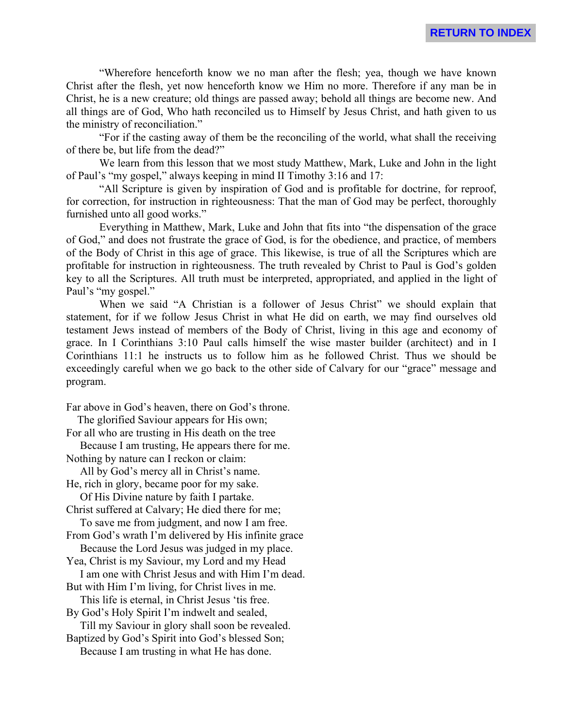"Wherefore henceforth know we no man after the flesh; yea, though we have known Christ after the flesh, yet now henceforth know we Him no more. Therefore if any man be in Christ, he is a new creature; old things are passed away; behold all things are become new. And all things are of God, Who hath reconciled us to Himself by Jesus Christ, and hath given to us the ministry of reconciliation."

"For if the casting away of them be the reconciling of the world, what shall the receiving of there be, but life from the dead?"

We learn from this lesson that we most study Matthew, Mark, Luke and John in the light of Paul's "my gospel," always keeping in mind II Timothy 3:16 and 17:

"All Scripture is given by inspiration of God and is profitable for doctrine, for reproof, for correction, for instruction in righteousness: That the man of God may be perfect, thoroughly furnished unto all good works."

Everything in Matthew, Mark, Luke and John that fits into "the dispensation of the grace of God," and does not frustrate the grace of God, is for the obedience, and practice, of members of the Body of Christ in this age of grace. This likewise, is true of all the Scriptures which are profitable for instruction in righteousness. The truth revealed by Christ to Paul is God's golden key to all the Scriptures. All truth must be interpreted, appropriated, and applied in the light of Paul's "my gospel."

When we said "A Christian is a follower of Jesus Christ" we should explain that statement, for if we follow Jesus Christ in what He did on earth, we may find ourselves old testament Jews instead of members of the Body of Christ, living in this age and economy of grace. In I Corinthians 3:10 Paul calls himself the wise master builder (architect) and in I Corinthians 11:1 he instructs us to follow him as he followed Christ. Thus we should be exceedingly careful when we go back to the other side of Calvary for our "grace" message and program.

Far above in God's heaven, there on God's throne.  
The glorified Saviour appears for His own;  
For all who are trusting in His death on the tree  
Because I am trusting, He appears there for me.  
Nothing by nature can I reckon or claim:  
All by God's mercy all in Christ's name.  
He, rich in glory, became poor for my sake.  
Of His Divine nature by faith I partake.  
Christ suffered at Calvary; He died there for me;  
To save me from judgment, and now I am free.  
From God's wrath I'm delivered by His infinite grace  
Because the Lord Jesus was judged in my place.  
Yea, Christ is my Saviour, my Lord and my Head  
I am one with Christ Jesus and with Him I'm dead.  
But with Him I'm living, for Christ lives in me.  
This life is eternal, in Christ Jesus 'tis free.  
By God's Holy Spirit I'm indwelt and sealed,  
Till my Saviour in glory shall soon be revealed.  
Baptized by God's Spirit into God's blessed Son;  
Because I am trusting in what He has done.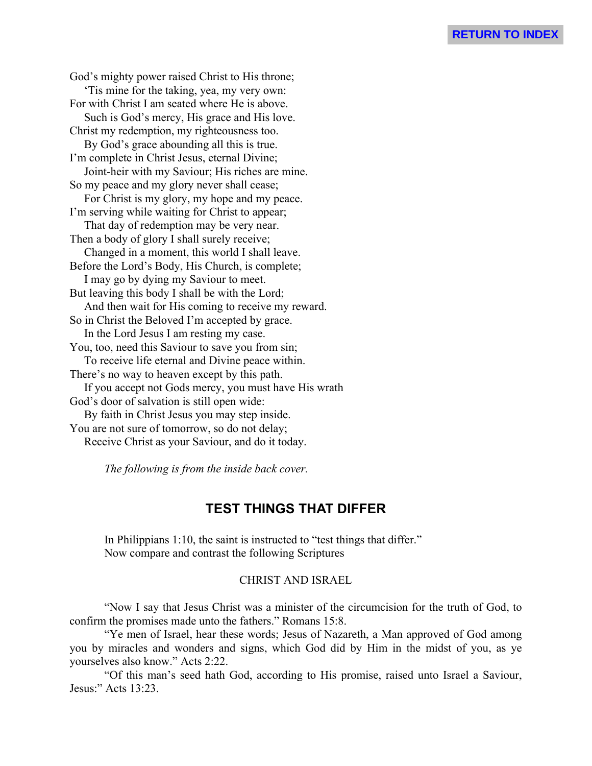God's mighty power raised Christ to His throne;
&nbsp;&nbsp;&nbsp;&nbsp;'Tis mine for the taking, yea, my very own:
For with Christ I am seated where He is above.
&nbsp;&nbsp;&nbsp;&nbsp;Such is God's mercy, His grace and His love.
Christ my redemption, my righteousness too.
&nbsp;&nbsp;&nbsp;&nbsp;By God's grace abounding all this is true.
I'm complete in Christ Jesus, eternal Divine;
&nbsp;&nbsp;&nbsp;&nbsp;Joint-heir with my Saviour; His riches are mine.
So my peace and my glory never shall cease;
&nbsp;&nbsp;&nbsp;&nbsp;For Christ is my glory, my hope and my peace.
I'm serving while waiting for Christ to appear;
&nbsp;&nbsp;&nbsp;&nbsp;That day of redemption may be very near.
Then a body of glory I shall surely receive;
&nbsp;&nbsp;&nbsp;&nbsp;Changed in a moment, this world I shall leave.
Before the Lord's Body, His Church, is complete;
&nbsp;&nbsp;&nbsp;&nbsp;I may go by dying my Saviour to meet.
But leaving this body I shall be with the Lord;
&nbsp;&nbsp;&nbsp;&nbsp;And then wait for His coming to receive my reward.
So in Christ the Beloved I'm accepted by grace.
&nbsp;&nbsp;&nbsp;&nbsp;In the Lord Jesus I am resting my case.
You, too, need this Saviour to save you from sin;
&nbsp;&nbsp;&nbsp;&nbsp;To receive life eternal and Divine peace within.
There's no way to heaven except by this path.
&nbsp;&nbsp;&nbsp;&nbsp;If you accept not Gods mercy, you must have His wrath
God's door of salvation is still open wide:
&nbsp;&nbsp;&nbsp;&nbsp;By faith in Christ Jesus you may step inside.
You are not sure of tomorrow, so do not delay;
&nbsp;&nbsp;&nbsp;&nbsp;Receive Christ as your Saviour, and do it today.

*The following is from the inside back cover.*

## TEST THINGS THAT DIFFER

In Philippians 1:10, the saint is instructed to "test things that differ."
Now compare and contrast the following Scriptures

CHRIST AND ISRAEL

"Now I say that Jesus Christ was a minister of the circumcision for the truth of God, to confirm the promises made unto the fathers." Romans 15:8.

"Ye men of Israel, hear these words; Jesus of Nazareth, a Man approved of God among you by miracles and wonders and signs, which God did by Him in the midst of you, as ye yourselves also know." Acts 2:22.

"Of this man's seed hath God, according to His promise, raised unto Israel a Saviour, Jesus:" Acts 13:23.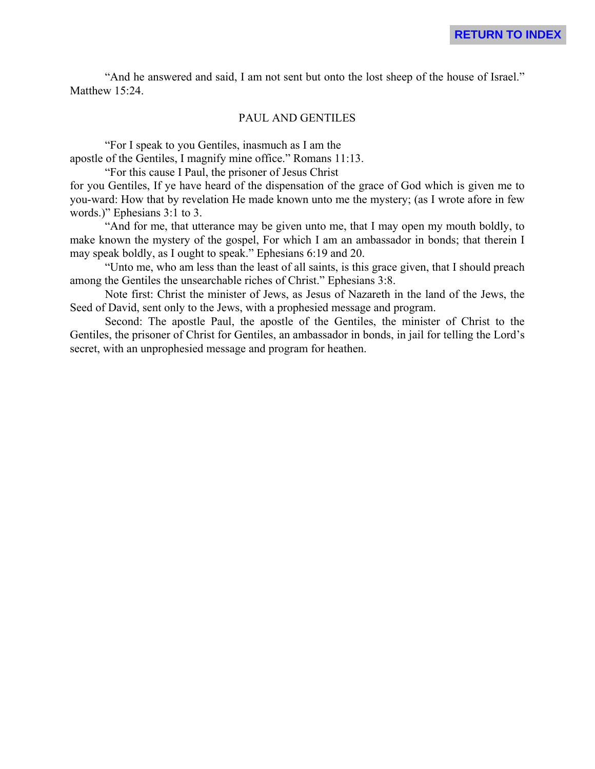"And he answered and said, I am not sent but onto the lost sheep of the house of Israel." Matthew 15:24.

## PAUL AND GENTILES

"For I speak to you Gentiles, inasmuch as I am the apostle of the Gentiles, I magnify mine office." Romans 11:13.

"For this cause I Paul, the prisoner of Jesus Christ for you Gentiles, If ye have heard of the dispensation of the grace of God which is given me to you-ward: How that by revelation He made known unto me the mystery; (as I wrote afore in few words.)" Ephesians 3:1 to 3.

"And for me, that utterance may be given unto me, that I may open my mouth boldly, to make known the mystery of the gospel, For which I am an ambassador in bonds; that therein I may speak boldly, as I ought to speak." Ephesians 6:19 and 20.

"Unto me, who am less than the least of all saints, is this grace given, that I should preach among the Gentiles the unsearchable riches of Christ." Ephesians 3:8.

Note first: Christ the minister of Jews, as Jesus of Nazareth in the land of the Jews, the Seed of David, sent only to the Jews, with a prophesied message and program.

Second: The apostle Paul, the apostle of the Gentiles, the minister of Christ to the Gentiles, the prisoner of Christ for Gentiles, an ambassador in bonds, in jail for telling the Lord's secret, with an unprophesied message and program for heathen.